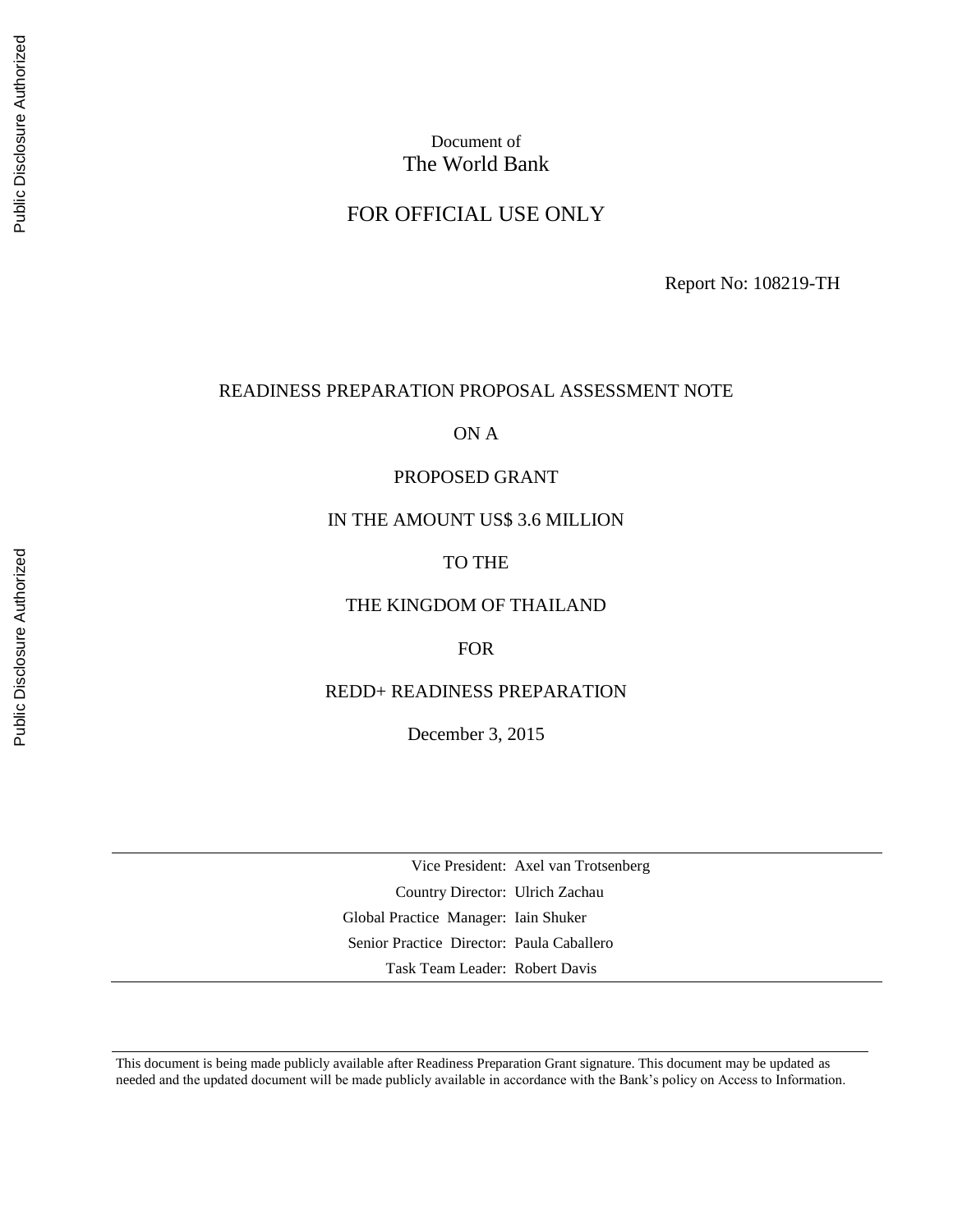Document of
The World Bank

FOR OFFICIAL USE ONLY

Report No: 108219-TH

READINESS PREPARATION PROPOSAL ASSESSMENT NOTE

ON A

PROPOSED GRANT

IN THE AMOUNT US$ 3.6 MILLION

TO THE

THE KINGDOM OF THAILAND

FOR

REDD+ READINESS PREPARATION

December 3, 2015

| | |
|---|---|
| Vice President: | Axel van Trotsenberg |
| Country Director: | Ulrich Zachau |
| Global Practice Manager: | Iain Shuker |
| Senior Practice Director: | Paula Caballero |
| Task Team Leader: | Robert Davis |

This document is being made publicly available after Readiness Preparation Grant signature. This document may be updated as needed and the updated document will be made publicly available in accordance with the Bank's policy on Access to Information.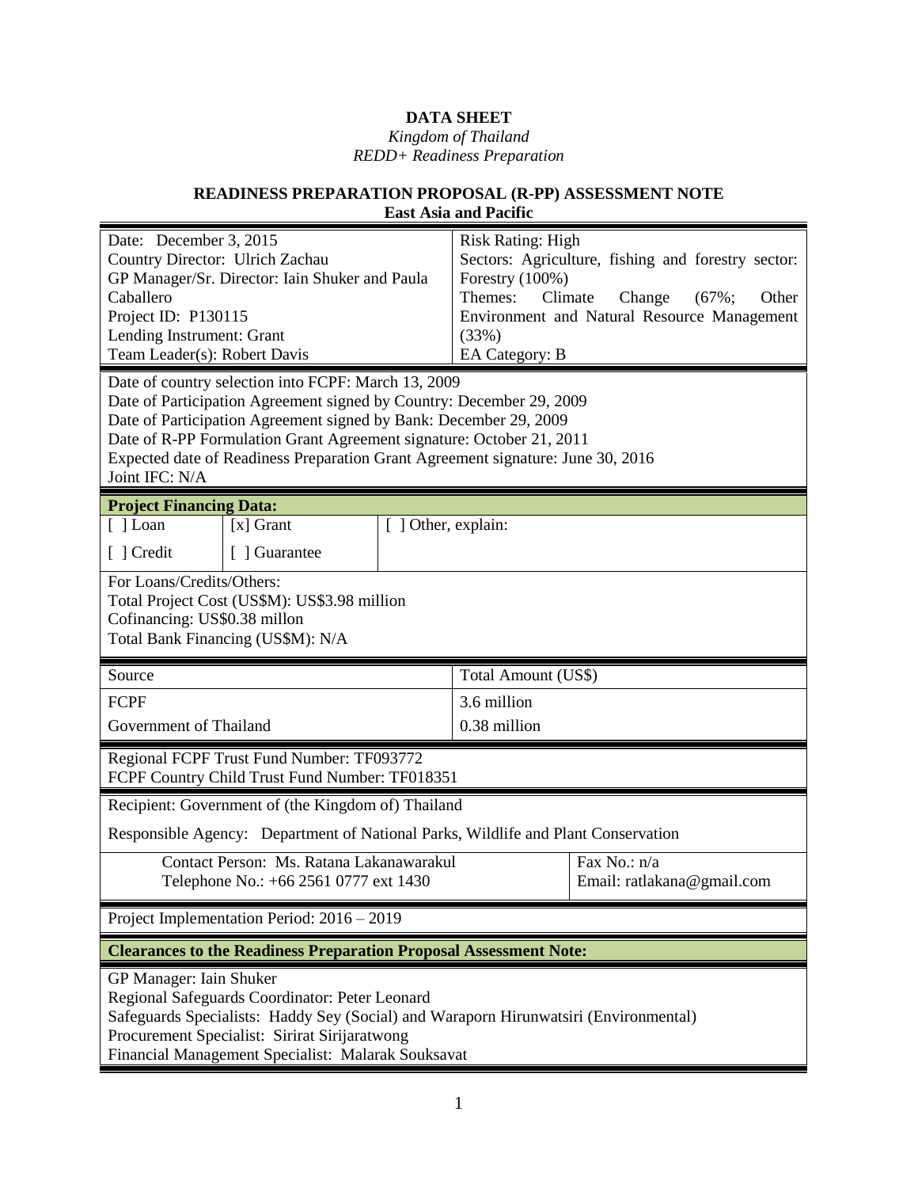**DATA SHEET**

*Kingdom of Thailand*

*REDD+ Readiness Preparation*

**READINESS PREPARATION PROPOSAL (R-PP) ASSESSMENT NOTE**

**East Asia and Pacific**

| | |
|---|---|
| Date: December 3, 2015<br>Country Director: Ulrich Zachau<br>GP Manager/Sr. Director: Iain Shuker and Paula Caballero<br>Project ID: P130115<br>Lending Instrument: Grant<br>Team Leader(s): Robert Davis | Risk Rating: High<br>Sectors: Agriculture, fishing and forestry sector: Forestry (100%)<br>Themes: Climate Change (67%; Other Environment and Natural Resource Management (33%)<br>EA Category: B |

Date of country selection into FCPF: March 13, 2009
Date of Participation Agreement signed by Country: December 29, 2009
Date of Participation Agreement signed by Bank: December 29, 2009
Date of R-PP Formulation Grant Agreement signature: October 21, 2011
Expected date of Readiness Preparation Grant Agreement signature: June 30, 2016
Joint IFC: N/A

**Project Financing Data:**

| | | |
|---|---|---|
| [ ] Loan | [x] Grant | [ ] Other, explain: |
| [ ] Credit | [ ] Guarantee | |

For Loans/Credits/Others:
Total Project Cost (US$M): US$3.98 million
Cofinancing: US$0.38 millon
Total Bank Financing (US$M): N/A

| Source | Total Amount (US$) |
|---|---|
| FCPF | 3.6 million |
| Government of Thailand | 0.38 million |

Regional FCPF Trust Fund Number: TF093772
FCPF Country Child Trust Fund Number: TF018351

Recipient: Government of (the Kingdom of) Thailand

Responsible Agency: Department of National Parks, Wildlife and Plant Conservation

| | |
|---|---|
| Contact Person: Ms. Ratana Lakanawarakul<br>Telephone No.: +66 2561 0777 ext 1430 | Fax No.: n/a<br>Email: ratlakana@gmail.com |

Project Implementation Period: 2016 – 2019

**Clearances to the Readiness Preparation Proposal Assessment Note:**

GP Manager: Iain Shuker
Regional Safeguards Coordinator: Peter Leonard
Safeguards Specialists: Haddy Sey (Social) and Waraporn Hirunwatsiri (Environmental)
Procurement Specialist: Sirirat Sirijaratwong
Financial Management Specialist: Malarak Souksavat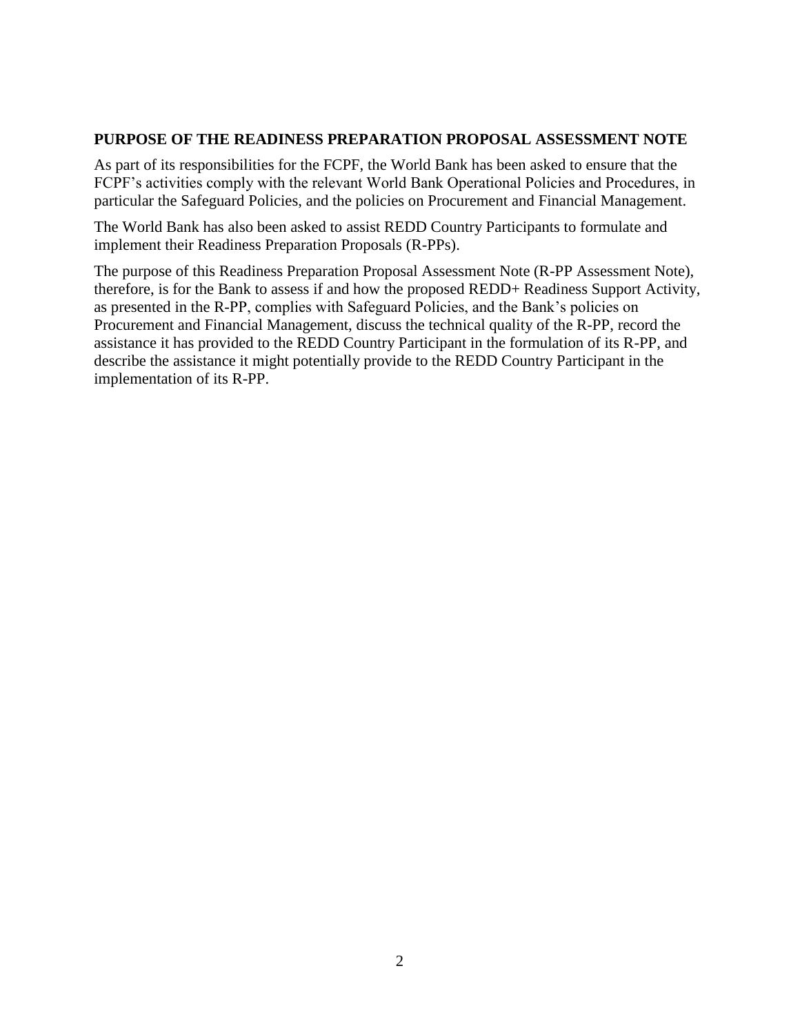## PURPOSE OF THE READINESS PREPARATION PROPOSAL ASSESSMENT NOTE

As part of its responsibilities for the FCPF, the World Bank has been asked to ensure that the FCPF's activities comply with the relevant World Bank Operational Policies and Procedures, in particular the Safeguard Policies, and the policies on Procurement and Financial Management.

The World Bank has also been asked to assist REDD Country Participants to formulate and implement their Readiness Preparation Proposals (R-PPs).

The purpose of this Readiness Preparation Proposal Assessment Note (R-PP Assessment Note), therefore, is for the Bank to assess if and how the proposed REDD+ Readiness Support Activity, as presented in the R-PP, complies with Safeguard Policies, and the Bank's policies on Procurement and Financial Management, discuss the technical quality of the R-PP, record the assistance it has provided to the REDD Country Participant in the formulation of its R-PP, and describe the assistance it might potentially provide to the REDD Country Participant in the implementation of its R-PP.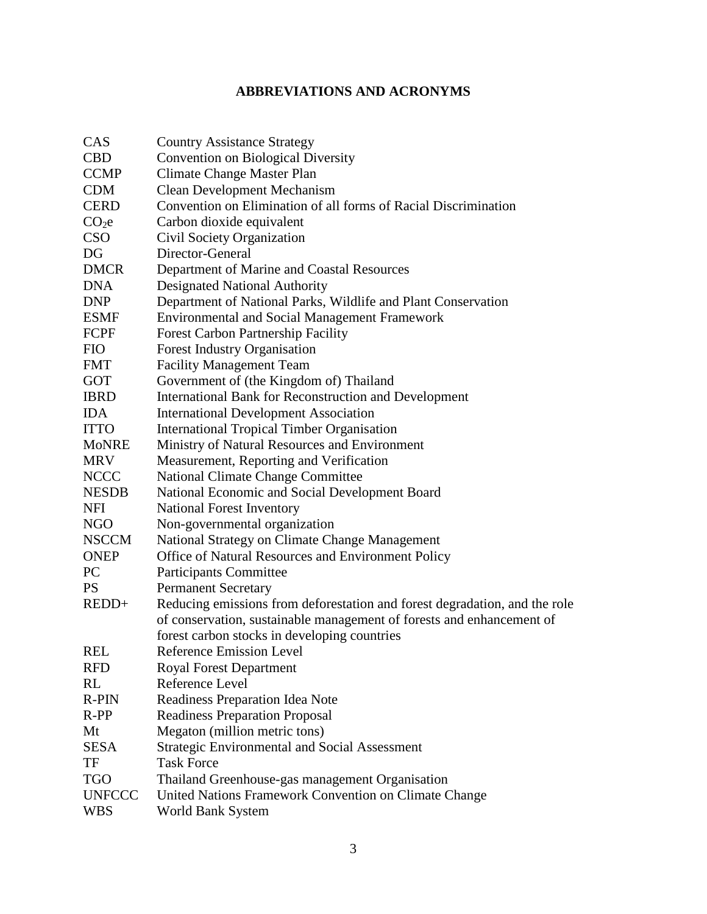# ABBREVIATIONS AND ACRONYMS

| | |
|---|---|
| CAS | Country Assistance Strategy |
| CBD | Convention on Biological Diversity |
| CCMP | Climate Change Master Plan |
| CDM | Clean Development Mechanism |
| CERD | Convention on Elimination of all forms of Racial Discrimination |
| $CO_2e$ | Carbon dioxide equivalent |
| CSO | Civil Society Organization |
| DG | Director-General |
| DMCR | Department of Marine and Coastal Resources |
| DNA | Designated National Authority |
| DNP | Department of National Parks, Wildlife and Plant Conservation |
| ESMF | Environmental and Social Management Framework |
| FCPF | Forest Carbon Partnership Facility |
| FIO | Forest Industry Organisation |
| FMT | Facility Management Team |
| GOT | Government of (the Kingdom of) Thailand |
| IBRD | International Bank for Reconstruction and Development |
| IDA | International Development Association |
| ITTO | International Tropical Timber Organisation |
| MoNRE | Ministry of Natural Resources and Environment |
| MRV | Measurement, Reporting and Verification |
| NCCC | National Climate Change Committee |
| NESDB | National Economic and Social Development Board |
| NFI | National Forest Inventory |
| NGO | Non-governmental organization |
| NSCCM | National Strategy on Climate Change Management |
| ONEP | Office of Natural Resources and Environment Policy |
| PC | Participants Committee |
| PS | Permanent Secretary |
| REDD+ | Reducing emissions from deforestation and forest degradation, and the role of conservation, sustainable management of forests and enhancement of forest carbon stocks in developing countries |
| REL | Reference Emission Level |
| RFD | Royal Forest Department |
| RL | Reference Level |
| R-PIN | Readiness Preparation Idea Note |
| R-PP | Readiness Preparation Proposal |
| Mt | Megaton (million metric tons) |
| SESA | Strategic Environmental and Social Assessment |
| TF | Task Force |
| TGO | Thailand Greenhouse-gas management Organisation |
| UNFCCC | United Nations Framework Convention on Climate Change |
| WBS | World Bank System |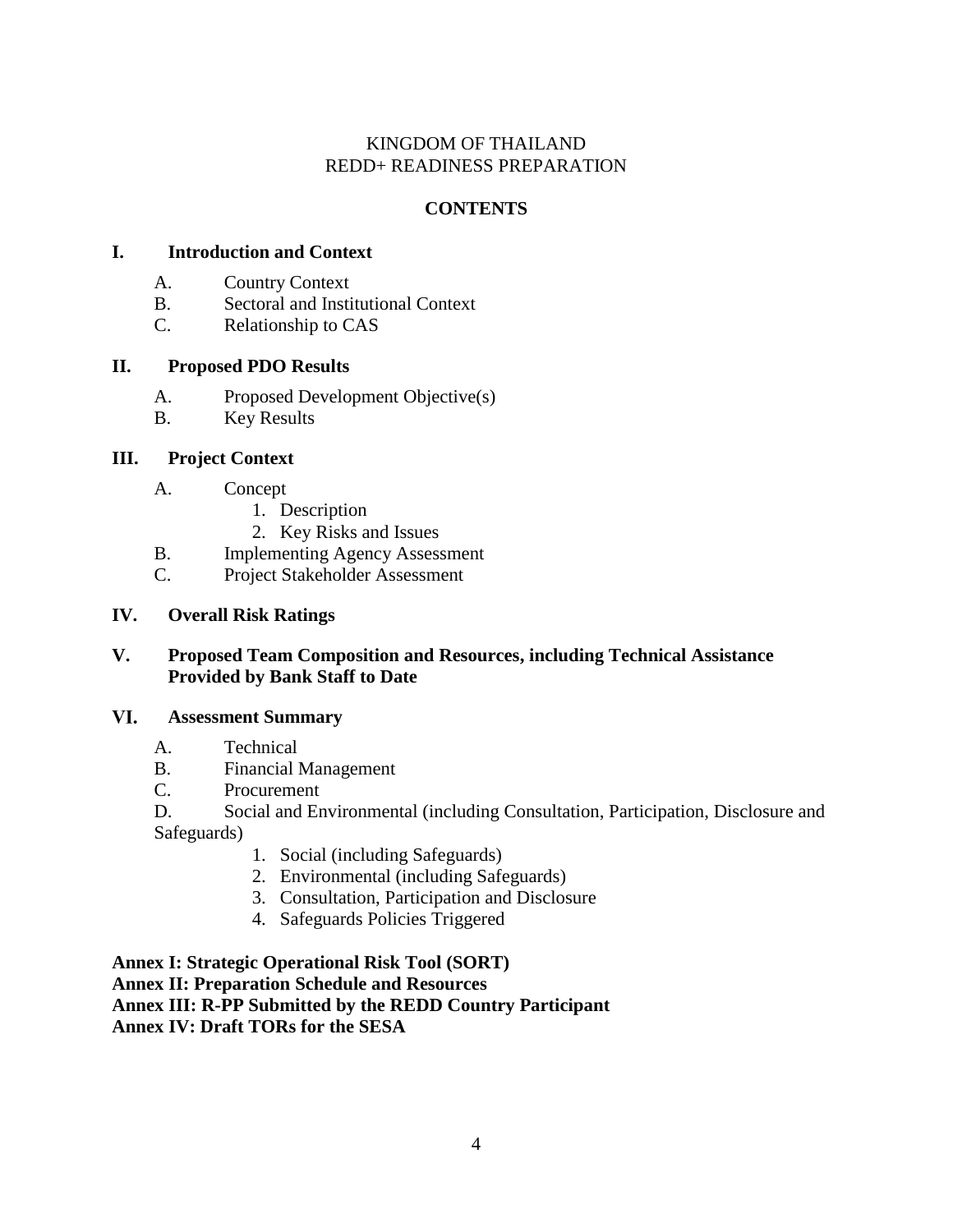KINGDOM OF THAILAND
REDD+ READINESS PREPARATION

**CONTENTS**

**I. Introduction and Context**

- A. Country Context
- B. Sectoral and Institutional Context
- C. Relationship to CAS

**II. Proposed PDO Results**

- A. Proposed Development Objective(s)
- B. Key Results

**III. Project Context**

- A. Concept
  1. Description
  2. Key Risks and Issues
- B. Implementing Agency Assessment
- C. Project Stakeholder Assessment

**IV. Overall Risk Ratings**

**V. Proposed Team Composition and Resources, including Technical Assistance Provided by Bank Staff to Date**

**VI. Assessment Summary**

- A. Technical
- B. Financial Management
- C. Procurement
- D. Social and Environmental (including Consultation, Participation, Disclosure and Safeguards)
  1. Social (including Safeguards)
  2. Environmental (including Safeguards)
  3. Consultation, Participation and Disclosure
  4. Safeguards Policies Triggered

**Annex I: Strategic Operational Risk Tool (SORT)**
**Annex II: Preparation Schedule and Resources**
**Annex III: R-PP Submitted by the REDD Country Participant**
**Annex IV: Draft TORs for the SESA**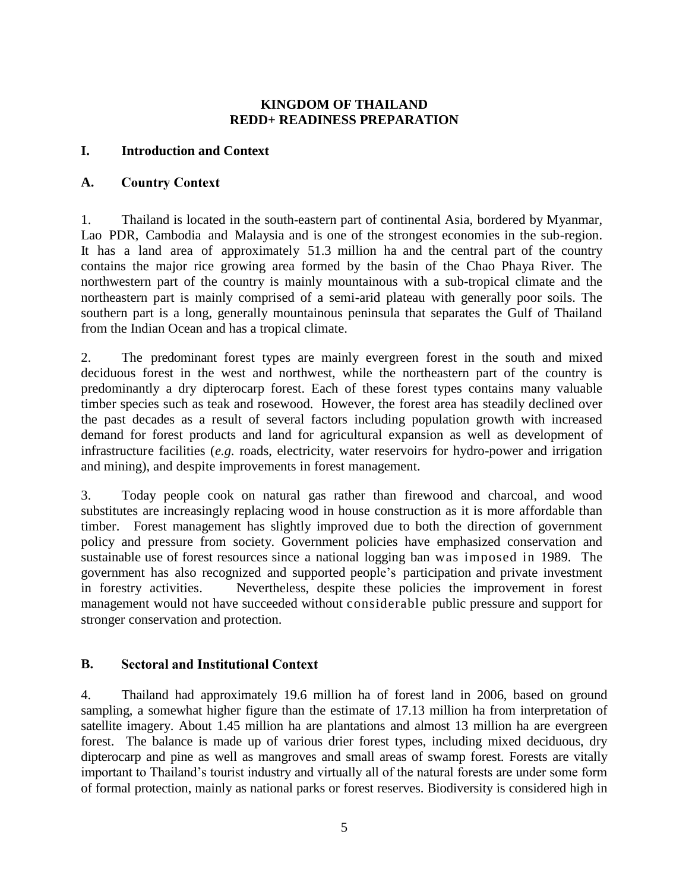**KINGDOM OF THAILAND**
**REDD+ READINESS PREPARATION**

## I. Introduction and Context

### A. Country Context

1. Thailand is located in the south-eastern part of continental Asia, bordered by Myanmar, Lao PDR, Cambodia and Malaysia and is one of the strongest economies in the sub-region. It has a land area of approximately 51.3 million ha and the central part of the country contains the major rice growing area formed by the basin of the Chao Phaya River. The northwestern part of the country is mainly mountainous with a sub-tropical climate and the northeastern part is mainly comprised of a semi-arid plateau with generally poor soils. The southern part is a long, generally mountainous peninsula that separates the Gulf of Thailand from the Indian Ocean and has a tropical climate.

2. The predominant forest types are mainly evergreen forest in the south and mixed deciduous forest in the west and northwest, while the northeastern part of the country is predominantly a dry dipterocarp forest. Each of these forest types contains many valuable timber species such as teak and rosewood. However, the forest area has steadily declined over the past decades as a result of several factors including population growth with increased demand for forest products and land for agricultural expansion as well as development of infrastructure facilities (*e.g.* roads, electricity, water reservoirs for hydro-power and irrigation and mining), and despite improvements in forest management.

3. Today people cook on natural gas rather than firewood and charcoal, and wood substitutes are increasingly replacing wood in house construction as it is more affordable than timber. Forest management has slightly improved due to both the direction of government policy and pressure from society. Government policies have emphasized conservation and sustainable use of forest resources since a national logging ban was imposed in 1989. The government has also recognized and supported people's participation and private investment in forestry activities. Nevertheless, despite these policies the improvement in forest management would not have succeeded without considerable public pressure and support for stronger conservation and protection.

### B. Sectoral and Institutional Context

4. Thailand had approximately 19.6 million ha of forest land in 2006, based on ground sampling, a somewhat higher figure than the estimate of 17.13 million ha from interpretation of satellite imagery. About 1.45 million ha are plantations and almost 13 million ha are evergreen forest. The balance is made up of various drier forest types, including mixed deciduous, dry dipterocarp and pine as well as mangroves and small areas of swamp forest. Forests are vitally important to Thailand's tourist industry and virtually all of the natural forests are under some form of formal protection, mainly as national parks or forest reserves. Biodiversity is considered high in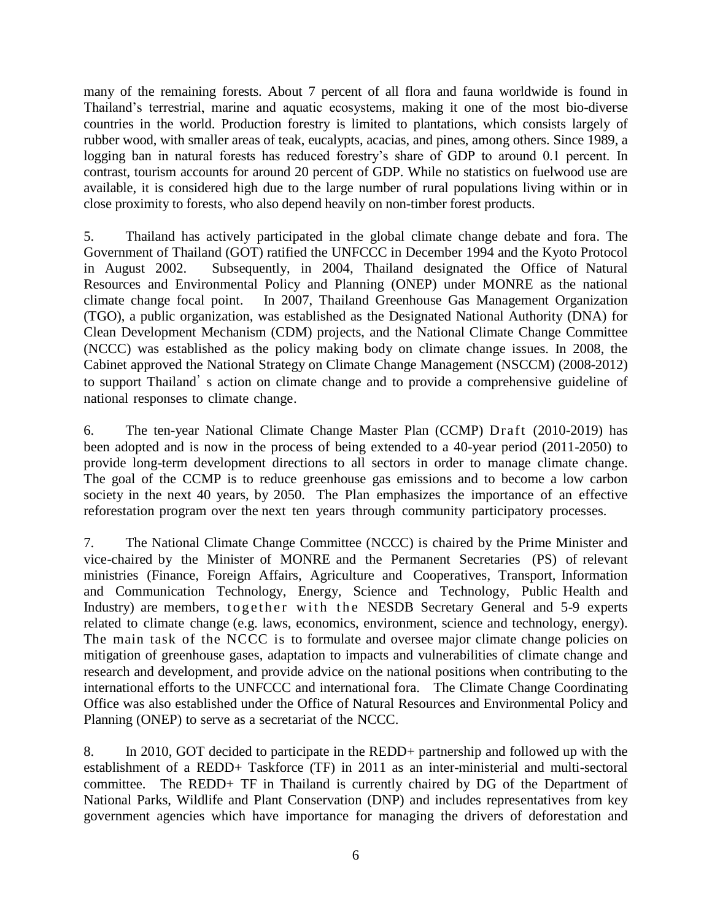many of the remaining forests. About 7 percent of all flora and fauna worldwide is found in Thailand's terrestrial, marine and aquatic ecosystems, making it one of the most bio-diverse countries in the world. Production forestry is limited to plantations, which consists largely of rubber wood, with smaller areas of teak, eucalypts, acacias, and pines, among others. Since 1989, a logging ban in natural forests has reduced forestry's share of GDP to around 0.1 percent. In contrast, tourism accounts for around 20 percent of GDP. While no statistics on fuelwood use are available, it is considered high due to the large number of rural populations living within or in close proximity to forests, who also depend heavily on non-timber forest products.

5. Thailand has actively participated in the global climate change debate and fora. The Government of Thailand (GOT) ratified the UNFCCC in December 1994 and the Kyoto Protocol in August 2002. Subsequently, in 2004, Thailand designated the Office of Natural Resources and Environmental Policy and Planning (ONEP) under MONRE as the national climate change focal point. In 2007, Thailand Greenhouse Gas Management Organization (TGO), a public organization, was established as the Designated National Authority (DNA) for Clean Development Mechanism (CDM) projects, and the National Climate Change Committee (NCCC) was established as the policy making body on climate change issues. In 2008, the Cabinet approved the National Strategy on Climate Change Management (NSCCM) (2008-2012) to support Thailand's action on climate change and to provide a comprehensive guideline of national responses to climate change.

6. The ten-year National Climate Change Master Plan (CCMP) Draft (2010-2019) has been adopted and is now in the process of being extended to a 40-year period (2011-2050) to provide long-term development directions to all sectors in order to manage climate change. The goal of the CCMP is to reduce greenhouse gas emissions and to become a low carbon society in the next 40 years, by 2050. The Plan emphasizes the importance of an effective reforestation program over the next ten years through community participatory processes.

7. The National Climate Change Committee (NCCC) is chaired by the Prime Minister and vice-chaired by the Minister of MONRE and the Permanent Secretaries (PS) of relevant ministries (Finance, Foreign Affairs, Agriculture and Cooperatives, Transport, Information and Communication Technology, Energy, Science and Technology, Public Health and Industry) are members, together with the NESDB Secretary General and 5-9 experts related to climate change (e.g. laws, economics, environment, science and technology, energy). The main task of the NCCC is to formulate and oversee major climate change policies on mitigation of greenhouse gases, adaptation to impacts and vulnerabilities of climate change and research and development, and provide advice on the national positions when contributing to the international efforts to the UNFCCC and international fora. The Climate Change Coordinating Office was also established under the Office of Natural Resources and Environmental Policy and Planning (ONEP) to serve as a secretariat of the NCCC.

8. In 2010, GOT decided to participate in the REDD+ partnership and followed up with the establishment of a REDD+ Taskforce (TF) in 2011 as an inter-ministerial and multi-sectoral committee. The REDD+ TF in Thailand is currently chaired by DG of the Department of National Parks, Wildlife and Plant Conservation (DNP) and includes representatives from key government agencies which have importance for managing the drivers of deforestation and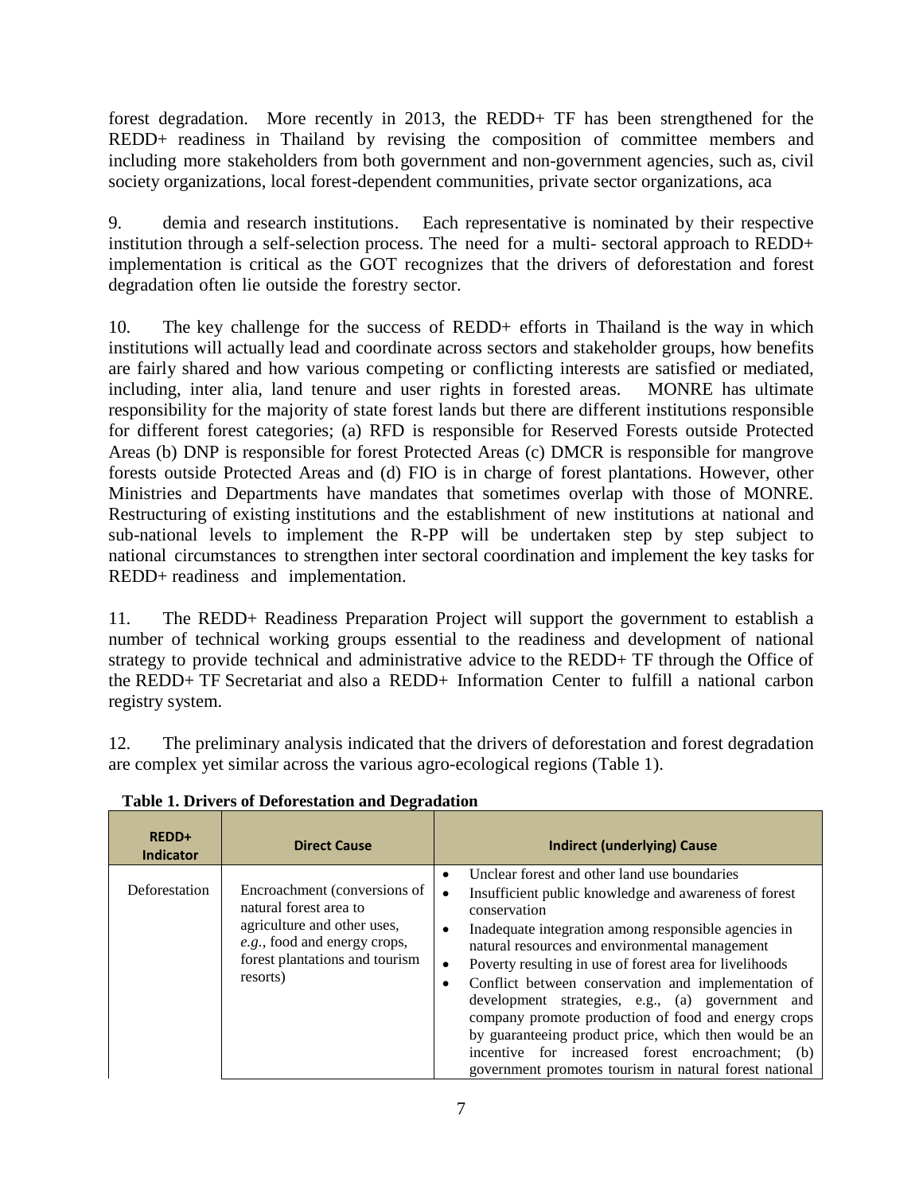forest degradation. More recently in 2013, the REDD+ TF has been strengthened for the REDD+ readiness in Thailand by revising the composition of committee members and including more stakeholders from both government and non-government agencies, such as, civil society organizations, local forest-dependent communities, private sector organizations, aca

9. demia and research institutions. Each representative is nominated by their respective institution through a self-selection process. The need for a multi- sectoral approach to REDD+ implementation is critical as the GOT recognizes that the drivers of deforestation and forest degradation often lie outside the forestry sector.

10. The key challenge for the success of REDD+ efforts in Thailand is the way in which institutions will actually lead and coordinate across sectors and stakeholder groups, how benefits are fairly shared and how various competing or conflicting interests are satisfied or mediated, including, inter alia, land tenure and user rights in forested areas. MONRE has ultimate responsibility for the majority of state forest lands but there are different institutions responsible for different forest categories; (a) RFD is responsible for Reserved Forests outside Protected Areas (b) DNP is responsible for forest Protected Areas (c) DMCR is responsible for mangrove forests outside Protected Areas and (d) FIO is in charge of forest plantations. However, other Ministries and Departments have mandates that sometimes overlap with those of MONRE. Restructuring of existing institutions and the establishment of new institutions at national and sub-national levels to implement the R-PP will be undertaken step by step subject to national circumstances to strengthen inter sectoral coordination and implement the key tasks for REDD+ readiness and implementation.

11. The REDD+ Readiness Preparation Project will support the government to establish a number of technical working groups essential to the readiness and development of national strategy to provide technical and administrative advice to the REDD+ TF through the Office of the REDD+ TF Secretariat and also a REDD+ Information Center to fulfill a national carbon registry system.

12. The preliminary analysis indicated that the drivers of deforestation and forest degradation are complex yet similar across the various agro-ecological regions (Table 1).

**Table 1. Drivers of Deforestation and Degradation**

| REDD+ Indicator | Direct Cause | Indirect (underlying) Cause |
|---|---|---|
| Deforestation | Encroachment (conversions of natural forest area to agriculture and other uses, *e.g.*, food and energy crops, forest plantations and tourism resorts) | • Unclear forest and other land use boundaries<br>• Insufficient public knowledge and awareness of forest conservation<br>• Inadequate integration among responsible agencies in natural resources and environmental management<br>• Poverty resulting in use of forest area for livelihoods<br>• Conflict between conservation and implementation of development strategies, e.g., (a) government and company promote production of food and energy crops by guaranteeing product price, which then would be an incentive for increased forest encroachment; (b) government promotes tourism in natural forest national |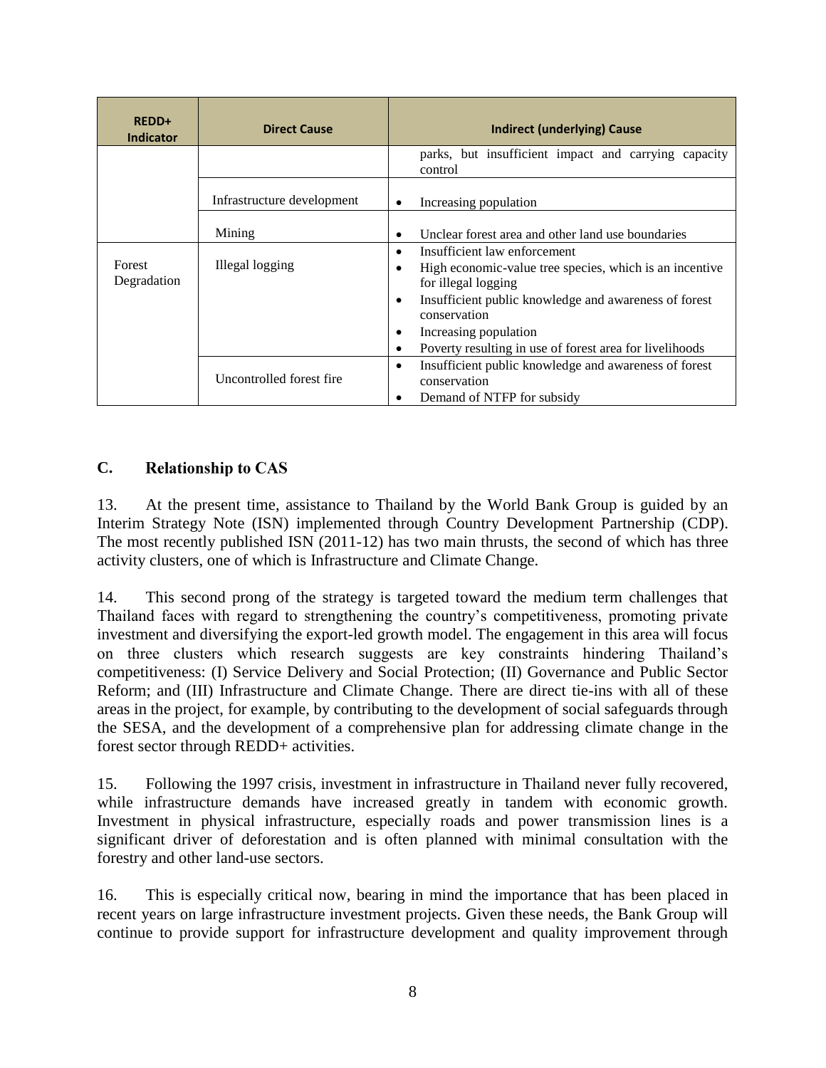| REDD+ Indicator | Direct Cause | Indirect (underlying) Cause |
|---|---|---|
| | | parks, but insufficient impact and carrying capacity control |
| | Infrastructure development | • Increasing population |
| | Mining | • Unclear forest area and other land use boundaries |
| Forest Degradation | Illegal logging | • Insufficient law enforcement<br>• High economic-value tree species, which is an incentive for illegal logging<br>• Insufficient public knowledge and awareness of forest conservation<br>• Increasing population<br>• Poverty resulting in use of forest area for livelihoods |
| | Uncontrolled forest fire | • Insufficient public knowledge and awareness of forest conservation<br>• Demand of NTFP for subsidy |

## C. Relationship to CAS

13. At the present time, assistance to Thailand by the World Bank Group is guided by an Interim Strategy Note (ISN) implemented through Country Development Partnership (CDP). The most recently published ISN (2011-12) has two main thrusts, the second of which has three activity clusters, one of which is Infrastructure and Climate Change.

14. This second prong of the strategy is targeted toward the medium term challenges that Thailand faces with regard to strengthening the country's competitiveness, promoting private investment and diversifying the export-led growth model. The engagement in this area will focus on three clusters which research suggests are key constraints hindering Thailand's competitiveness: (I) Service Delivery and Social Protection; (II) Governance and Public Sector Reform; and (III) Infrastructure and Climate Change. There are direct tie-ins with all of these areas in the project, for example, by contributing to the development of social safeguards through the SESA, and the development of a comprehensive plan for addressing climate change in the forest sector through REDD+ activities.

15. Following the 1997 crisis, investment in infrastructure in Thailand never fully recovered, while infrastructure demands have increased greatly in tandem with economic growth. Investment in physical infrastructure, especially roads and power transmission lines is a significant driver of deforestation and is often planned with minimal consultation with the forestry and other land-use sectors.

16. This is especially critical now, bearing in mind the importance that has been placed in recent years on large infrastructure investment projects. Given these needs, the Bank Group will continue to provide support for infrastructure development and quality improvement through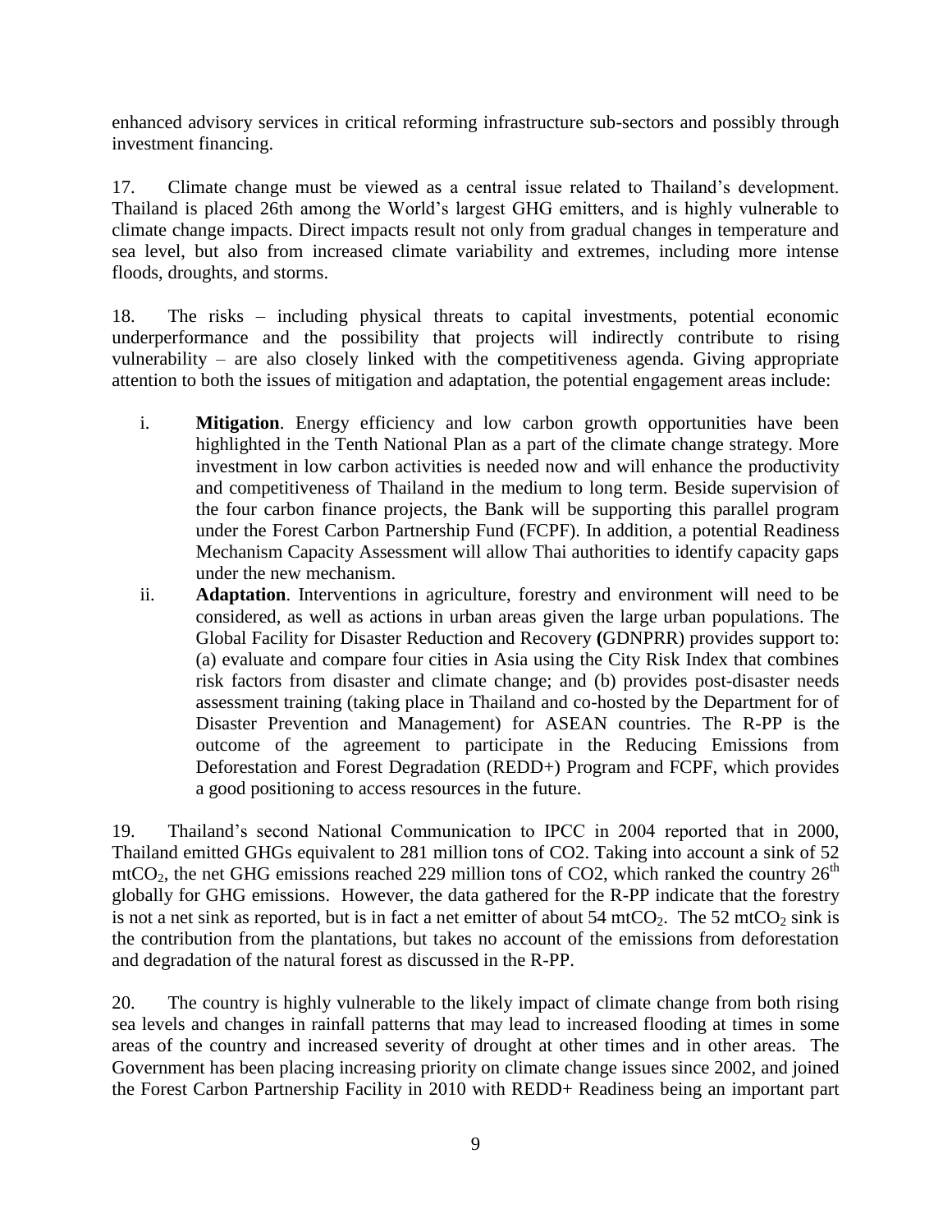enhanced advisory services in critical reforming infrastructure sub-sectors and possibly through investment financing.

17. Climate change must be viewed as a central issue related to Thailand's development. Thailand is placed 26th among the World's largest GHG emitters, and is highly vulnerable to climate change impacts. Direct impacts result not only from gradual changes in temperature and sea level, but also from increased climate variability and extremes, including more intense floods, droughts, and storms.

18. The risks – including physical threats to capital investments, potential economic underperformance and the possibility that projects will indirectly contribute to rising vulnerability – are also closely linked with the competitiveness agenda. Giving appropriate attention to both the issues of mitigation and adaptation, the potential engagement areas include:

i. **Mitigation**. Energy efficiency and low carbon growth opportunities have been highlighted in the Tenth National Plan as a part of the climate change strategy. More investment in low carbon activities is needed now and will enhance the productivity and competitiveness of Thailand in the medium to long term. Beside supervision of the four carbon finance projects, the Bank will be supporting this parallel program under the Forest Carbon Partnership Fund (FCPF). In addition, a potential Readiness Mechanism Capacity Assessment will allow Thai authorities to identify capacity gaps under the new mechanism.

ii. **Adaptation**. Interventions in agriculture, forestry and environment will need to be considered, as well as actions in urban areas given the large urban populations. The Global Facility for Disaster Reduction and Recovery **(**GDNPRR) provides support to: (a) evaluate and compare four cities in Asia using the City Risk Index that combines risk factors from disaster and climate change; and (b) provides post-disaster needs assessment training (taking place in Thailand and co-hosted by the Department for of Disaster Prevention and Management) for ASEAN countries. The R-PP is the outcome of the agreement to participate in the Reducing Emissions from Deforestation and Forest Degradation (REDD+) Program and FCPF, which provides a good positioning to access resources in the future.

19. Thailand's second National Communication to IPCC in 2004 reported that in 2000, Thailand emitted GHGs equivalent to 281 million tons of CO2. Taking into account a sink of 52 $mtCO_2$, the net GHG emissions reached 229 million tons of CO2, which ranked the country 26$^{th}$ globally for GHG emissions. However, the data gathered for the R-PP indicate that the forestry is not a net sink as reported, but is in fact a net emitter of about 54 $mtCO_2$. The 52 $mtCO_2$ sink is the contribution from the plantations, but takes no account of the emissions from deforestation and degradation of the natural forest as discussed in the R-PP.

20. The country is highly vulnerable to the likely impact of climate change from both rising sea levels and changes in rainfall patterns that may lead to increased flooding at times in some areas of the country and increased severity of drought at other times and in other areas. The Government has been placing increasing priority on climate change issues since 2002, and joined the Forest Carbon Partnership Facility in 2010 with REDD+ Readiness being an important part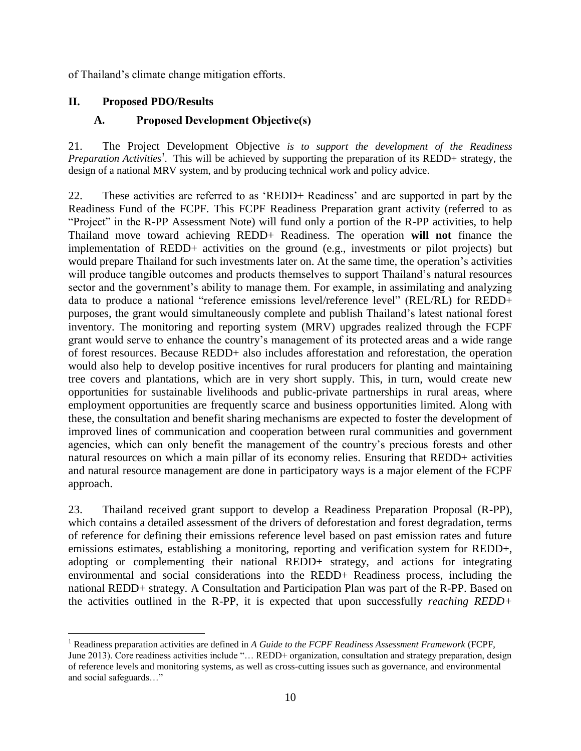of Thailand's climate change mitigation efforts.

## II. Proposed PDO/Results

### A. Proposed Development Objective(s)

21. The Project Development Objective *is to support the development of the Readiness Preparation Activities*[1]. This will be achieved by supporting the preparation of its REDD+ strategy, the design of a national MRV system, and by producing technical work and policy advice.

22. These activities are referred to as 'REDD+ Readiness' and are supported in part by the Readiness Fund of the FCPF. This FCPF Readiness Preparation grant activity (referred to as "Project" in the R-PP Assessment Note) will fund only a portion of the R-PP activities, to help Thailand move toward achieving REDD+ Readiness. The operation **will not** finance the implementation of REDD+ activities on the ground (e.g., investments or pilot projects) but would prepare Thailand for such investments later on. At the same time, the operation's activities will produce tangible outcomes and products themselves to support Thailand's natural resources sector and the government's ability to manage them. For example, in assimilating and analyzing data to produce a national "reference emissions level/reference level" (REL/RL) for REDD+ purposes, the grant would simultaneously complete and publish Thailand's latest national forest inventory. The monitoring and reporting system (MRV) upgrades realized through the FCPF grant would serve to enhance the country's management of its protected areas and a wide range of forest resources. Because REDD+ also includes afforestation and reforestation, the operation would also help to develop positive incentives for rural producers for planting and maintaining tree covers and plantations, which are in very short supply. This, in turn, would create new opportunities for sustainable livelihoods and public-private partnerships in rural areas, where employment opportunities are frequently scarce and business opportunities limited. Along with these, the consultation and benefit sharing mechanisms are expected to foster the development of improved lines of communication and cooperation between rural communities and government agencies, which can only benefit the management of the country's precious forests and other natural resources on which a main pillar of its economy relies. Ensuring that REDD+ activities and natural resource management are done in participatory ways is a major element of the FCPF approach.

23. Thailand received grant support to develop a Readiness Preparation Proposal (R-PP), which contains a detailed assessment of the drivers of deforestation and forest degradation, terms of reference for defining their emissions reference level based on past emission rates and future emissions estimates, establishing a monitoring, reporting and verification system for REDD+, adopting or complementing their national REDD+ strategy, and actions for integrating environmental and social considerations into the REDD+ Readiness process, including the national REDD+ strategy. A Consultation and Participation Plan was part of the R-PP. Based on the activities outlined in the R-PP, it is expected that upon successfully *reaching REDD+*

---

[1] Readiness preparation activities are defined in *A Guide to the FCPF Readiness Assessment Framework* (FCPF, June 2013). Core readiness activities include "… REDD+ organization, consultation and strategy preparation, design of reference levels and monitoring systems, as well as cross-cutting issues such as governance, and environmental and social safeguards…"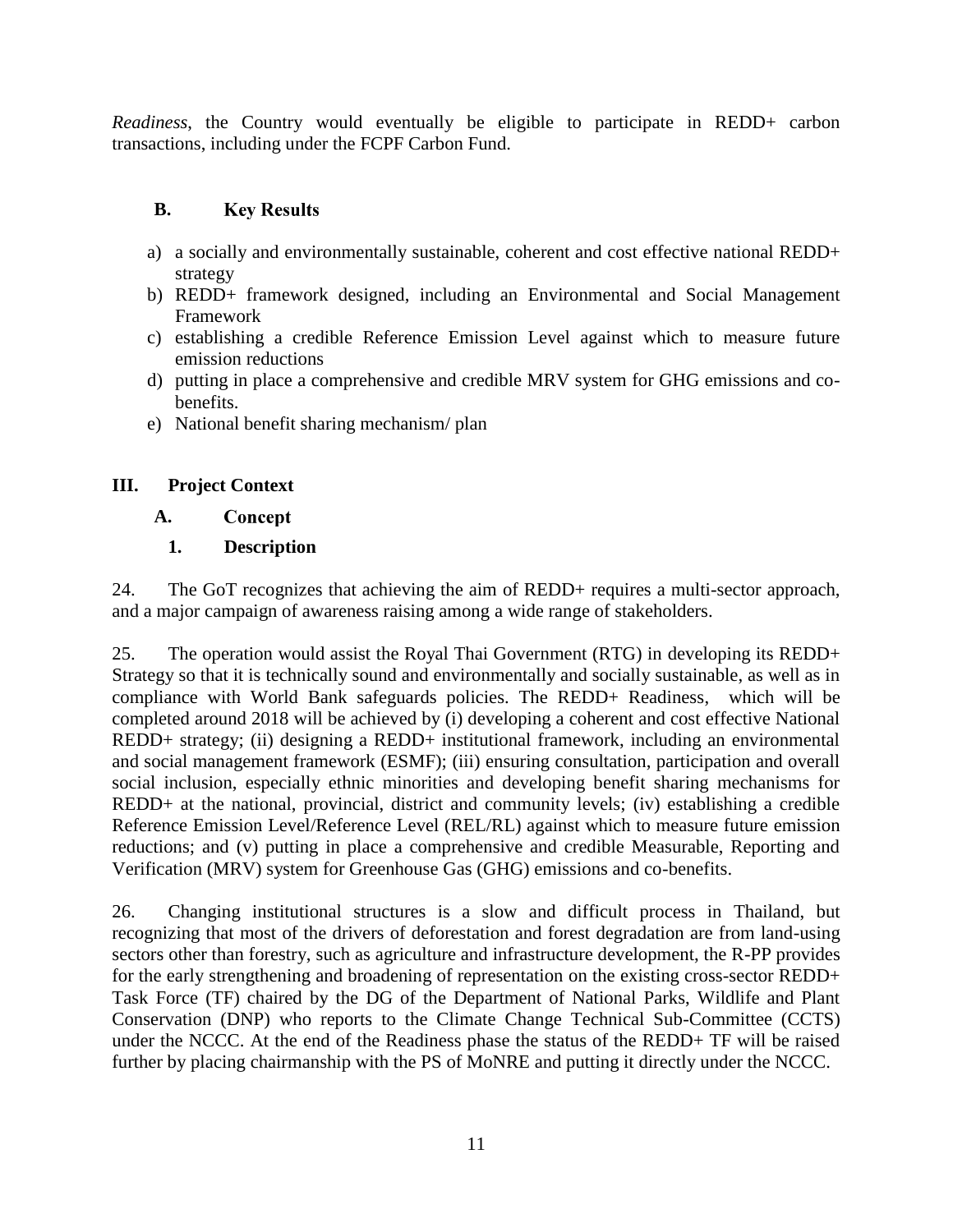*Readiness*, the Country would eventually be eligible to participate in REDD+ carbon transactions, including under the FCPF Carbon Fund.

### B. Key Results

a) a socially and environmentally sustainable, coherent and cost effective national REDD+ strategy
b) REDD+ framework designed, including an Environmental and Social Management Framework
c) establishing a credible Reference Emission Level against which to measure future emission reductions
d) putting in place a comprehensive and credible MRV system for GHG emissions and co-benefits.
e) National benefit sharing mechanism/ plan

## III. Project Context

### A. Concept

#### 1. Description

24. The GoT recognizes that achieving the aim of REDD+ requires a multi-sector approach, and a major campaign of awareness raising among a wide range of stakeholders.

25. The operation would assist the Royal Thai Government (RTG) in developing its REDD+ Strategy so that it is technically sound and environmentally and socially sustainable, as well as in compliance with World Bank safeguards policies. The REDD+ Readiness, which will be completed around 2018 will be achieved by (i) developing a coherent and cost effective National REDD+ strategy; (ii) designing a REDD+ institutional framework, including an environmental and social management framework (ESMF); (iii) ensuring consultation, participation and overall social inclusion, especially ethnic minorities and developing benefit sharing mechanisms for REDD+ at the national, provincial, district and community levels; (iv) establishing a credible Reference Emission Level/Reference Level (REL/RL) against which to measure future emission reductions; and (v) putting in place a comprehensive and credible Measurable, Reporting and Verification (MRV) system for Greenhouse Gas (GHG) emissions and co-benefits.

26. Changing institutional structures is a slow and difficult process in Thailand, but recognizing that most of the drivers of deforestation and forest degradation are from land-using sectors other than forestry, such as agriculture and infrastructure development, the R-PP provides for the early strengthening and broadening of representation on the existing cross-sector REDD+ Task Force (TF) chaired by the DG of the Department of National Parks, Wildlife and Plant Conservation (DNP) who reports to the Climate Change Technical Sub-Committee (CCTS) under the NCCC. At the end of the Readiness phase the status of the REDD+ TF will be raised further by placing chairmanship with the PS of MoNRE and putting it directly under the NCCC.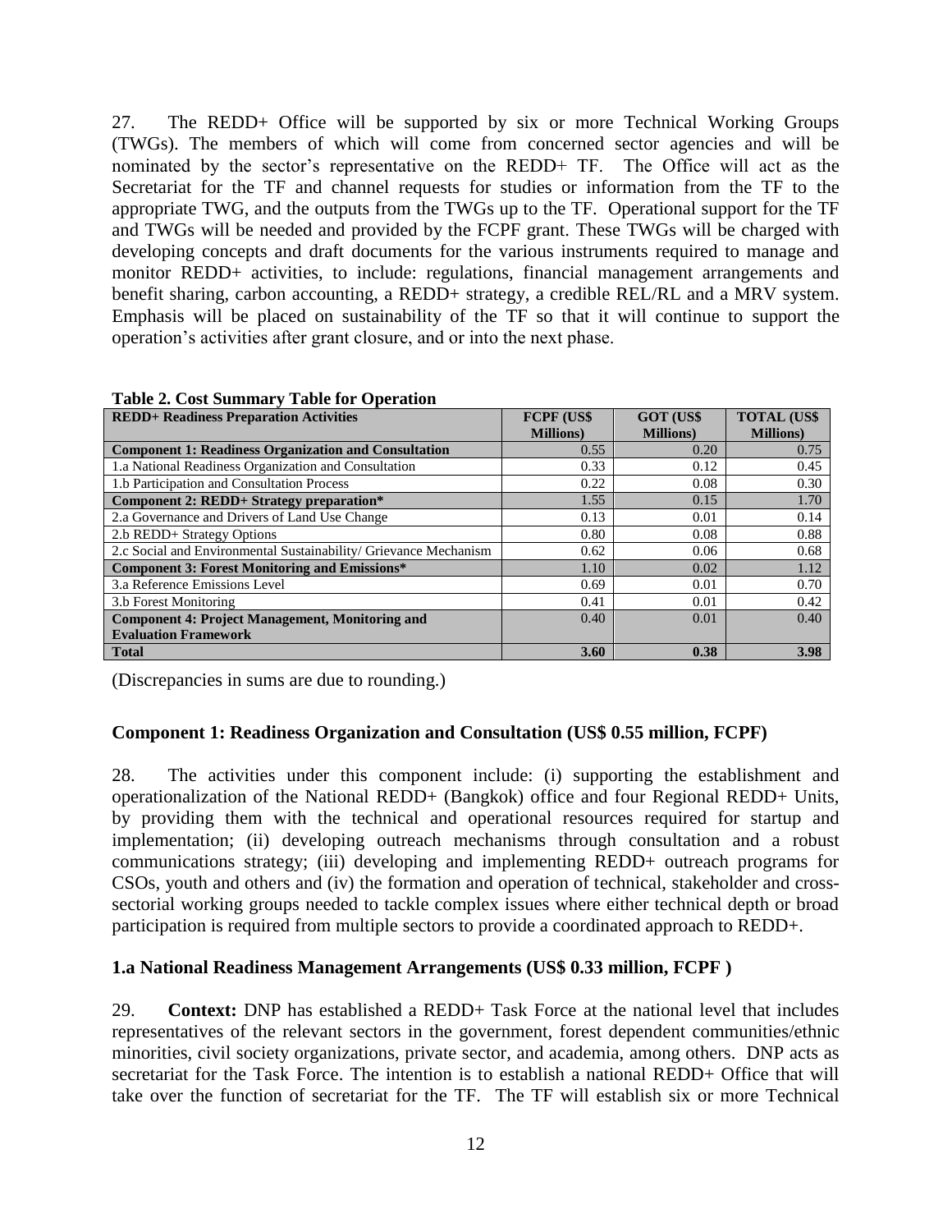27. The REDD+ Office will be supported by six or more Technical Working Groups (TWGs). The members of which will come from concerned sector agencies and will be nominated by the sector's representative on the REDD+ TF. The Office will act as the Secretariat for the TF and channel requests for studies or information from the TF to the appropriate TWG, and the outputs from the TWGs up to the TF. Operational support for the TF and TWGs will be needed and provided by the FCPF grant. These TWGs will be charged with developing concepts and draft documents for the various instruments required to manage and monitor REDD+ activities, to include: regulations, financial management arrangements and benefit sharing, carbon accounting, a REDD+ strategy, a credible REL/RL and a MRV system. Emphasis will be placed on sustainability of the TF so that it will continue to support the operation's activities after grant closure, and or into the next phase.

**Table 2. Cost Summary Table for Operation**

| REDD+ Readiness Preparation Activities | FCPF (US$ Millions) | GOT (US$ Millions) | TOTAL (US$ Millions) |
|---|---|---|---|
| **Component 1: Readiness Organization and Consultation** | 0.55 | 0.20 | 0.75 |
| 1.a National Readiness Organization and Consultation | 0.33 | 0.12 | 0.45 |
| 1.b Participation and Consultation Process | 0.22 | 0.08 | 0.30 |
| **Component 2: REDD+ Strategy preparation*** | 1.55 | 0.15 | 1.70 |
| 2.a Governance and Drivers of Land Use Change | 0.13 | 0.01 | 0.14 |
| 2.b REDD+ Strategy Options | 0.80 | 0.08 | 0.88 |
| 2.c Social and Environmental Sustainability/ Grievance Mechanism | 0.62 | 0.06 | 0.68 |
| **Component 3: Forest Monitoring and Emissions*** | 1.10 | 0.02 | 1.12 |
| 3.a Reference Emissions Level | 0.69 | 0.01 | 0.70 |
| 3.b Forest Monitoring | 0.41 | 0.01 | 0.42 |
| **Component 4: Project Management, Monitoring and Evaluation Framework** | 0.40 | 0.01 | 0.40 |
| **Total** | **3.60** | **0.38** | **3.98** |

(Discrepancies in sums are due to rounding.)

### Component 1: Readiness Organization and Consultation (US$ 0.55 million, FCPF)

28. The activities under this component include: (i) supporting the establishment and operationalization of the National REDD+ (Bangkok) office and four Regional REDD+ Units, by providing them with the technical and operational resources required for startup and implementation; (ii) developing outreach mechanisms through consultation and a robust communications strategy; (iii) developing and implementing REDD+ outreach programs for CSOs, youth and others and (iv) the formation and operation of technical, stakeholder and cross-sectorial working groups needed to tackle complex issues where either technical depth or broad participation is required from multiple sectors to provide a coordinated approach to REDD+.

### 1.a National Readiness Management Arrangements (US$ 0.33 million, FCPF )

29. **Context:** DNP has established a REDD+ Task Force at the national level that includes representatives of the relevant sectors in the government, forest dependent communities/ethnic minorities, civil society organizations, private sector, and academia, among others. DNP acts as secretariat for the Task Force. The intention is to establish a national REDD+ Office that will take over the function of secretariat for the TF. The TF will establish six or more Technical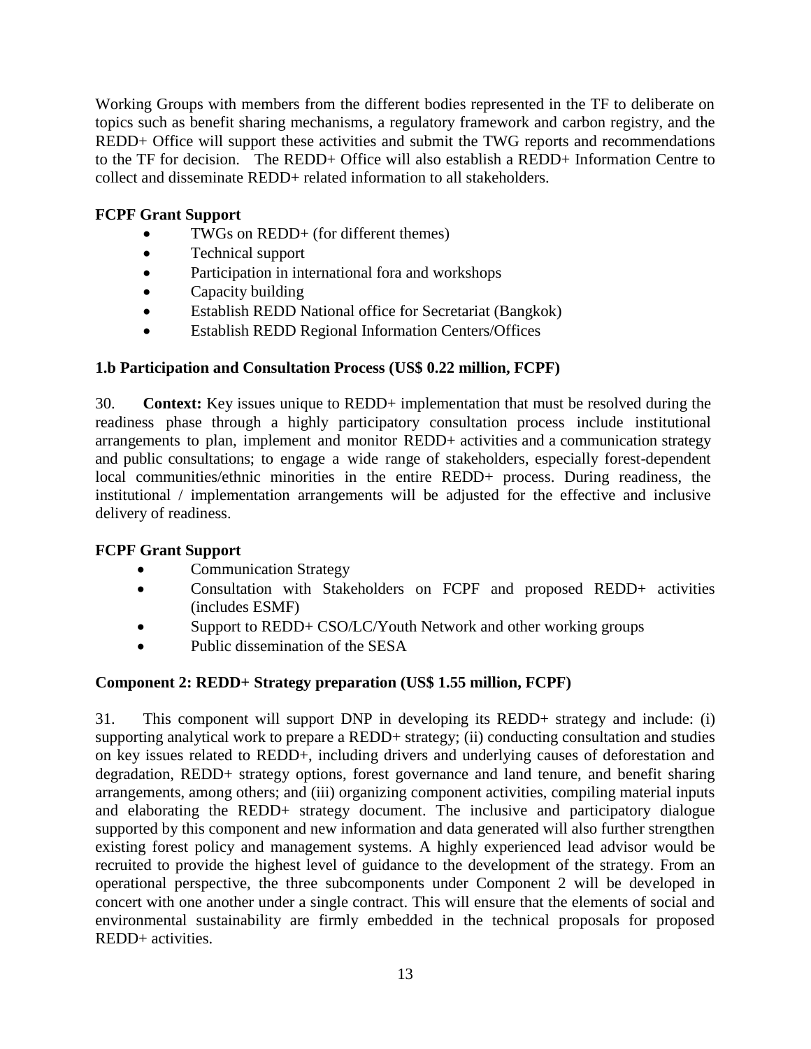Working Groups with members from the different bodies represented in the TF to deliberate on topics such as benefit sharing mechanisms, a regulatory framework and carbon registry, and the REDD+ Office will support these activities and submit the TWG reports and recommendations to the TF for decision. The REDD+ Office will also establish a REDD+ Information Centre to collect and disseminate REDD+ related information to all stakeholders.

**FCPF Grant Support**

- TWGs on REDD+ (for different themes)
- Technical support
- Participation in international fora and workshops
- Capacity building
- Establish REDD National office for Secretariat (Bangkok)
- Establish REDD Regional Information Centers/Offices

**1.b Participation and Consultation Process (US$ 0.22 million, FCPF)**

30. **Context:** Key issues unique to REDD+ implementation that must be resolved during the readiness phase through a highly participatory consultation process include institutional arrangements to plan, implement and monitor REDD+ activities and a communication strategy and public consultations; to engage a wide range of stakeholders, especially forest-dependent local communities/ethnic minorities in the entire REDD+ process. During readiness, the institutional / implementation arrangements will be adjusted for the effective and inclusive delivery of readiness.

**FCPF Grant Support**

- Communication Strategy
- Consultation with Stakeholders on FCPF and proposed REDD+ activities (includes ESMF)
- Support to REDD+ CSO/LC/Youth Network and other working groups
- Public dissemination of the SESA

**Component 2: REDD+ Strategy preparation (US$ 1.55 million, FCPF)**

31. This component will support DNP in developing its REDD+ strategy and include: (i) supporting analytical work to prepare a REDD+ strategy; (ii) conducting consultation and studies on key issues related to REDD+, including drivers and underlying causes of deforestation and degradation, REDD+ strategy options, forest governance and land tenure, and benefit sharing arrangements, among others; and (iii) organizing component activities, compiling material inputs and elaborating the REDD+ strategy document. The inclusive and participatory dialogue supported by this component and new information and data generated will also further strengthen existing forest policy and management systems. A highly experienced lead advisor would be recruited to provide the highest level of guidance to the development of the strategy. From an operational perspective, the three subcomponents under Component 2 will be developed in concert with one another under a single contract. This will ensure that the elements of social and environmental sustainability are firmly embedded in the technical proposals for proposed REDD+ activities.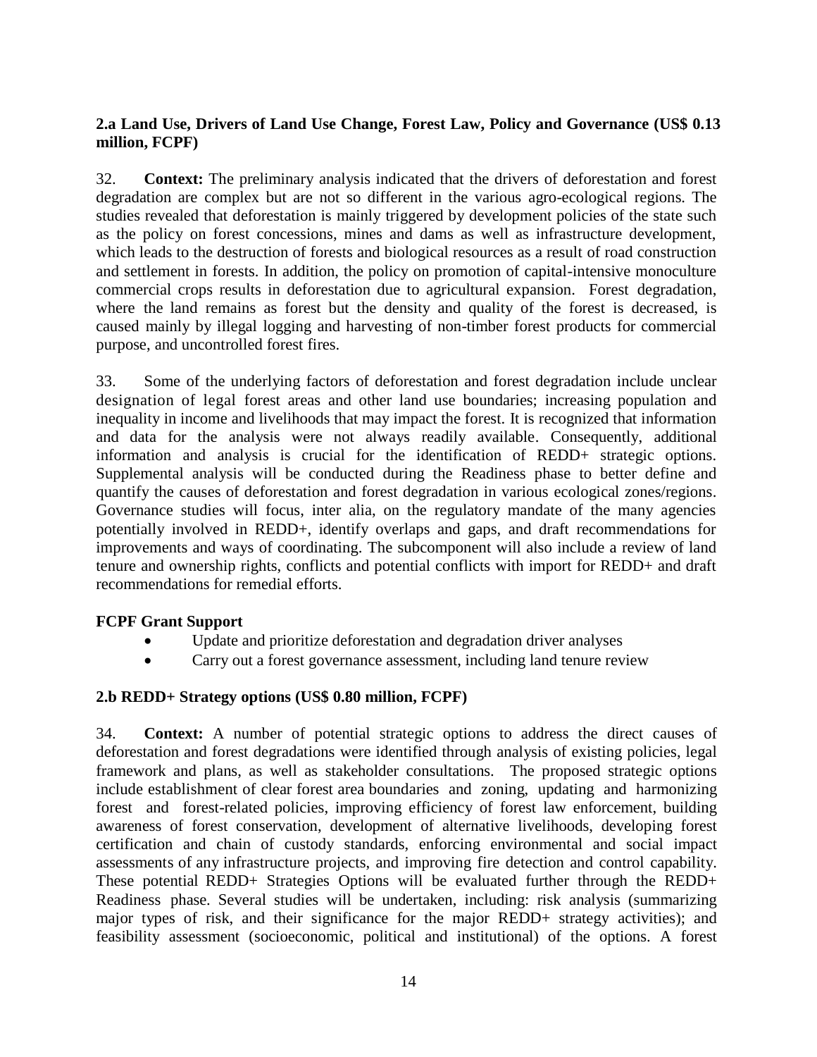**2.a Land Use, Drivers of Land Use Change, Forest Law, Policy and Governance (US$ 0.13 million, FCPF)**

32. **Context:** The preliminary analysis indicated that the drivers of deforestation and forest degradation are complex but are not so different in the various agro-ecological regions. The studies revealed that deforestation is mainly triggered by development policies of the state such as the policy on forest concessions, mines and dams as well as infrastructure development, which leads to the destruction of forests and biological resources as a result of road construction and settlement in forests. In addition, the policy on promotion of capital-intensive monoculture commercial crops results in deforestation due to agricultural expansion. Forest degradation, where the land remains as forest but the density and quality of the forest is decreased, is caused mainly by illegal logging and harvesting of non-timber forest products for commercial purpose, and uncontrolled forest fires.

33. Some of the underlying factors of deforestation and forest degradation include unclear designation of legal forest areas and other land use boundaries; increasing population and inequality in income and livelihoods that may impact the forest. It is recognized that information and data for the analysis were not always readily available. Consequently, additional information and analysis is crucial for the identification of REDD+ strategic options. Supplemental analysis will be conducted during the Readiness phase to better define and quantify the causes of deforestation and forest degradation in various ecological zones/regions. Governance studies will focus, inter alia, on the regulatory mandate of the many agencies potentially involved in REDD+, identify overlaps and gaps, and draft recommendations for improvements and ways of coordinating. The subcomponent will also include a review of land tenure and ownership rights, conflicts and potential conflicts with import for REDD+ and draft recommendations for remedial efforts.

**FCPF Grant Support**

- Update and prioritize deforestation and degradation driver analyses
- Carry out a forest governance assessment, including land tenure review

**2.b REDD+ Strategy options (US$ 0.80 million, FCPF)**

34. **Context:** A number of potential strategic options to address the direct causes of deforestation and forest degradations were identified through analysis of existing policies, legal framework and plans, as well as stakeholder consultations. The proposed strategic options include establishment of clear forest area boundaries and zoning, updating and harmonizing forest and forest-related policies, improving efficiency of forest law enforcement, building awareness of forest conservation, development of alternative livelihoods, developing forest certification and chain of custody standards, enforcing environmental and social impact assessments of any infrastructure projects, and improving fire detection and control capability. These potential REDD+ Strategies Options will be evaluated further through the REDD+ Readiness phase. Several studies will be undertaken, including: risk analysis (summarizing major types of risk, and their significance for the major REDD+ strategy activities); and feasibility assessment (socioeconomic, political and institutional) of the options. A forest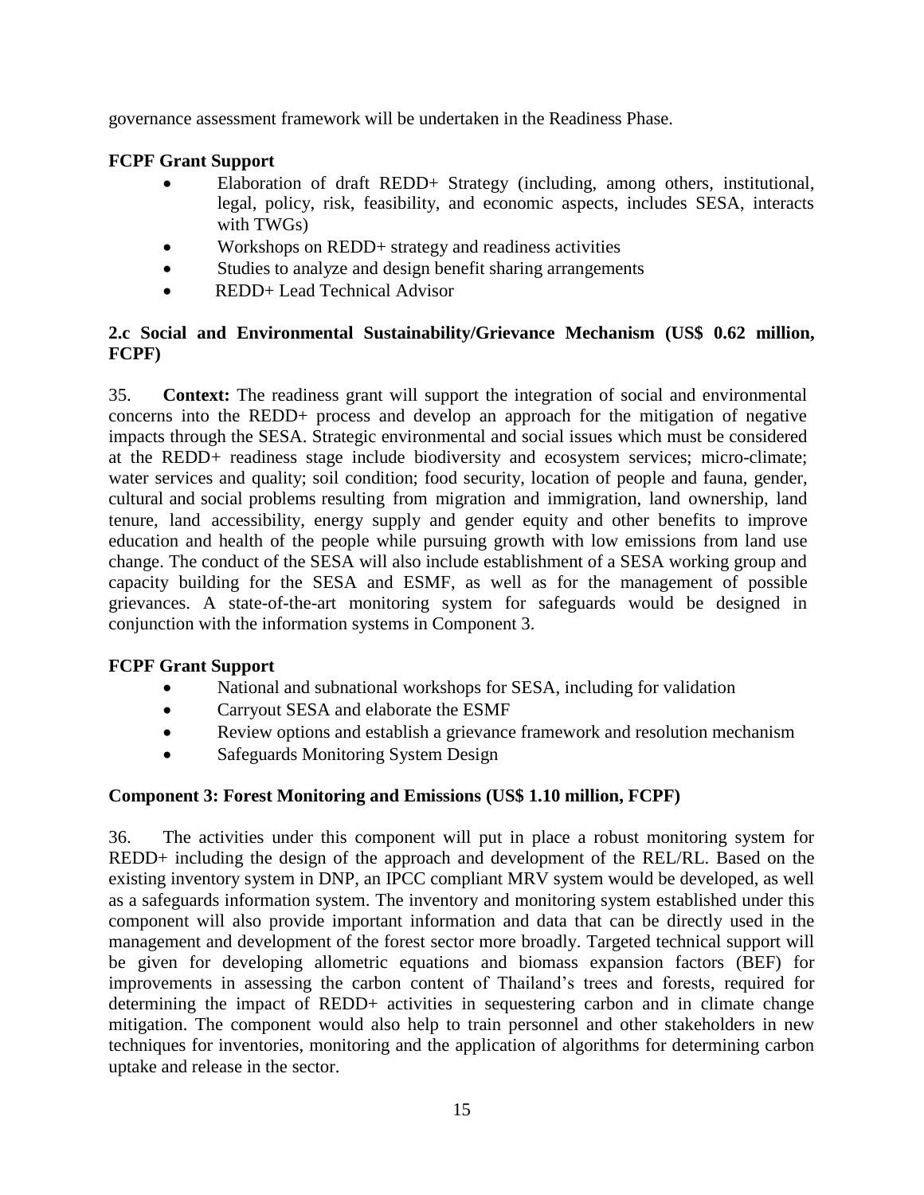governance assessment framework will be undertaken in the Readiness Phase.

**FCPF Grant Support**

- Elaboration of draft REDD+ Strategy (including, among others, institutional, legal, policy, risk, feasibility, and economic aspects, includes SESA, interacts with TWGs)
- Workshops on REDD+ strategy and readiness activities
- Studies to analyze and design benefit sharing arrangements
- REDD+ Lead Technical Advisor

**2.c Social and Environmental Sustainability/Grievance Mechanism (US$ 0.62 million, FCPF)**

35. **Context:** The readiness grant will support the integration of social and environmental concerns into the REDD+ process and develop an approach for the mitigation of negative impacts through the SESA. Strategic environmental and social issues which must be considered at the REDD+ readiness stage include biodiversity and ecosystem services; micro-climate; water services and quality; soil condition; food security, location of people and fauna, gender, cultural and social problems resulting from migration and immigration, land ownership, land tenure, land accessibility, energy supply and gender equity and other benefits to improve education and health of the people while pursuing growth with low emissions from land use change. The conduct of the SESA will also include establishment of a SESA working group and capacity building for the SESA and ESMF, as well as for the management of possible grievances. A state-of-the-art monitoring system for safeguards would be designed in conjunction with the information systems in Component 3.

**FCPF Grant Support**

- National and subnational workshops for SESA, including for validation
- Carryout SESA and elaborate the ESMF
- Review options and establish a grievance framework and resolution mechanism
- Safeguards Monitoring System Design

**Component 3: Forest Monitoring and Emissions (US$ 1.10 million, FCPF)**

36. The activities under this component will put in place a robust monitoring system for REDD+ including the design of the approach and development of the REL/RL. Based on the existing inventory system in DNP, an IPCC compliant MRV system would be developed, as well as a safeguards information system. The inventory and monitoring system established under this component will also provide important information and data that can be directly used in the management and development of the forest sector more broadly. Targeted technical support will be given for developing allometric equations and biomass expansion factors (BEF) for improvements in assessing the carbon content of Thailand's trees and forests, required for determining the impact of REDD+ activities in sequestering carbon and in climate change mitigation. The component would also help to train personnel and other stakeholders in new techniques for inventories, monitoring and the application of algorithms for determining carbon uptake and release in the sector.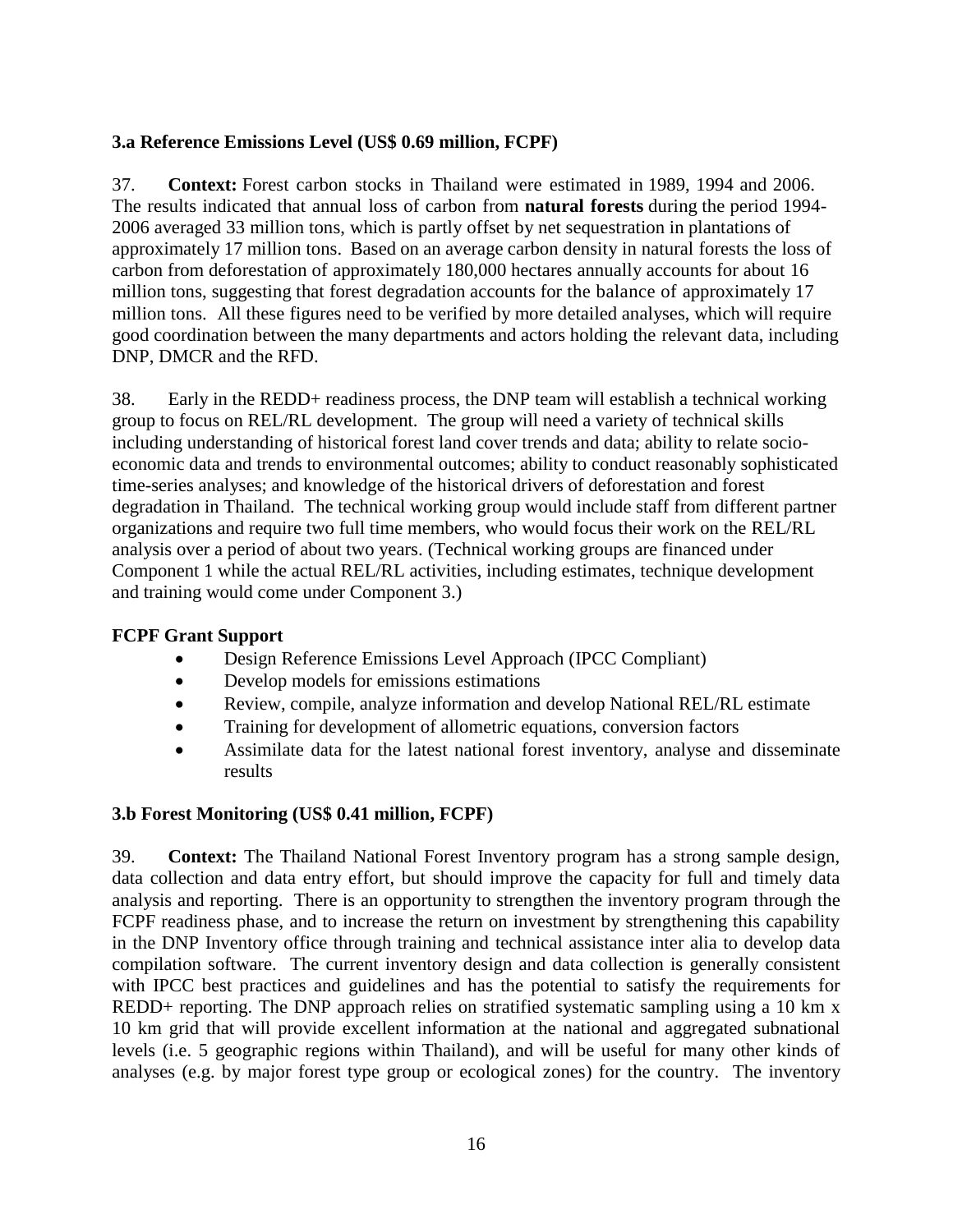### 3.a Reference Emissions Level (US$ 0.69 million, FCPF)

37. **Context:** Forest carbon stocks in Thailand were estimated in 1989, 1994 and 2006. The results indicated that annual loss of carbon from **natural forests** during the period 1994-2006 averaged 33 million tons, which is partly offset by net sequestration in plantations of approximately 17 million tons. Based on an average carbon density in natural forests the loss of carbon from deforestation of approximately 180,000 hectares annually accounts for about 16 million tons, suggesting that forest degradation accounts for the balance of approximately 17 million tons. All these figures need to be verified by more detailed analyses, which will require good coordination between the many departments and actors holding the relevant data, including DNP, DMCR and the RFD.

38. Early in the REDD+ readiness process, the DNP team will establish a technical working group to focus on REL/RL development. The group will need a variety of technical skills including understanding of historical forest land cover trends and data; ability to relate socio-economic data and trends to environmental outcomes; ability to conduct reasonably sophisticated time-series analyses; and knowledge of the historical drivers of deforestation and forest degradation in Thailand. The technical working group would include staff from different partner organizations and require two full time members, who would focus their work on the REL/RL analysis over a period of about two years. (Technical working groups are financed under Component 1 while the actual REL/RL activities, including estimates, technique development and training would come under Component 3.)

**FCPF Grant Support**

- Design Reference Emissions Level Approach (IPCC Compliant)
- Develop models for emissions estimations
- Review, compile, analyze information and develop National REL/RL estimate
- Training for development of allometric equations, conversion factors
- Assimilate data for the latest national forest inventory, analyse and disseminate results

### 3.b Forest Monitoring (US$ 0.41 million, FCPF)

39. **Context:** The Thailand National Forest Inventory program has a strong sample design, data collection and data entry effort, but should improve the capacity for full and timely data analysis and reporting. There is an opportunity to strengthen the inventory program through the FCPF readiness phase, and to increase the return on investment by strengthening this capability in the DNP Inventory office through training and technical assistance inter alia to develop data compilation software. The current inventory design and data collection is generally consistent with IPCC best practices and guidelines and has the potential to satisfy the requirements for REDD+ reporting. The DNP approach relies on stratified systematic sampling using a 10 km x 10 km grid that will provide excellent information at the national and aggregated subnational levels (i.e. 5 geographic regions within Thailand), and will be useful for many other kinds of analyses (e.g. by major forest type group or ecological zones) for the country. The inventory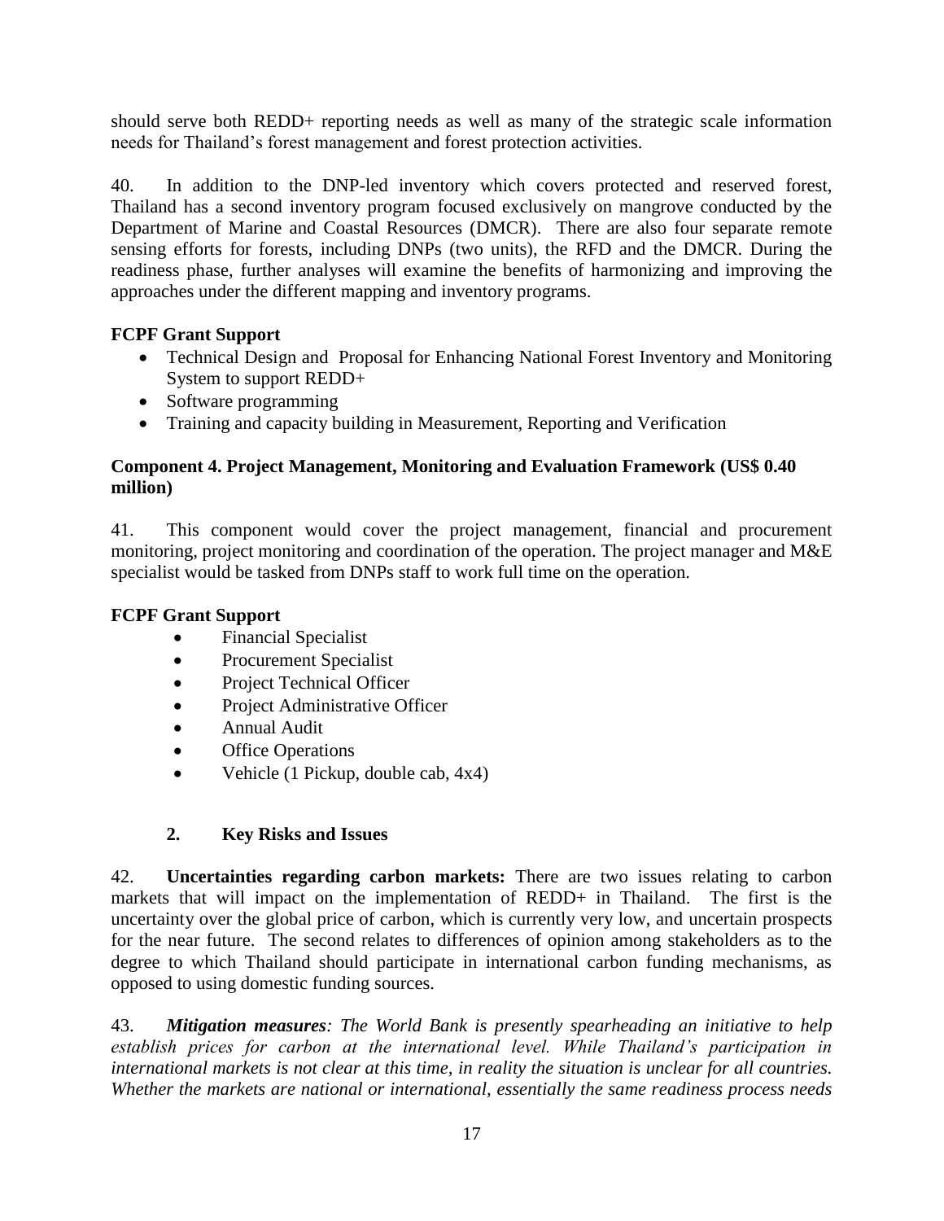should serve both REDD+ reporting needs as well as many of the strategic scale information needs for Thailand's forest management and forest protection activities.

40. In addition to the DNP-led inventory which covers protected and reserved forest, Thailand has a second inventory program focused exclusively on mangrove conducted by the Department of Marine and Coastal Resources (DMCR). There are also four separate remote sensing efforts for forests, including DNPs (two units), the RFD and the DMCR. During the readiness phase, further analyses will examine the benefits of harmonizing and improving the approaches under the different mapping and inventory programs.

**FCPF Grant Support**

- Technical Design and Proposal for Enhancing National Forest Inventory and Monitoring System to support REDD+
- Software programming
- Training and capacity building in Measurement, Reporting and Verification

**Component 4. Project Management, Monitoring and Evaluation Framework (US$ 0.40 million)**

41. This component would cover the project management, financial and procurement monitoring, project monitoring and coordination of the operation. The project manager and M&E specialist would be tasked from DNPs staff to work full time on the operation.

**FCPF Grant Support**

- Financial Specialist
- Procurement Specialist
- Project Technical Officer
- Project Administrative Officer
- Annual Audit
- Office Operations
- Vehicle (1 Pickup, double cab, 4x4)

## 2. Key Risks and Issues

42. **Uncertainties regarding carbon markets:** There are two issues relating to carbon markets that will impact on the implementation of REDD+ in Thailand. The first is the uncertainty over the global price of carbon, which is currently very low, and uncertain prospects for the near future. The second relates to differences of opinion among stakeholders as to the degree to which Thailand should participate in international carbon funding mechanisms, as opposed to using domestic funding sources.

43. ***Mitigation measures**: The World Bank is presently spearheading an initiative to help establish prices for carbon at the international level. While Thailand's participation in international markets is not clear at this time, in reality the situation is unclear for all countries. Whether the markets are national or international, essentially the same readiness process needs*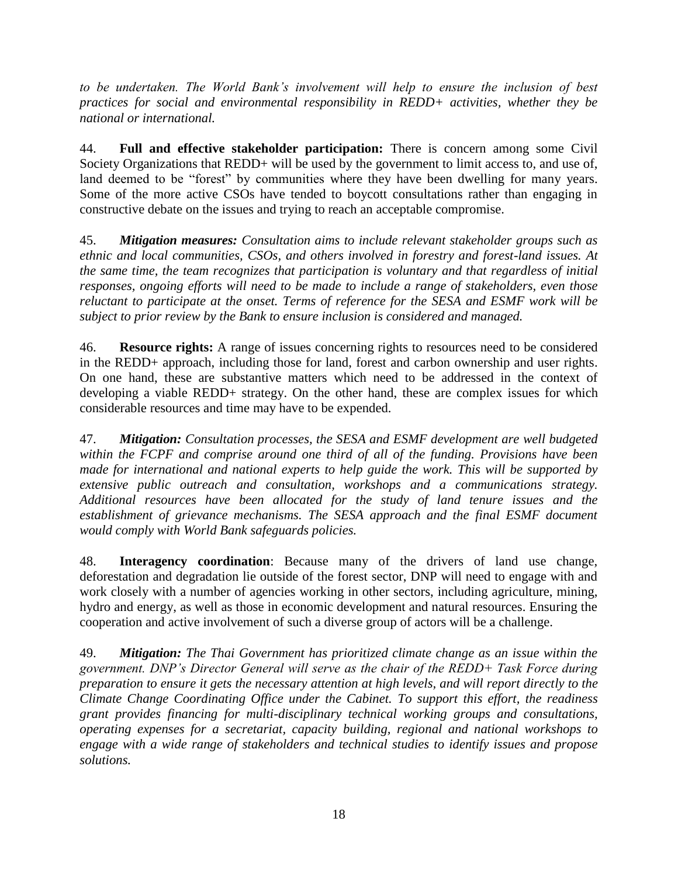*to be undertaken. The World Bank's involvement will help to ensure the inclusion of best practices for social and environmental responsibility in REDD+ activities, whether they be national or international.*

44. **Full and effective stakeholder participation:** There is concern among some Civil Society Organizations that REDD+ will be used by the government to limit access to, and use of, land deemed to be "forest" by communities where they have been dwelling for many years. Some of the more active CSOs have tended to boycott consultations rather than engaging in constructive debate on the issues and trying to reach an acceptable compromise.

45. ***Mitigation measures:*** *Consultation aims to include relevant stakeholder groups such as ethnic and local communities, CSOs, and others involved in forestry and forest-land issues. At the same time, the team recognizes that participation is voluntary and that regardless of initial responses, ongoing efforts will need to be made to include a range of stakeholders, even those reluctant to participate at the onset. Terms of reference for the SESA and ESMF work will be subject to prior review by the Bank to ensure inclusion is considered and managed.*

46. **Resource rights:** A range of issues concerning rights to resources need to be considered in the REDD+ approach, including those for land, forest and carbon ownership and user rights. On one hand, these are substantive matters which need to be addressed in the context of developing a viable REDD+ strategy. On the other hand, these are complex issues for which considerable resources and time may have to be expended.

47. ***Mitigation:*** *Consultation processes, the SESA and ESMF development are well budgeted within the FCPF and comprise around one third of all of the funding. Provisions have been made for international and national experts to help guide the work. This will be supported by extensive public outreach and consultation, workshops and a communications strategy. Additional resources have been allocated for the study of land tenure issues and the establishment of grievance mechanisms. The SESA approach and the final ESMF document would comply with World Bank safeguards policies.*

48. **Interagency coordination**: Because many of the drivers of land use change, deforestation and degradation lie outside of the forest sector, DNP will need to engage with and work closely with a number of agencies working in other sectors, including agriculture, mining, hydro and energy, as well as those in economic development and natural resources. Ensuring the cooperation and active involvement of such a diverse group of actors will be a challenge.

49. ***Mitigation:*** *The Thai Government has prioritized climate change as an issue within the government. DNP's Director General will serve as the chair of the REDD+ Task Force during preparation to ensure it gets the necessary attention at high levels, and will report directly to the Climate Change Coordinating Office under the Cabinet. To support this effort, the readiness grant provides financing for multi-disciplinary technical working groups and consultations, operating expenses for a secretariat, capacity building, regional and national workshops to engage with a wide range of stakeholders and technical studies to identify issues and propose solutions.*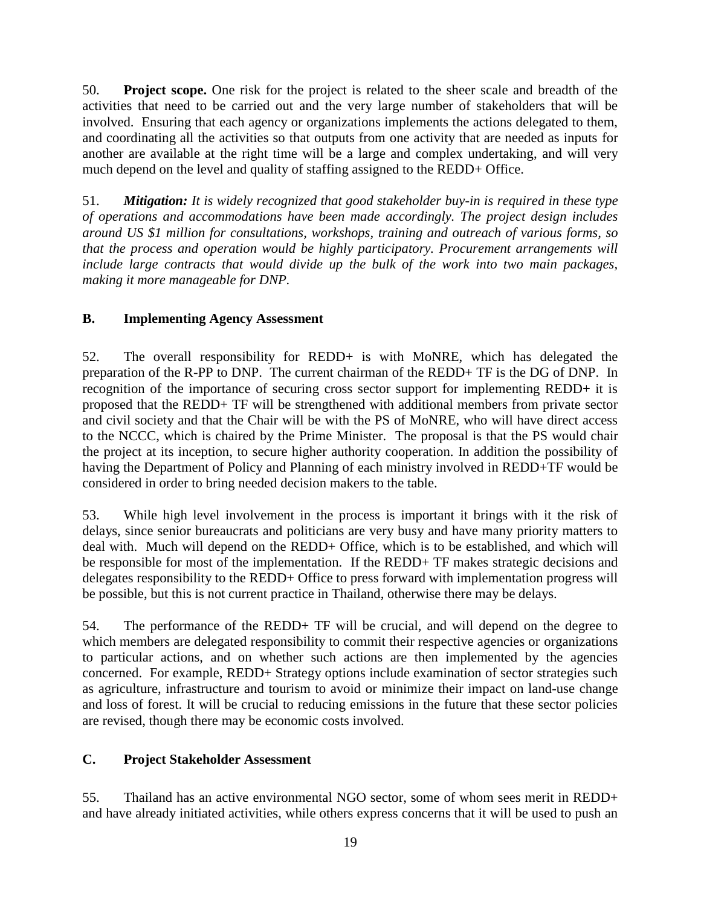50. **Project scope.** One risk for the project is related to the sheer scale and breadth of the activities that need to be carried out and the very large number of stakeholders that will be involved. Ensuring that each agency or organizations implements the actions delegated to them, and coordinating all the activities so that outputs from one activity that are needed as inputs for another are available at the right time will be a large and complex undertaking, and will very much depend on the level and quality of staffing assigned to the REDD+ Office.

51. ***Mitigation:*** *It is widely recognized that good stakeholder buy-in is required in these type of operations and accommodations have been made accordingly. The project design includes around US $1 million for consultations, workshops, training and outreach of various forms, so that the process and operation would be highly participatory. Procurement arrangements will include large contracts that would divide up the bulk of the work into two main packages, making it more manageable for DNP.*

## B. Implementing Agency Assessment

52. The overall responsibility for REDD+ is with MoNRE, which has delegated the preparation of the R-PP to DNP. The current chairman of the REDD+ TF is the DG of DNP. In recognition of the importance of securing cross sector support for implementing REDD+ it is proposed that the REDD+ TF will be strengthened with additional members from private sector and civil society and that the Chair will be with the PS of MoNRE, who will have direct access to the NCCC, which is chaired by the Prime Minister. The proposal is that the PS would chair the project at its inception, to secure higher authority cooperation. In addition the possibility of having the Department of Policy and Planning of each ministry involved in REDD+TF would be considered in order to bring needed decision makers to the table.

53. While high level involvement in the process is important it brings with it the risk of delays, since senior bureaucrats and politicians are very busy and have many priority matters to deal with. Much will depend on the REDD+ Office, which is to be established, and which will be responsible for most of the implementation. If the REDD+ TF makes strategic decisions and delegates responsibility to the REDD+ Office to press forward with implementation progress will be possible, but this is not current practice in Thailand, otherwise there may be delays.

54. The performance of the REDD+ TF will be crucial, and will depend on the degree to which members are delegated responsibility to commit their respective agencies or organizations to particular actions, and on whether such actions are then implemented by the agencies concerned. For example, REDD+ Strategy options include examination of sector strategies such as agriculture, infrastructure and tourism to avoid or minimize their impact on land-use change and loss of forest. It will be crucial to reducing emissions in the future that these sector policies are revised, though there may be economic costs involved.

## C. Project Stakeholder Assessment

55. Thailand has an active environmental NGO sector, some of whom sees merit in REDD+ and have already initiated activities, while others express concerns that it will be used to push an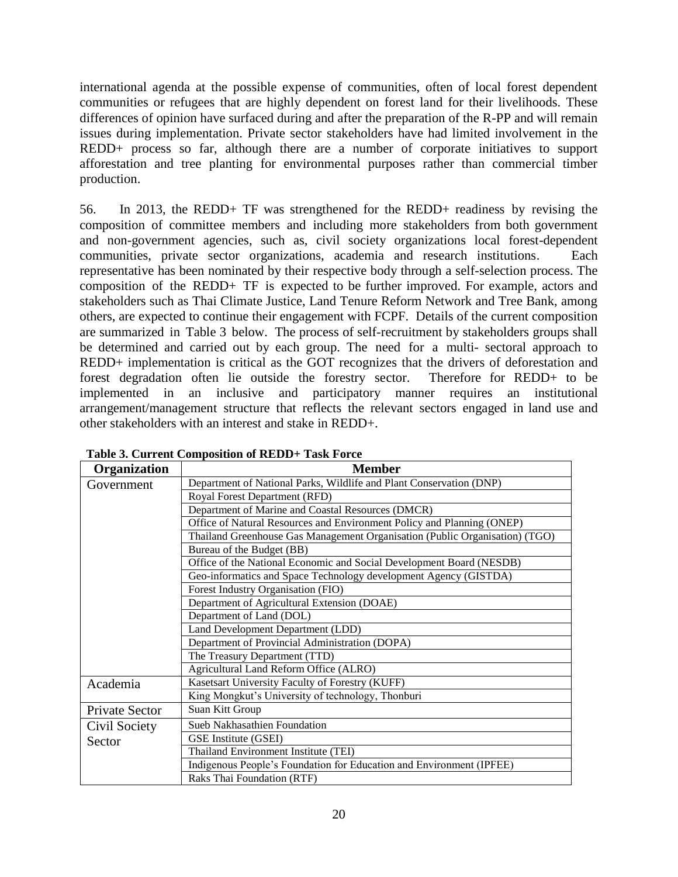international agenda at the possible expense of communities, often of local forest dependent communities or refugees that are highly dependent on forest land for their livelihoods. These differences of opinion have surfaced during and after the preparation of the R-PP and will remain issues during implementation. Private sector stakeholders have had limited involvement in the REDD+ process so far, although there are a number of corporate initiatives to support afforestation and tree planting for environmental purposes rather than commercial timber production.

56. In 2013, the REDD+ TF was strengthened for the REDD+ readiness by revising the composition of committee members and including more stakeholders from both government and non-government agencies, such as, civil society organizations local forest-dependent communities, private sector organizations, academia and research institutions. Each representative has been nominated by their respective body through a self-selection process. The composition of the REDD+ TF is expected to be further improved. For example, actors and stakeholders such as Thai Climate Justice, Land Tenure Reform Network and Tree Bank, among others, are expected to continue their engagement with FCPF. Details of the current composition are summarized in Table 3 below. The process of self-recruitment by stakeholders groups shall be determined and carried out by each group. The need for a multi- sectoral approach to REDD+ implementation is critical as the GOT recognizes that the drivers of deforestation and forest degradation often lie outside the forestry sector. Therefore for REDD+ to be implemented in an inclusive and participatory manner requires an institutional arrangement/management structure that reflects the relevant sectors engaged in land use and other stakeholders with an interest and stake in REDD+.

**Table 3. Current Composition of REDD+ Task Force**

| Organization | Member |
|---|---|
| Government | Department of National Parks, Wildlife and Plant Conservation (DNP) |
| | Royal Forest Department (RFD) |
| | Department of Marine and Coastal Resources (DMCR) |
| | Office of Natural Resources and Environment Policy and Planning (ONEP) |
| | Thailand Greenhouse Gas Management Organisation (Public Organisation) (TGO) |
| | Bureau of the Budget (BB) |
| | Office of the National Economic and Social Development Board (NESDB) |
| | Geo-informatics and Space Technology development Agency (GISTDA) |
| | Forest Industry Organisation (FIO) |
| | Department of Agricultural Extension (DOAE) |
| | Department of Land (DOL) |
| | Land Development Department (LDD) |
| | Department of Provincial Administration (DOPA) |
| | The Treasury Department (TTD) |
| | Agricultural Land Reform Office (ALRO) |
| Academia | Kasetsart University Faculty of Forestry (KUFF) |
| | King Mongkut's University of technology, Thonburi |
| Private Sector | Suan Kitt Group |
| Civil Society Sector | Sueb Nakhasathien Foundation |
| | GSE Institute (GSEI) |
| | Thailand Environment Institute (TEI) |
| | Indigenous People's Foundation for Education and Environment (IPFEE) |
| | Raks Thai Foundation (RTF) |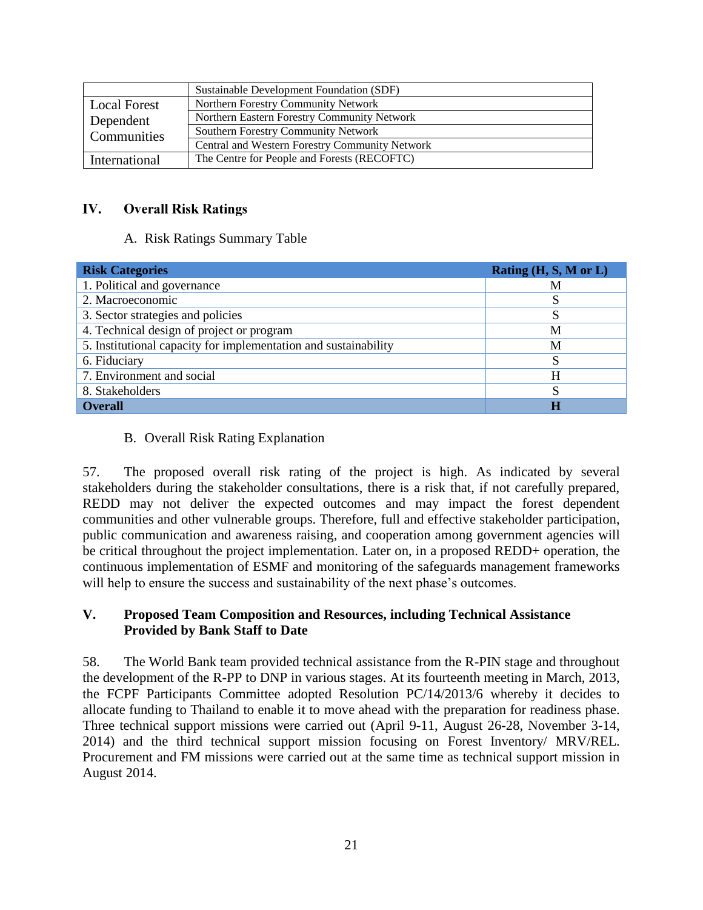| | |
|---|---|
| | Sustainable Development Foundation (SDF) |
| Local Forest Dependent Communities | Northern Forestry Community Network |
| | Northern Eastern Forestry Community Network |
| | Southern Forestry Community Network |
| | Central and Western Forestry Community Network |
| International | The Centre for People and Forests (RECOFTC) |

## IV. Overall Risk Ratings

### A. Risk Ratings Summary Table

| Risk Categories | Rating (H, S, M or L) |
|---|---|
| 1. Political and governance | M |
| 2. Macroeconomic | S |
| 3. Sector strategies and policies | S |
| 4. Technical design of project or program | M |
| 5. Institutional capacity for implementation and sustainability | M |
| 6. Fiduciary | S |
| 7. Environment and social | H |
| 8. Stakeholders | S |
| **Overall** | **H** |

### B. Overall Risk Rating Explanation

57. The proposed overall risk rating of the project is high. As indicated by several stakeholders during the stakeholder consultations, there is a risk that, if not carefully prepared, REDD may not deliver the expected outcomes and may impact the forest dependent communities and other vulnerable groups. Therefore, full and effective stakeholder participation, public communication and awareness raising, and cooperation among government agencies will be critical throughout the project implementation. Later on, in a proposed REDD+ operation, the continuous implementation of ESMF and monitoring of the safeguards management frameworks will help to ensure the success and sustainability of the next phase's outcomes.

## V. Proposed Team Composition and Resources, including Technical Assistance Provided by Bank Staff to Date

58. The World Bank team provided technical assistance from the R-PIN stage and throughout the development of the R-PP to DNP in various stages. At its fourteenth meeting in March, 2013, the FCPF Participants Committee adopted Resolution PC/14/2013/6 whereby it decides to allocate funding to Thailand to enable it to move ahead with the preparation for readiness phase. Three technical support missions were carried out (April 9-11, August 26-28, November 3-14, 2014) and the third technical support mission focusing on Forest Inventory/ MRV/REL. Procurement and FM missions were carried out at the same time as technical support mission in August 2014.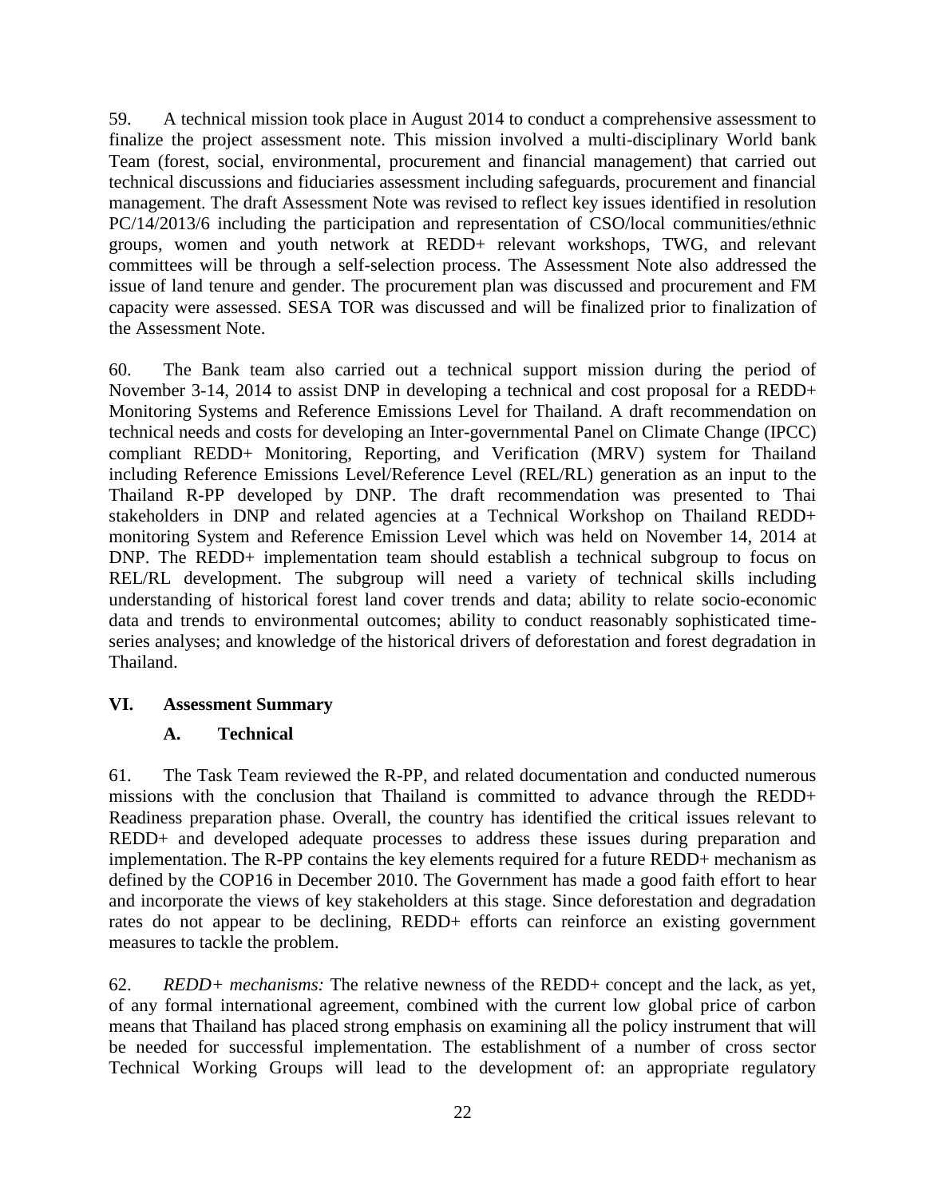59. A technical mission took place in August 2014 to conduct a comprehensive assessment to finalize the project assessment note. This mission involved a multi-disciplinary World bank Team (forest, social, environmental, procurement and financial management) that carried out technical discussions and fiduciaries assessment including safeguards, procurement and financial management. The draft Assessment Note was revised to reflect key issues identified in resolution PC/14/2013/6 including the participation and representation of CSO/local communities/ethnic groups, women and youth network at REDD+ relevant workshops, TWG, and relevant committees will be through a self-selection process. The Assessment Note also addressed the issue of land tenure and gender. The procurement plan was discussed and procurement and FM capacity were assessed. SESA TOR was discussed and will be finalized prior to finalization of the Assessment Note.

60. The Bank team also carried out a technical support mission during the period of November 3-14, 2014 to assist DNP in developing a technical and cost proposal for a REDD+ Monitoring Systems and Reference Emissions Level for Thailand. A draft recommendation on technical needs and costs for developing an Inter-governmental Panel on Climate Change (IPCC) compliant REDD+ Monitoring, Reporting, and Verification (MRV) system for Thailand including Reference Emissions Level/Reference Level (REL/RL) generation as an input to the Thailand R-PP developed by DNP. The draft recommendation was presented to Thai stakeholders in DNP and related agencies at a Technical Workshop on Thailand REDD+ monitoring System and Reference Emission Level which was held on November 14, 2014 at DNP. The REDD+ implementation team should establish a technical subgroup to focus on REL/RL development. The subgroup will need a variety of technical skills including understanding of historical forest land cover trends and data; ability to relate socio-economic data and trends to environmental outcomes; ability to conduct reasonably sophisticated time-series analyses; and knowledge of the historical drivers of deforestation and forest degradation in Thailand.

## VI. Assessment Summary

### A. Technical

61. The Task Team reviewed the R-PP, and related documentation and conducted numerous missions with the conclusion that Thailand is committed to advance through the REDD+ Readiness preparation phase. Overall, the country has identified the critical issues relevant to REDD+ and developed adequate processes to address these issues during preparation and implementation. The R-PP contains the key elements required for a future REDD+ mechanism as defined by the COP16 in December 2010. The Government has made a good faith effort to hear and incorporate the views of key stakeholders at this stage. Since deforestation and degradation rates do not appear to be declining, REDD+ efforts can reinforce an existing government measures to tackle the problem.

62. *REDD+ mechanisms:* The relative newness of the REDD+ concept and the lack, as yet, of any formal international agreement, combined with the current low global price of carbon means that Thailand has placed strong emphasis on examining all the policy instrument that will be needed for successful implementation. The establishment of a number of cross sector Technical Working Groups will lead to the development of: an appropriate regulatory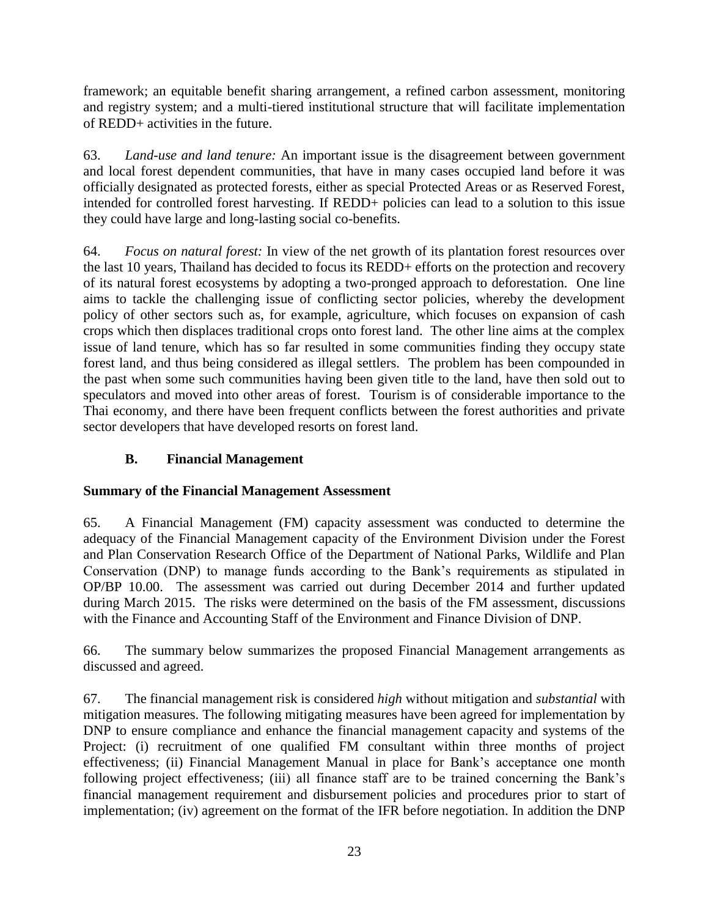framework; an equitable benefit sharing arrangement, a refined carbon assessment, monitoring and registry system; and a multi-tiered institutional structure that will facilitate implementation of REDD+ activities in the future.

63. *Land-use and land tenure:* An important issue is the disagreement between government and local forest dependent communities, that have in many cases occupied land before it was officially designated as protected forests, either as special Protected Areas or as Reserved Forest, intended for controlled forest harvesting. If REDD+ policies can lead to a solution to this issue they could have large and long-lasting social co-benefits.

64. *Focus on natural forest:* In view of the net growth of its plantation forest resources over the last 10 years, Thailand has decided to focus its REDD+ efforts on the protection and recovery of its natural forest ecosystems by adopting a two-pronged approach to deforestation. One line aims to tackle the challenging issue of conflicting sector policies, whereby the development policy of other sectors such as, for example, agriculture, which focuses on expansion of cash crops which then displaces traditional crops onto forest land. The other line aims at the complex issue of land tenure, which has so far resulted in some communities finding they occupy state forest land, and thus being considered as illegal settlers. The problem has been compounded in the past when some such communities having been given title to the land, have then sold out to speculators and moved into other areas of forest. Tourism is of considerable importance to the Thai economy, and there have been frequent conflicts between the forest authorities and private sector developers that have developed resorts on forest land.

## B. Financial Management

**Summary of the Financial Management Assessment**

65. A Financial Management (FM) capacity assessment was conducted to determine the adequacy of the Financial Management capacity of the Environment Division under the Forest and Plan Conservation Research Office of the Department of National Parks, Wildlife and Plan Conservation (DNP) to manage funds according to the Bank's requirements as stipulated in OP/BP 10.00. The assessment was carried out during December 2014 and further updated during March 2015. The risks were determined on the basis of the FM assessment, discussions with the Finance and Accounting Staff of the Environment and Finance Division of DNP.

66. The summary below summarizes the proposed Financial Management arrangements as discussed and agreed.

67. The financial management risk is considered *high* without mitigation and *substantial* with mitigation measures. The following mitigating measures have been agreed for implementation by DNP to ensure compliance and enhance the financial management capacity and systems of the Project: (i) recruitment of one qualified FM consultant within three months of project effectiveness; (ii) Financial Management Manual in place for Bank's acceptance one month following project effectiveness; (iii) all finance staff are to be trained concerning the Bank's financial management requirement and disbursement policies and procedures prior to start of implementation; (iv) agreement on the format of the IFR before negotiation. In addition the DNP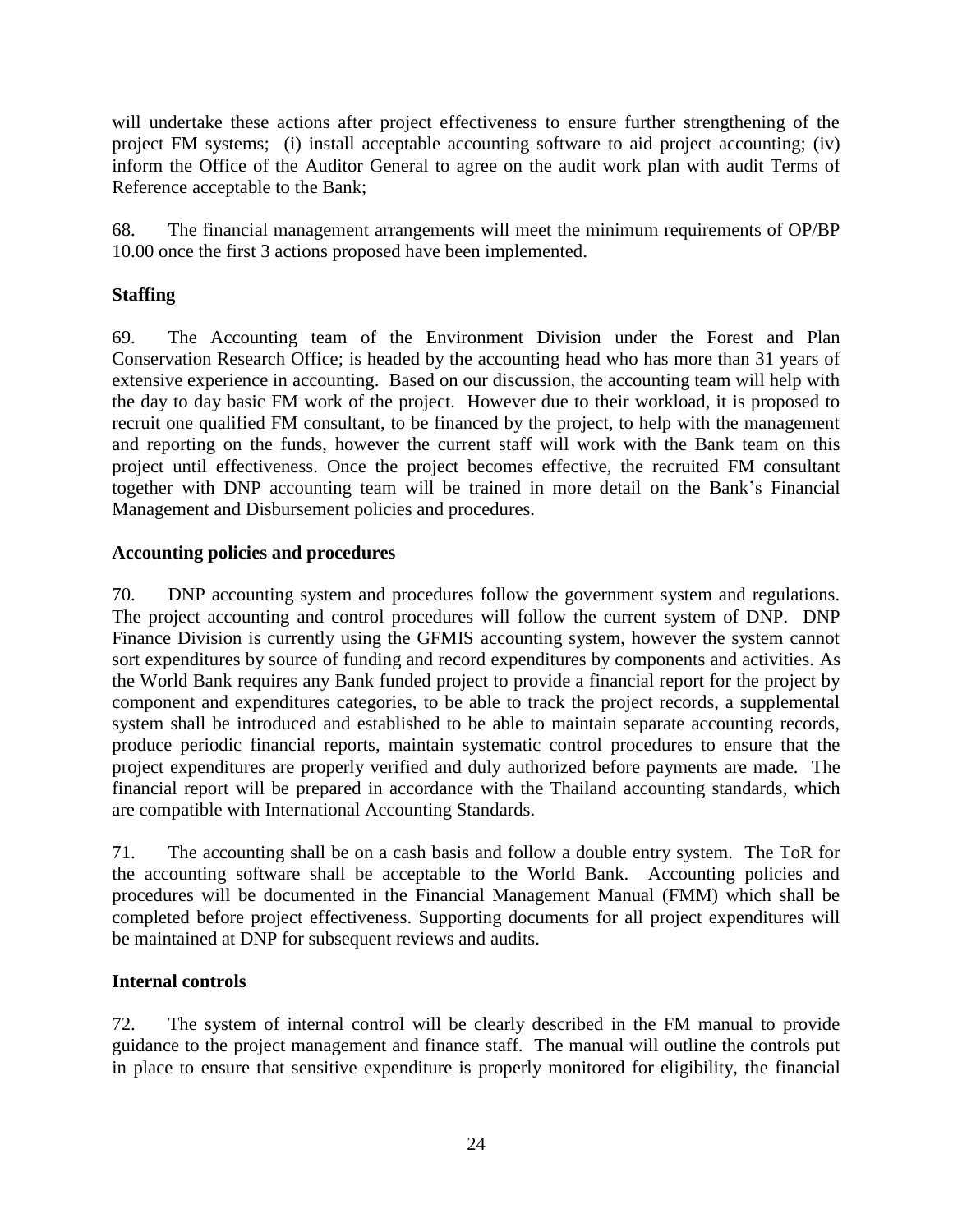will undertake these actions after project effectiveness to ensure further strengthening of the project FM systems; (i) install acceptable accounting software to aid project accounting; (iv) inform the Office of the Auditor General to agree on the audit work plan with audit Terms of Reference acceptable to the Bank;

68. The financial management arrangements will meet the minimum requirements of OP/BP 10.00 once the first 3 actions proposed have been implemented.

**Staffing**

69. The Accounting team of the Environment Division under the Forest and Plan Conservation Research Office; is headed by the accounting head who has more than 31 years of extensive experience in accounting. Based on our discussion, the accounting team will help with the day to day basic FM work of the project. However due to their workload, it is proposed to recruit one qualified FM consultant, to be financed by the project, to help with the management and reporting on the funds, however the current staff will work with the Bank team on this project until effectiveness. Once the project becomes effective, the recruited FM consultant together with DNP accounting team will be trained in more detail on the Bank's Financial Management and Disbursement policies and procedures.

**Accounting policies and procedures**

70. DNP accounting system and procedures follow the government system and regulations. The project accounting and control procedures will follow the current system of DNP. DNP Finance Division is currently using the GFMIS accounting system, however the system cannot sort expenditures by source of funding and record expenditures by components and activities. As the World Bank requires any Bank funded project to provide a financial report for the project by component and expenditures categories, to be able to track the project records, a supplemental system shall be introduced and established to be able to maintain separate accounting records, produce periodic financial reports, maintain systematic control procedures to ensure that the project expenditures are properly verified and duly authorized before payments are made. The financial report will be prepared in accordance with the Thailand accounting standards, which are compatible with International Accounting Standards.

71. The accounting shall be on a cash basis and follow a double entry system. The ToR for the accounting software shall be acceptable to the World Bank. Accounting policies and procedures will be documented in the Financial Management Manual (FMM) which shall be completed before project effectiveness. Supporting documents for all project expenditures will be maintained at DNP for subsequent reviews and audits.

**Internal controls**

72. The system of internal control will be clearly described in the FM manual to provide guidance to the project management and finance staff. The manual will outline the controls put in place to ensure that sensitive expenditure is properly monitored for eligibility, the financial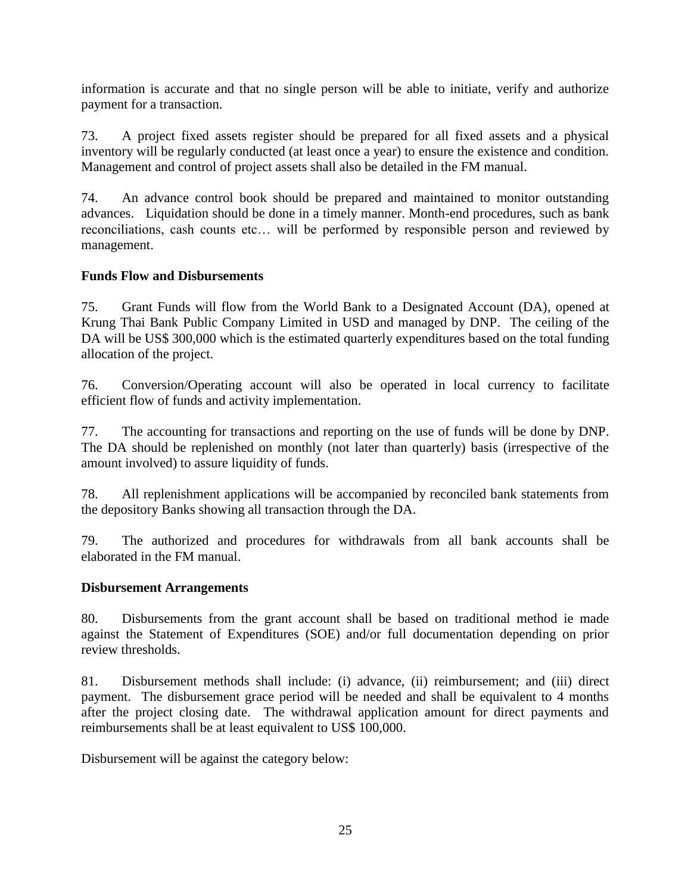information is accurate and that no single person will be able to initiate, verify and authorize payment for a transaction.

73. A project fixed assets register should be prepared for all fixed assets and a physical inventory will be regularly conducted (at least once a year) to ensure the existence and condition. Management and control of project assets shall also be detailed in the FM manual.

74. An advance control book should be prepared and maintained to monitor outstanding advances. Liquidation should be done in a timely manner. Month-end procedures, such as bank reconciliations, cash counts etc… will be performed by responsible person and reviewed by management.

**Funds Flow and Disbursements**

75. Grant Funds will flow from the World Bank to a Designated Account (DA), opened at Krung Thai Bank Public Company Limited in USD and managed by DNP. The ceiling of the DA will be US$ 300,000 which is the estimated quarterly expenditures based on the total funding allocation of the project.

76. Conversion/Operating account will also be operated in local currency to facilitate efficient flow of funds and activity implementation.

77. The accounting for transactions and reporting on the use of funds will be done by DNP. The DA should be replenished on monthly (not later than quarterly) basis (irrespective of the amount involved) to assure liquidity of funds.

78. All replenishment applications will be accompanied by reconciled bank statements from the depository Banks showing all transaction through the DA.

79. The authorized and procedures for withdrawals from all bank accounts shall be elaborated in the FM manual.

**Disbursement Arrangements**

80. Disbursements from the grant account shall be based on traditional method ie made against the Statement of Expenditures (SOE) and/or full documentation depending on prior review thresholds.

81. Disbursement methods shall include: (i) advance, (ii) reimbursement; and (iii) direct payment. The disbursement grace period will be needed and shall be equivalent to 4 months after the project closing date. The withdrawal application amount for direct payments and reimbursements shall be at least equivalent to US$ 100,000.

Disbursement will be against the category below: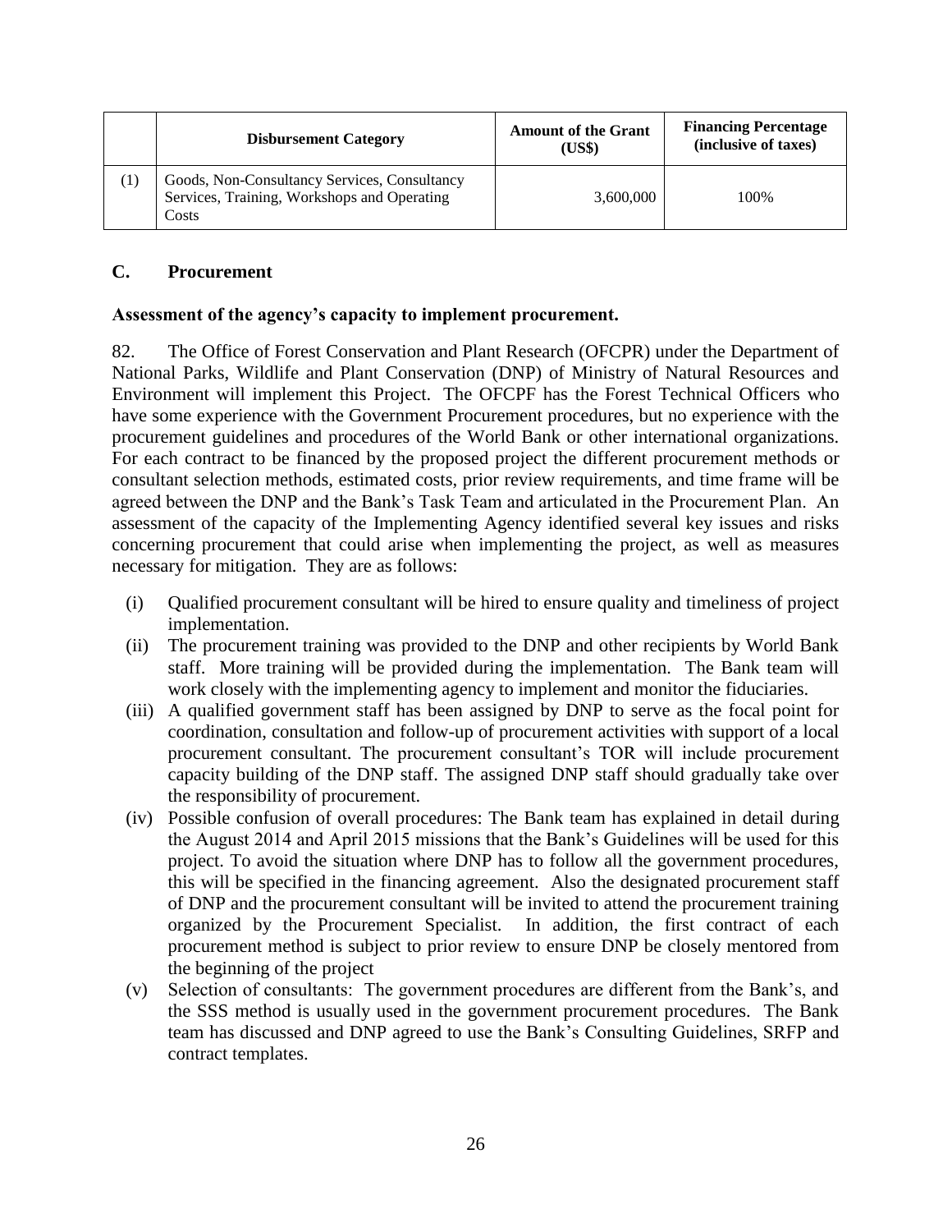| | Disbursement Category | Amount of the Grant (US$) | Financing Percentage (inclusive of taxes) |
|---|---|---|---|
| (1) | Goods, Non-Consultancy Services, Consultancy Services, Training, Workshops and Operating Costs | 3,600,000 | 100% |

## C. Procurement

**Assessment of the agency's capacity to implement procurement.**

82. The Office of Forest Conservation and Plant Research (OFCPR) under the Department of National Parks, Wildlife and Plant Conservation (DNP) of Ministry of Natural Resources and Environment will implement this Project. The OFCPF has the Forest Technical Officers who have some experience with the Government Procurement procedures, but no experience with the procurement guidelines and procedures of the World Bank or other international organizations. For each contract to be financed by the proposed project the different procurement methods or consultant selection methods, estimated costs, prior review requirements, and time frame will be agreed between the DNP and the Bank's Task Team and articulated in the Procurement Plan. An assessment of the capacity of the Implementing Agency identified several key issues and risks concerning procurement that could arise when implementing the project, as well as measures necessary for mitigation. They are as follows:

(i) Qualified procurement consultant will be hired to ensure quality and timeliness of project implementation.

(ii) The procurement training was provided to the DNP and other recipients by World Bank staff. More training will be provided during the implementation. The Bank team will work closely with the implementing agency to implement and monitor the fiduciaries.

(iii) A qualified government staff has been assigned by DNP to serve as the focal point for coordination, consultation and follow-up of procurement activities with support of a local procurement consultant. The procurement consultant's TOR will include procurement capacity building of the DNP staff. The assigned DNP staff should gradually take over the responsibility of procurement.

(iv) Possible confusion of overall procedures: The Bank team has explained in detail during the August 2014 and April 2015 missions that the Bank's Guidelines will be used for this project. To avoid the situation where DNP has to follow all the government procedures, this will be specified in the financing agreement. Also the designated procurement staff of DNP and the procurement consultant will be invited to attend the procurement training organized by the Procurement Specialist. In addition, the first contract of each procurement method is subject to prior review to ensure DNP be closely mentored from the beginning of the project

(v) Selection of consultants: The government procedures are different from the Bank's, and the SSS method is usually used in the government procurement procedures. The Bank team has discussed and DNP agreed to use the Bank's Consulting Guidelines, SRFP and contract templates.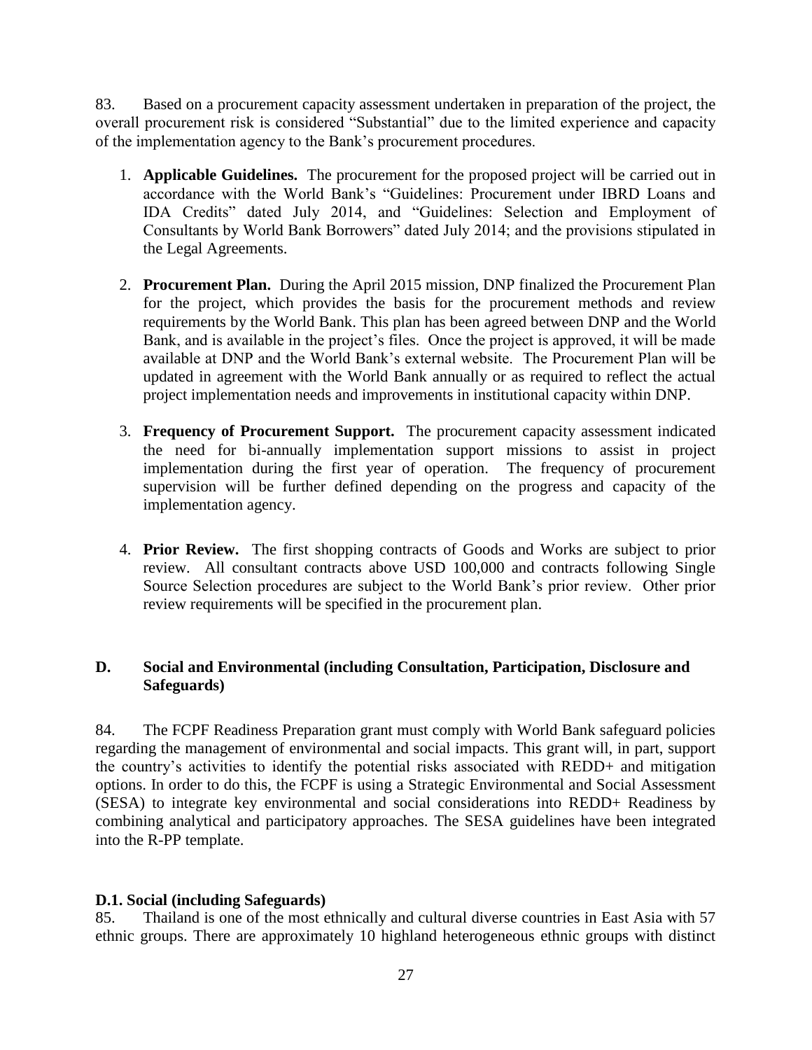83. Based on a procurement capacity assessment undertaken in preparation of the project, the overall procurement risk is considered "Substantial" due to the limited experience and capacity of the implementation agency to the Bank's procurement procedures.

1. **Applicable Guidelines.** The procurement for the proposed project will be carried out in accordance with the World Bank's "Guidelines: Procurement under IBRD Loans and IDA Credits" dated July 2014, and "Guidelines: Selection and Employment of Consultants by World Bank Borrowers" dated July 2014; and the provisions stipulated in the Legal Agreements.

2. **Procurement Plan.** During the April 2015 mission, DNP finalized the Procurement Plan for the project, which provides the basis for the procurement methods and review requirements by the World Bank. This plan has been agreed between DNP and the World Bank, and is available in the project's files. Once the project is approved, it will be made available at DNP and the World Bank's external website. The Procurement Plan will be updated in agreement with the World Bank annually or as required to reflect the actual project implementation needs and improvements in institutional capacity within DNP.

3. **Frequency of Procurement Support.** The procurement capacity assessment indicated the need for bi-annually implementation support missions to assist in project implementation during the first year of operation. The frequency of procurement supervision will be further defined depending on the progress and capacity of the implementation agency.

4. **Prior Review.** The first shopping contracts of Goods and Works are subject to prior review. All consultant contracts above USD 100,000 and contracts following Single Source Selection procedures are subject to the World Bank's prior review. Other prior review requirements will be specified in the procurement plan.

## D. Social and Environmental (including Consultation, Participation, Disclosure and Safeguards)

84. The FCPF Readiness Preparation grant must comply with World Bank safeguard policies regarding the management of environmental and social impacts. This grant will, in part, support the country's activities to identify the potential risks associated with REDD+ and mitigation options. In order to do this, the FCPF is using a Strategic Environmental and Social Assessment (SESA) to integrate key environmental and social considerations into REDD+ Readiness by combining analytical and participatory approaches. The SESA guidelines have been integrated into the R-PP template.

### D.1. Social (including Safeguards)

85. Thailand is one of the most ethnically and cultural diverse countries in East Asia with 57 ethnic groups. There are approximately 10 highland heterogeneous ethnic groups with distinct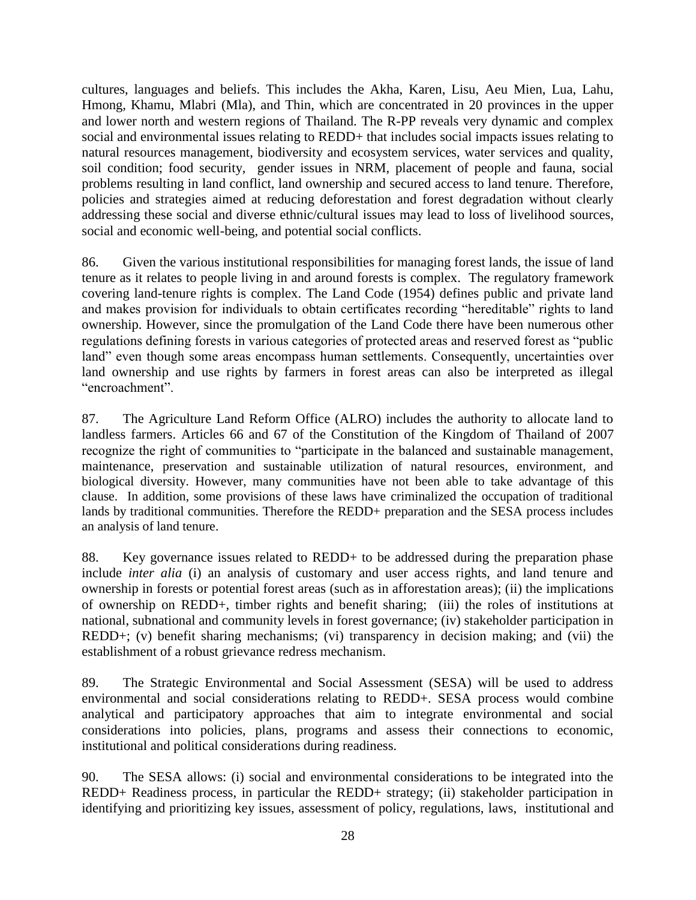cultures, languages and beliefs. This includes the Akha, Karen, Lisu, Aeu Mien, Lua, Lahu, Hmong, Khamu, Mlabri (Mla), and Thin, which are concentrated in 20 provinces in the upper and lower north and western regions of Thailand. The R-PP reveals very dynamic and complex social and environmental issues relating to REDD+ that includes social impacts issues relating to natural resources management, biodiversity and ecosystem services, water services and quality, soil condition; food security, gender issues in NRM, placement of people and fauna, social problems resulting in land conflict, land ownership and secured access to land tenure. Therefore, policies and strategies aimed at reducing deforestation and forest degradation without clearly addressing these social and diverse ethnic/cultural issues may lead to loss of livelihood sources, social and economic well-being, and potential social conflicts.

86. Given the various institutional responsibilities for managing forest lands, the issue of land tenure as it relates to people living in and around forests is complex. The regulatory framework covering land-tenure rights is complex. The Land Code (1954) defines public and private land and makes provision for individuals to obtain certificates recording "hereditable" rights to land ownership. However, since the promulgation of the Land Code there have been numerous other regulations defining forests in various categories of protected areas and reserved forest as "public land" even though some areas encompass human settlements. Consequently, uncertainties over land ownership and use rights by farmers in forest areas can also be interpreted as illegal "encroachment".

87. The Agriculture Land Reform Office (ALRO) includes the authority to allocate land to landless farmers. Articles 66 and 67 of the Constitution of the Kingdom of Thailand of 2007 recognize the right of communities to "participate in the balanced and sustainable management, maintenance, preservation and sustainable utilization of natural resources, environment, and biological diversity. However, many communities have not been able to take advantage of this clause. In addition, some provisions of these laws have criminalized the occupation of traditional lands by traditional communities. Therefore the REDD+ preparation and the SESA process includes an analysis of land tenure.

88. Key governance issues related to REDD+ to be addressed during the preparation phase include *inter alia* (i) an analysis of customary and user access rights, and land tenure and ownership in forests or potential forest areas (such as in afforestation areas); (ii) the implications of ownership on REDD+, timber rights and benefit sharing; (iii) the roles of institutions at national, subnational and community levels in forest governance; (iv) stakeholder participation in REDD+; (v) benefit sharing mechanisms; (vi) transparency in decision making; and (vii) the establishment of a robust grievance redress mechanism.

89. The Strategic Environmental and Social Assessment (SESA) will be used to address environmental and social considerations relating to REDD+. SESA process would combine analytical and participatory approaches that aim to integrate environmental and social considerations into policies, plans, programs and assess their connections to economic, institutional and political considerations during readiness.

90. The SESA allows: (i) social and environmental considerations to be integrated into the REDD+ Readiness process, in particular the REDD+ strategy; (ii) stakeholder participation in identifying and prioritizing key issues, assessment of policy, regulations, laws, institutional and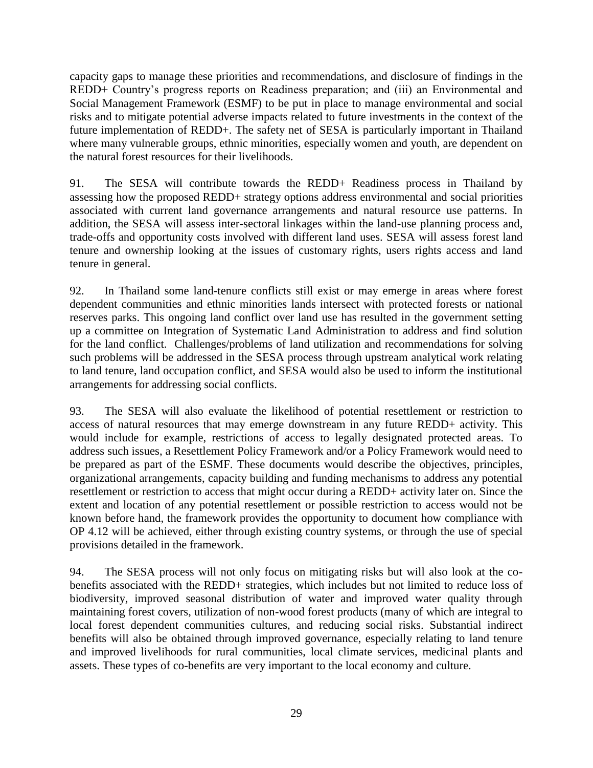capacity gaps to manage these priorities and recommendations, and disclosure of findings in the REDD+ Country's progress reports on Readiness preparation; and (iii) an Environmental and Social Management Framework (ESMF) to be put in place to manage environmental and social risks and to mitigate potential adverse impacts related to future investments in the context of the future implementation of REDD+. The safety net of SESA is particularly important in Thailand where many vulnerable groups, ethnic minorities, especially women and youth, are dependent on the natural forest resources for their livelihoods.

91. The SESA will contribute towards the REDD+ Readiness process in Thailand by assessing how the proposed REDD+ strategy options address environmental and social priorities associated with current land governance arrangements and natural resource use patterns. In addition, the SESA will assess inter-sectoral linkages within the land-use planning process and, trade-offs and opportunity costs involved with different land uses. SESA will assess forest land tenure and ownership looking at the issues of customary rights, users rights access and land tenure in general.

92. In Thailand some land-tenure conflicts still exist or may emerge in areas where forest dependent communities and ethnic minorities lands intersect with protected forests or national reserves parks. This ongoing land conflict over land use has resulted in the government setting up a committee on Integration of Systematic Land Administration to address and find solution for the land conflict. Challenges/problems of land utilization and recommendations for solving such problems will be addressed in the SESA process through upstream analytical work relating to land tenure, land occupation conflict, and SESA would also be used to inform the institutional arrangements for addressing social conflicts.

93. The SESA will also evaluate the likelihood of potential resettlement or restriction to access of natural resources that may emerge downstream in any future REDD+ activity. This would include for example, restrictions of access to legally designated protected areas. To address such issues, a Resettlement Policy Framework and/or a Policy Framework would need to be prepared as part of the ESMF. These documents would describe the objectives, principles, organizational arrangements, capacity building and funding mechanisms to address any potential resettlement or restriction to access that might occur during a REDD+ activity later on. Since the extent and location of any potential resettlement or possible restriction to access would not be known before hand, the framework provides the opportunity to document how compliance with OP 4.12 will be achieved, either through existing country systems, or through the use of special provisions detailed in the framework.

94. The SESA process will not only focus on mitigating risks but will also look at the co-benefits associated with the REDD+ strategies, which includes but not limited to reduce loss of biodiversity, improved seasonal distribution of water and improved water quality through maintaining forest covers, utilization of non-wood forest products (many of which are integral to local forest dependent communities cultures, and reducing social risks. Substantial indirect benefits will also be obtained through improved governance, especially relating to land tenure and improved livelihoods for rural communities, local climate services, medicinal plants and assets. These types of co-benefits are very important to the local economy and culture.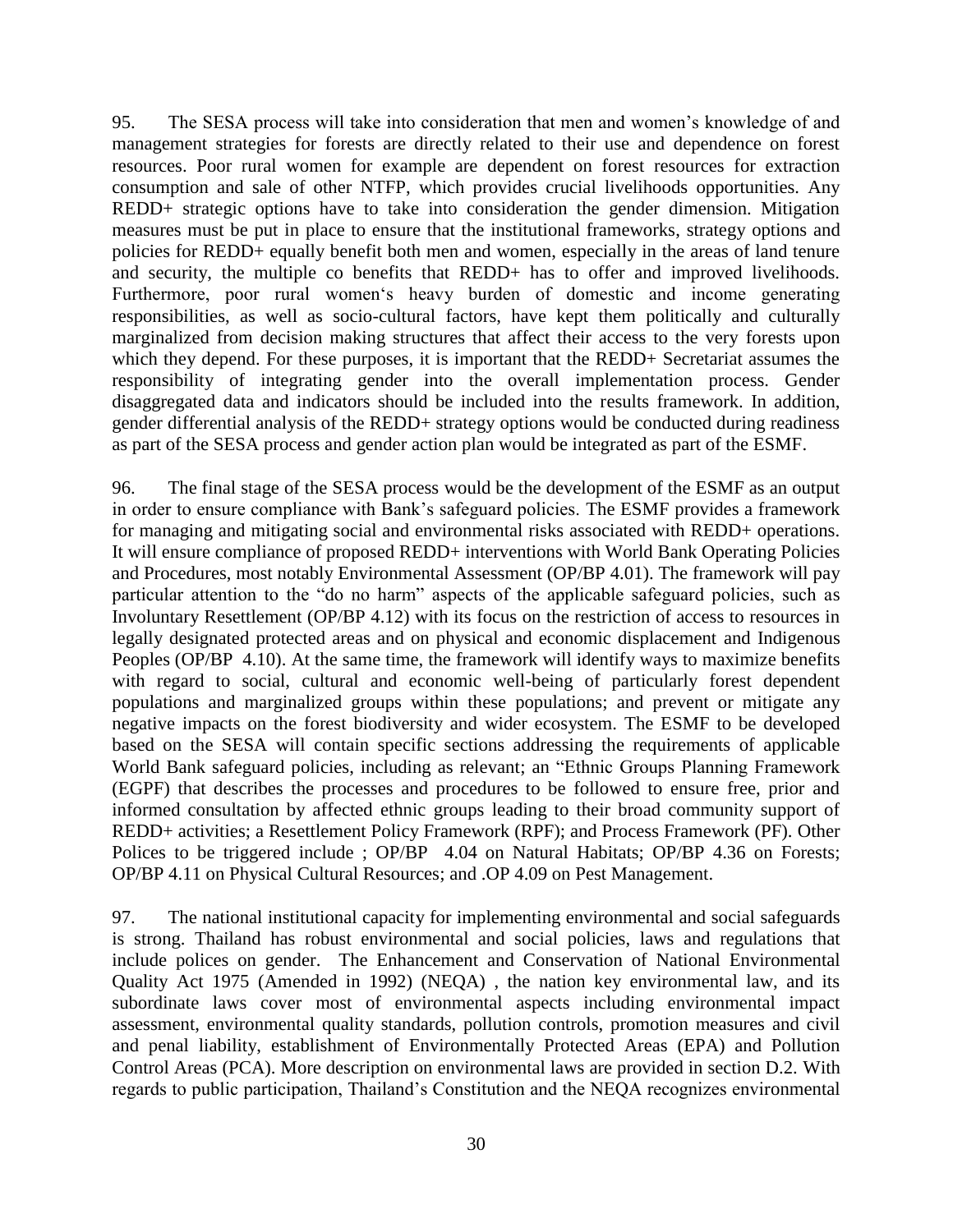95. The SESA process will take into consideration that men and women's knowledge of and management strategies for forests are directly related to their use and dependence on forest resources. Poor rural women for example are dependent on forest resources for extraction consumption and sale of other NTFP, which provides crucial livelihoods opportunities. Any REDD+ strategic options have to take into consideration the gender dimension. Mitigation measures must be put in place to ensure that the institutional frameworks, strategy options and policies for REDD+ equally benefit both men and women, especially in the areas of land tenure and security, the multiple co benefits that REDD+ has to offer and improved livelihoods. Furthermore, poor rural women's heavy burden of domestic and income generating responsibilities, as well as socio-cultural factors, have kept them politically and culturally marginalized from decision making structures that affect their access to the very forests upon which they depend. For these purposes, it is important that the REDD+ Secretariat assumes the responsibility of integrating gender into the overall implementation process. Gender disaggregated data and indicators should be included into the results framework. In addition, gender differential analysis of the REDD+ strategy options would be conducted during readiness as part of the SESA process and gender action plan would be integrated as part of the ESMF.

96. The final stage of the SESA process would be the development of the ESMF as an output in order to ensure compliance with Bank's safeguard policies. The ESMF provides a framework for managing and mitigating social and environmental risks associated with REDD+ operations. It will ensure compliance of proposed REDD+ interventions with World Bank Operating Policies and Procedures, most notably Environmental Assessment (OP/BP 4.01). The framework will pay particular attention to the "do no harm" aspects of the applicable safeguard policies, such as Involuntary Resettlement (OP/BP 4.12) with its focus on the restriction of access to resources in legally designated protected areas and on physical and economic displacement and Indigenous Peoples (OP/BP 4.10). At the same time, the framework will identify ways to maximize benefits with regard to social, cultural and economic well-being of particularly forest dependent populations and marginalized groups within these populations; and prevent or mitigate any negative impacts on the forest biodiversity and wider ecosystem. The ESMF to be developed based on the SESA will contain specific sections addressing the requirements of applicable World Bank safeguard policies, including as relevant; an "Ethnic Groups Planning Framework (EGPF) that describes the processes and procedures to be followed to ensure free, prior and informed consultation by affected ethnic groups leading to their broad community support of REDD+ activities; a Resettlement Policy Framework (RPF); and Process Framework (PF). Other Polices to be triggered include ; OP/BP 4.04 on Natural Habitats; OP/BP 4.36 on Forests; OP/BP 4.11 on Physical Cultural Resources; and .OP 4.09 on Pest Management.

97. The national institutional capacity for implementing environmental and social safeguards is strong. Thailand has robust environmental and social policies, laws and regulations that include polices on gender. The Enhancement and Conservation of National Environmental Quality Act 1975 (Amended in 1992) (NEQA) , the nation key environmental law, and its subordinate laws cover most of environmental aspects including environmental impact assessment, environmental quality standards, pollution controls, promotion measures and civil and penal liability, establishment of Environmentally Protected Areas (EPA) and Pollution Control Areas (PCA). More description on environmental laws are provided in section D.2. With regards to public participation, Thailand's Constitution and the NEQA recognizes environmental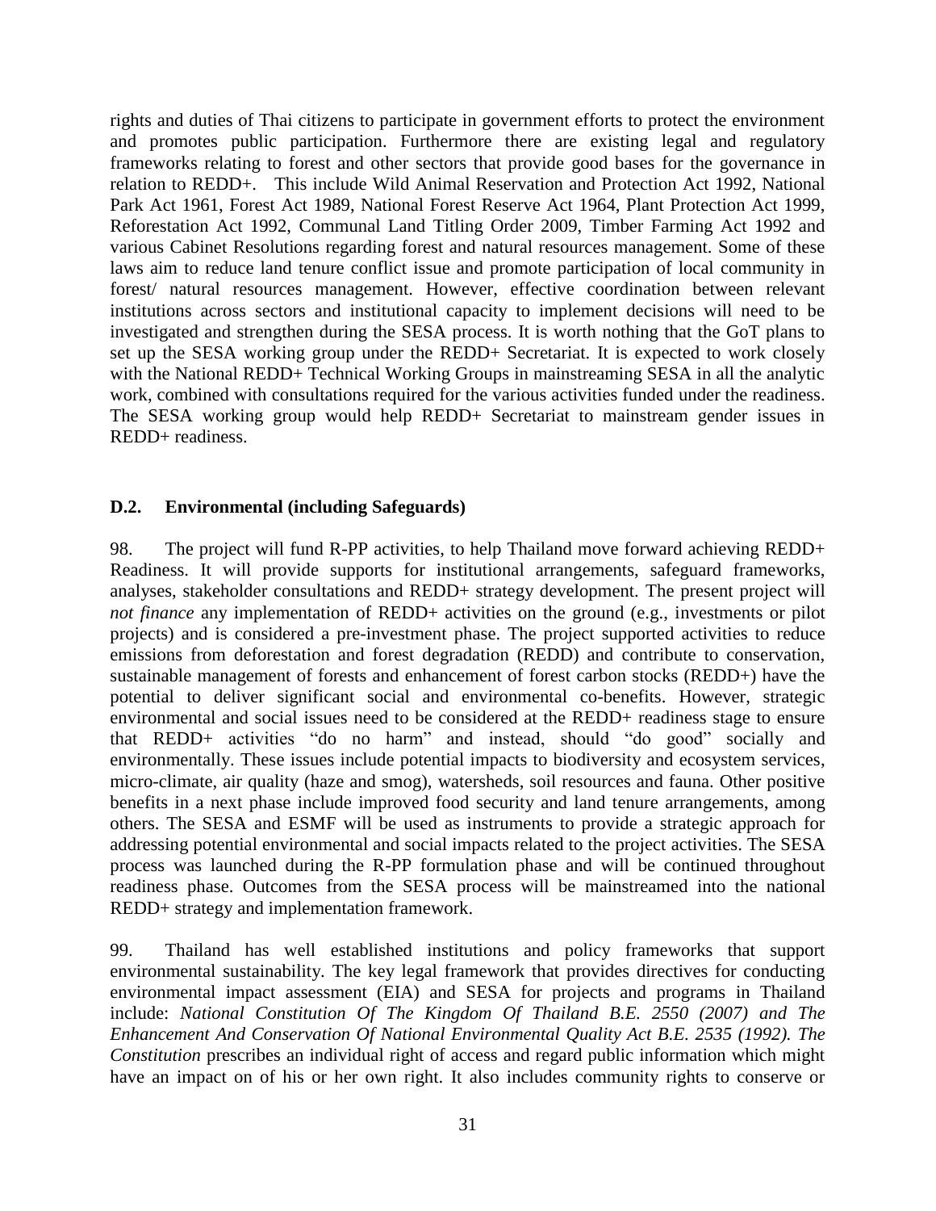rights and duties of Thai citizens to participate in government efforts to protect the environment and promotes public participation. Furthermore there are existing legal and regulatory frameworks relating to forest and other sectors that provide good bases for the governance in relation to REDD+. This include Wild Animal Reservation and Protection Act 1992, National Park Act 1961, Forest Act 1989, National Forest Reserve Act 1964, Plant Protection Act 1999, Reforestation Act 1992, Communal Land Titling Order 2009, Timber Farming Act 1992 and various Cabinet Resolutions regarding forest and natural resources management. Some of these laws aim to reduce land tenure conflict issue and promote participation of local community in forest/ natural resources management. However, effective coordination between relevant institutions across sectors and institutional capacity to implement decisions will need to be investigated and strengthen during the SESA process. It is worth nothing that the GoT plans to set up the SESA working group under the REDD+ Secretariat. It is expected to work closely with the National REDD+ Technical Working Groups in mainstreaming SESA in all the analytic work, combined with consultations required for the various activities funded under the readiness. The SESA working group would help REDD+ Secretariat to mainstream gender issues in REDD+ readiness.

### D.2. Environmental (including Safeguards)

98. The project will fund R-PP activities, to help Thailand move forward achieving REDD+ Readiness. It will provide supports for institutional arrangements, safeguard frameworks, analyses, stakeholder consultations and REDD+ strategy development. The present project will *not finance* any implementation of REDD+ activities on the ground (e.g., investments or pilot projects) and is considered a pre-investment phase. The project supported activities to reduce emissions from deforestation and forest degradation (REDD) and contribute to conservation, sustainable management of forests and enhancement of forest carbon stocks (REDD+) have the potential to deliver significant social and environmental co-benefits. However, strategic environmental and social issues need to be considered at the REDD+ readiness stage to ensure that REDD+ activities "do no harm" and instead, should "do good" socially and environmentally. These issues include potential impacts to biodiversity and ecosystem services, micro-climate, air quality (haze and smog), watersheds, soil resources and fauna. Other positive benefits in a next phase include improved food security and land tenure arrangements, among others. The SESA and ESMF will be used as instruments to provide a strategic approach for addressing potential environmental and social impacts related to the project activities. The SESA process was launched during the R-PP formulation phase and will be continued throughout readiness phase. Outcomes from the SESA process will be mainstreamed into the national REDD+ strategy and implementation framework.

99. Thailand has well established institutions and policy frameworks that support environmental sustainability. The key legal framework that provides directives for conducting environmental impact assessment (EIA) and SESA for projects and programs in Thailand include: *National Constitution Of The Kingdom Of Thailand B.E. 2550 (2007) and The Enhancement And Conservation Of National Environmental Quality Act B.E. 2535 (1992). The Constitution* prescribes an individual right of access and regard public information which might have an impact on of his or her own right. It also includes community rights to conserve or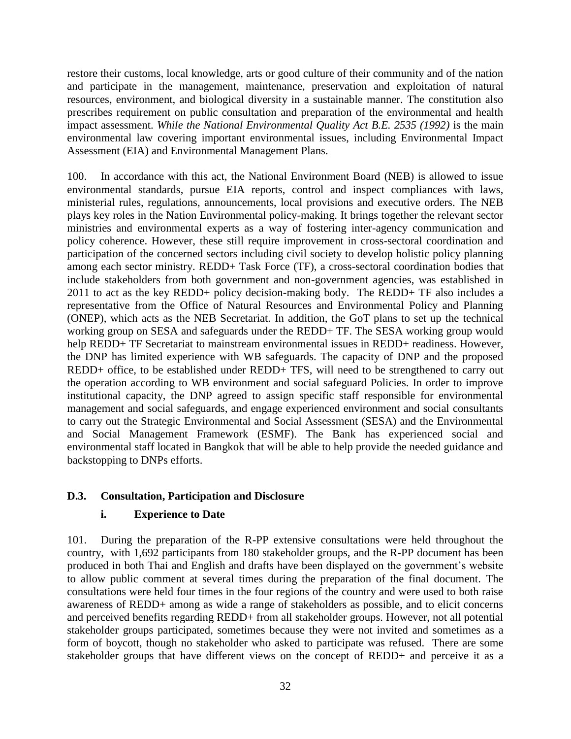restore their customs, local knowledge, arts or good culture of their community and of the nation and participate in the management, maintenance, preservation and exploitation of natural resources, environment, and biological diversity in a sustainable manner. The constitution also prescribes requirement on public consultation and preparation of the environmental and health impact assessment. *While the National Environmental Quality Act B.E. 2535 (1992)* is the main environmental law covering important environmental issues, including Environmental Impact Assessment (EIA) and Environmental Management Plans.

100. In accordance with this act, the National Environment Board (NEB) is allowed to issue environmental standards, pursue EIA reports, control and inspect compliances with laws, ministerial rules, regulations, announcements, local provisions and executive orders. The NEB plays key roles in the Nation Environmental policy-making. It brings together the relevant sector ministries and environmental experts as a way of fostering inter-agency communication and policy coherence. However, these still require improvement in cross-sectoral coordination and participation of the concerned sectors including civil society to develop holistic policy planning among each sector ministry. REDD+ Task Force (TF), a cross-sectoral coordination bodies that include stakeholders from both government and non-government agencies, was established in 2011 to act as the key REDD+ policy decision-making body. The REDD+ TF also includes a representative from the Office of Natural Resources and Environmental Policy and Planning (ONEP), which acts as the NEB Secretariat. In addition, the GoT plans to set up the technical working group on SESA and safeguards under the REDD+ TF. The SESA working group would help REDD+ TF Secretariat to mainstream environmental issues in REDD+ readiness. However, the DNP has limited experience with WB safeguards. The capacity of DNP and the proposed REDD+ office, to be established under REDD+ TFS, will need to be strengthened to carry out the operation according to WB environment and social safeguard Policies. In order to improve institutional capacity, the DNP agreed to assign specific staff responsible for environmental management and social safeguards, and engage experienced environment and social consultants to carry out the Strategic Environmental and Social Assessment (SESA) and the Environmental and Social Management Framework (ESMF). The Bank has experienced social and environmental staff located in Bangkok that will be able to help provide the needed guidance and backstopping to DNPs efforts.

### D.3. Consultation, Participation and Disclosure

#### i. Experience to Date

101. During the preparation of the R-PP extensive consultations were held throughout the country, with 1,692 participants from 180 stakeholder groups, and the R-PP document has been produced in both Thai and English and drafts have been displayed on the government's website to allow public comment at several times during the preparation of the final document. The consultations were held four times in the four regions of the country and were used to both raise awareness of REDD+ among as wide a range of stakeholders as possible, and to elicit concerns and perceived benefits regarding REDD+ from all stakeholder groups. However, not all potential stakeholder groups participated, sometimes because they were not invited and sometimes as a form of boycott, though no stakeholder who asked to participate was refused. There are some stakeholder groups that have different views on the concept of REDD+ and perceive it as a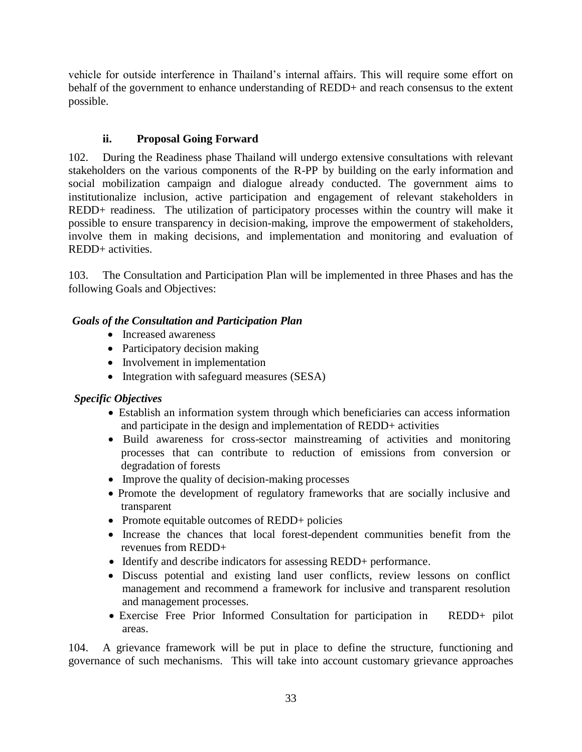vehicle for outside interference in Thailand's internal affairs. This will require some effort on behalf of the government to enhance understanding of REDD+ and reach consensus to the extent possible.

### ii. Proposal Going Forward

102. During the Readiness phase Thailand will undergo extensive consultations with relevant stakeholders on the various components of the R-PP by building on the early information and social mobilization campaign and dialogue already conducted. The government aims to institutionalize inclusion, active participation and engagement of relevant stakeholders in REDD+ readiness. The utilization of participatory processes within the country will make it possible to ensure transparency in decision-making, improve the empowerment of stakeholders, involve them in making decisions, and implementation and monitoring and evaluation of REDD+ activities.

103. The Consultation and Participation Plan will be implemented in three Phases and has the following Goals and Objectives:

***Goals of the Consultation and Participation Plan***

- Increased awareness
- Participatory decision making
- Involvement in implementation
- Integration with safeguard measures (SESA)

***Specific Objectives***

- Establish an information system through which beneficiaries can access information and participate in the design and implementation of REDD+ activities
- Build awareness for cross-sector mainstreaming of activities and monitoring processes that can contribute to reduction of emissions from conversion or degradation of forests
- Improve the quality of decision-making processes
- Promote the development of regulatory frameworks that are socially inclusive and transparent
- Promote equitable outcomes of REDD+ policies
- Increase the chances that local forest-dependent communities benefit from the revenues from REDD+
- Identify and describe indicators for assessing REDD+ performance.
- Discuss potential and existing land user conflicts, review lessons on conflict management and recommend a framework for inclusive and transparent resolution and management processes.
- Exercise Free Prior Informed Consultation for participation in REDD+ pilot areas.

104. A grievance framework will be put in place to define the structure, functioning and governance of such mechanisms. This will take into account customary grievance approaches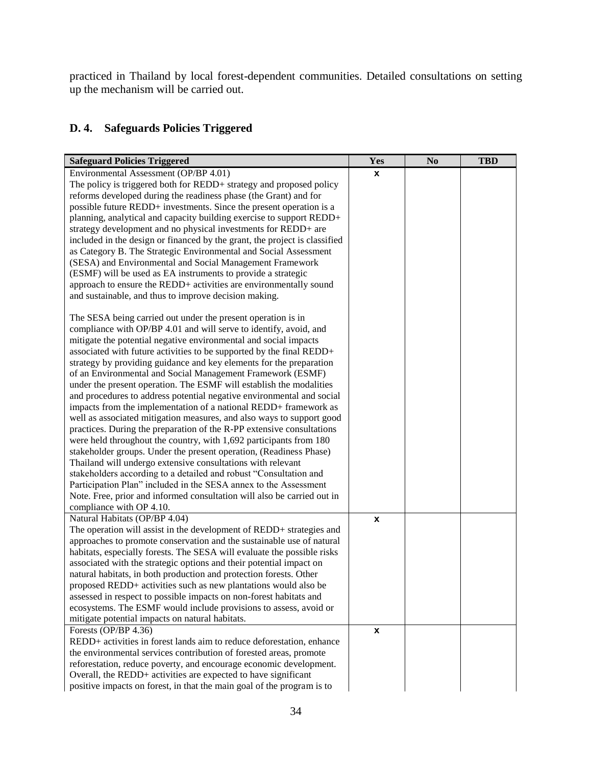practiced in Thailand by local forest-dependent communities. Detailed consultations on setting up the mechanism will be carried out.

## D. 4. Safeguards Policies Triggered

| Safeguard Policies Triggered | Yes | No | TBD |
|---|---|---|---|
| Environmental Assessment (OP/BP 4.01)<br>The policy is triggered both for REDD+ strategy and proposed policy reforms developed during the readiness phase (the Grant) and for possible future REDD+ investments. Since the present operation is a planning, analytical and capacity building exercise to support REDD+ strategy development and no physical investments for REDD+ are included in the design or financed by the grant, the project is classified as Category B. The Strategic Environmental and Social Assessment (SESA) and Environmental and Social Management Framework (ESMF) will be used as EA instruments to provide a strategic approach to ensure the REDD+ activities are environmentally sound and sustainable, and thus to improve decision making.<br><br>The SESA being carried out under the present operation is in compliance with OP/BP 4.01 and will serve to identify, avoid, and mitigate the potential negative environmental and social impacts associated with future activities to be supported by the final REDD+ strategy by providing guidance and key elements for the preparation of an Environmental and Social Management Framework (ESMF) under the present operation. The ESMF will establish the modalities and procedures to address potential negative environmental and social impacts from the implementation of a national REDD+ framework as well as associated mitigation measures, and also ways to support good practices. During the preparation of the R-PP extensive consultations were held throughout the country, with 1,692 participants from 180 stakeholder groups. Under the present operation, (Readiness Phase) Thailand will undergo extensive consultations with relevant stakeholders according to a detailed and robust "Consultation and Participation Plan" included in the SESA annex to the Assessment Note. Free, prior and informed consultation will also be carried out in compliance with OP 4.10. | x | | |
| Natural Habitats (OP/BP 4.04)<br>The operation will assist in the development of REDD+ strategies and approaches to promote conservation and the sustainable use of natural habitats, especially forests. The SESA will evaluate the possible risks associated with the strategic options and their potential impact on natural habitats, in both production and protection forests. Other proposed REDD+ activities such as new plantations would also be assessed in respect to possible impacts on non-forest habitats and ecosystems. The ESMF would include provisions to assess, avoid or mitigate potential impacts on natural habitats. | x | | |
| Forests (OP/BP 4.36)<br>REDD+ activities in forest lands aim to reduce deforestation, enhance the environmental services contribution of forested areas, promote reforestation, reduce poverty, and encourage economic development. Overall, the REDD+ activities are expected to have significant positive impacts on forest, in that the main goal of the program is to | x | | |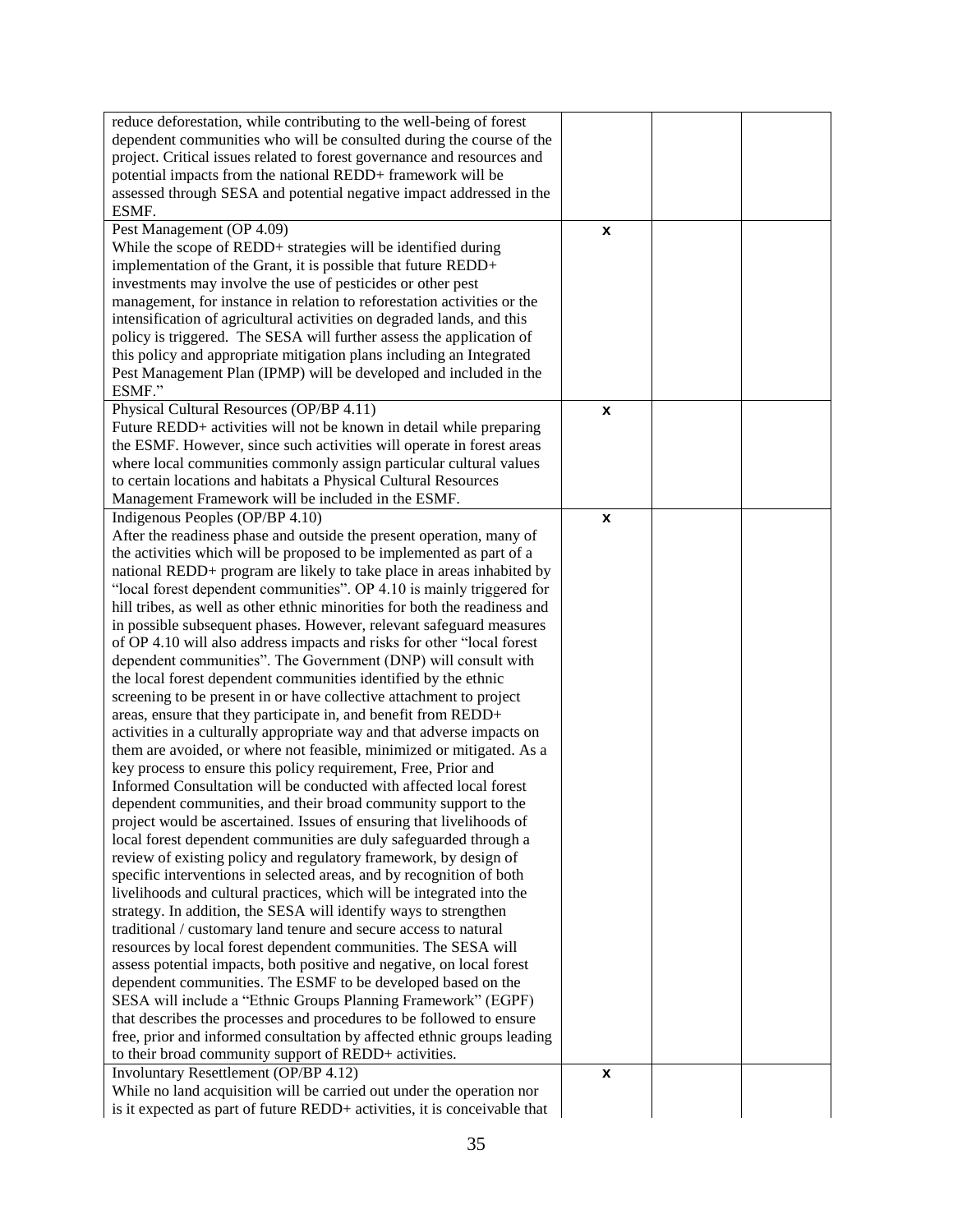| | | | |
|---|---|---|---|
| reduce deforestation, while contributing to the well-being of forest dependent communities who will be consulted during the course of the project. Critical issues related to forest governance and resources and potential impacts from the national REDD+ framework will be assessed through SESA and potential negative impact addressed in the ESMF. | | | |
| Pest Management (OP 4.09)<br>While the scope of REDD+ strategies will be identified during implementation of the Grant, it is possible that future REDD+ investments may involve the use of pesticides or other pest management, for instance in relation to reforestation activities or the intensification of agricultural activities on degraded lands, and this policy is triggered. The SESA will further assess the application of this policy and appropriate mitigation plans including an Integrated Pest Management Plan (IPMP) will be developed and included in the ESMF." | x | | |
| Physical Cultural Resources (OP/BP 4.11)<br>Future REDD+ activities will not be known in detail while preparing the ESMF. However, since such activities will operate in forest areas where local communities commonly assign particular cultural values to certain locations and habitats a Physical Cultural Resources Management Framework will be included in the ESMF. | x | | |
| Indigenous Peoples (OP/BP 4.10)<br>After the readiness phase and outside the present operation, many of the activities which will be proposed to be implemented as part of a national REDD+ program are likely to take place in areas inhabited by "local forest dependent communities". OP 4.10 is mainly triggered for hill tribes, as well as other ethnic minorities for both the readiness and in possible subsequent phases. However, relevant safeguard measures of OP 4.10 will also address impacts and risks for other "local forest dependent communities". The Government (DNP) will consult with the local forest dependent communities identified by the ethnic screening to be present in or have collective attachment to project areas, ensure that they participate in, and benefit from REDD+ activities in a culturally appropriate way and that adverse impacts on them are avoided, or where not feasible, minimized or mitigated. As a key process to ensure this policy requirement, Free, Prior and Informed Consultation will be conducted with affected local forest dependent communities, and their broad community support to the project would be ascertained. Issues of ensuring that livelihoods of local forest dependent communities are duly safeguarded through a review of existing policy and regulatory framework, by design of specific interventions in selected areas, and by recognition of both livelihoods and cultural practices, which will be integrated into the strategy. In addition, the SESA will identify ways to strengthen traditional / customary land tenure and secure access to natural resources by local forest dependent communities. The SESA will assess potential impacts, both positive and negative, on local forest dependent communities. The ESMF to be developed based on the SESA will include a "Ethnic Groups Planning Framework" (EGPF) that describes the processes and procedures to be followed to ensure free, prior and informed consultation by affected ethnic groups leading to their broad community support of REDD+ activities. | x | | |
| Involuntary Resettlement (OP/BP 4.12)<br>While no land acquisition will be carried out under the operation nor is it expected as part of future REDD+ activities, it is conceivable that | x | | |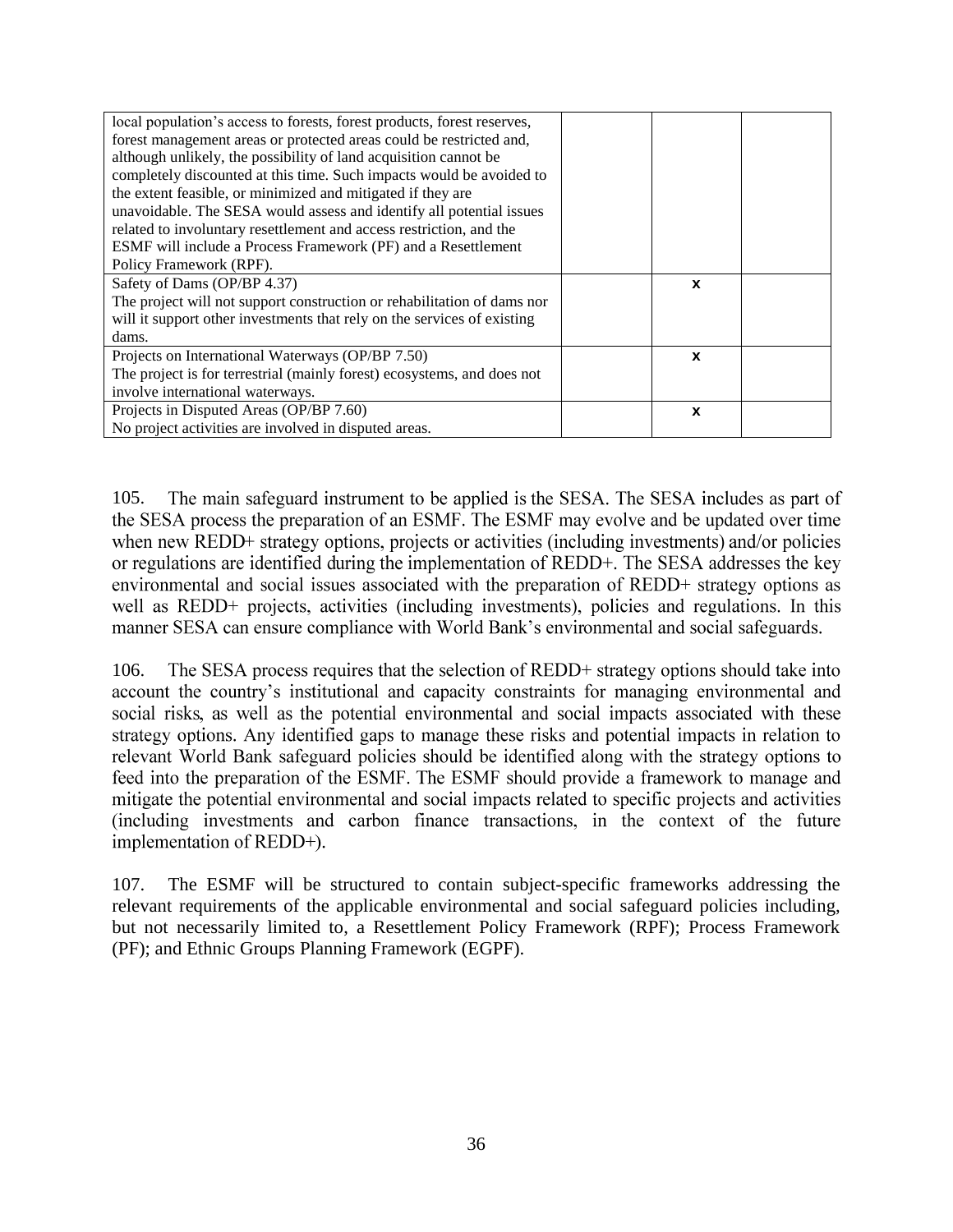| | | | |
|---|---|---|---|
| local population's access to forests, forest products, forest reserves, forest management areas or protected areas could be restricted and, although unlikely, the possibility of land acquisition cannot be completely discounted at this time. Such impacts would be avoided to the extent feasible, or minimized and mitigated if they are unavoidable. The SESA would assess and identify all potential issues related to involuntary resettlement and access restriction, and the ESMF will include a Process Framework (PF) and a Resettlement Policy Framework (RPF). | | | |
| Safety of Dams (OP/BP 4.37)<br>The project will not support construction or rehabilitation of dams nor will it support other investments that rely on the services of existing dams. | | x | |
| Projects on International Waterways (OP/BP 7.50)<br>The project is for terrestrial (mainly forest) ecosystems, and does not involve international waterways. | | x | |
| Projects in Disputed Areas (OP/BP 7.60)<br>No project activities are involved in disputed areas. | | x | |

105. The main safeguard instrument to be applied is the SESA. The SESA includes as part of the SESA process the preparation of an ESMF. The ESMF may evolve and be updated over time when new REDD+ strategy options, projects or activities (including investments) and/or policies or regulations are identified during the implementation of REDD+. The SESA addresses the key environmental and social issues associated with the preparation of REDD+ strategy options as well as REDD+ projects, activities (including investments), policies and regulations. In this manner SESA can ensure compliance with World Bank's environmental and social safeguards.

106. The SESA process requires that the selection of REDD+ strategy options should take into account the country's institutional and capacity constraints for managing environmental and social risks, as well as the potential environmental and social impacts associated with these strategy options. Any identified gaps to manage these risks and potential impacts in relation to relevant World Bank safeguard policies should be identified along with the strategy options to feed into the preparation of the ESMF. The ESMF should provide a framework to manage and mitigate the potential environmental and social impacts related to specific projects and activities (including investments and carbon finance transactions, in the context of the future implementation of REDD+).

107. The ESMF will be structured to contain subject-specific frameworks addressing the relevant requirements of the applicable environmental and social safeguard policies including, but not necessarily limited to, a Resettlement Policy Framework (RPF); Process Framework (PF); and Ethnic Groups Planning Framework (EGPF).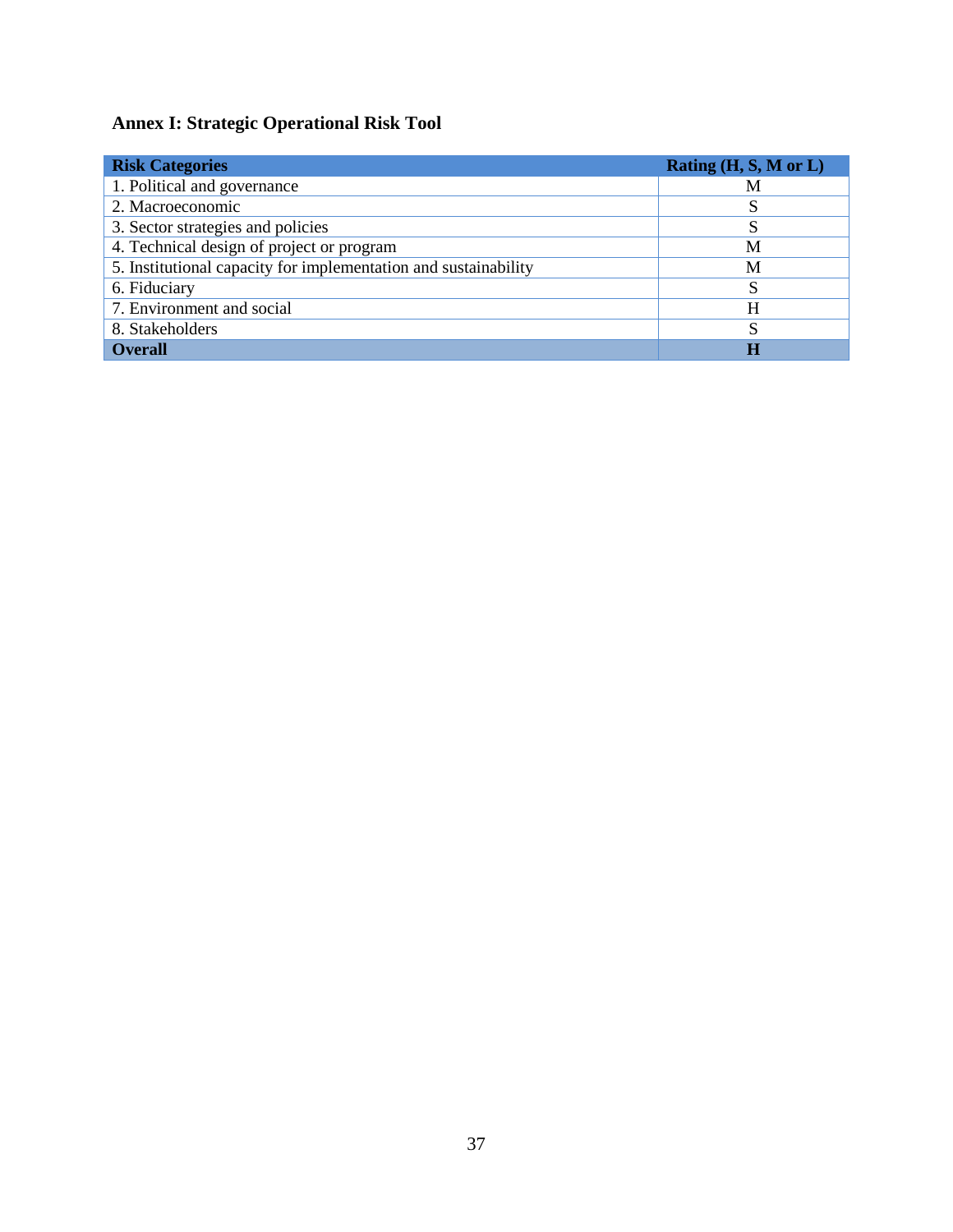## Annex I: Strategic Operational Risk Tool

| **Risk Categories** | **Rating (H, S, M or L)** |
|---|---|
| 1. Political and governance | M |
| 2. Macroeconomic | S |
| 3. Sector strategies and policies | S |
| 4. Technical design of project or program | M |
| 5. Institutional capacity for implementation and sustainability | M |
| 6. Fiduciary | S |
| 7. Environment and social | H |
| 8. Stakeholders | S |
| **Overall** | **H** |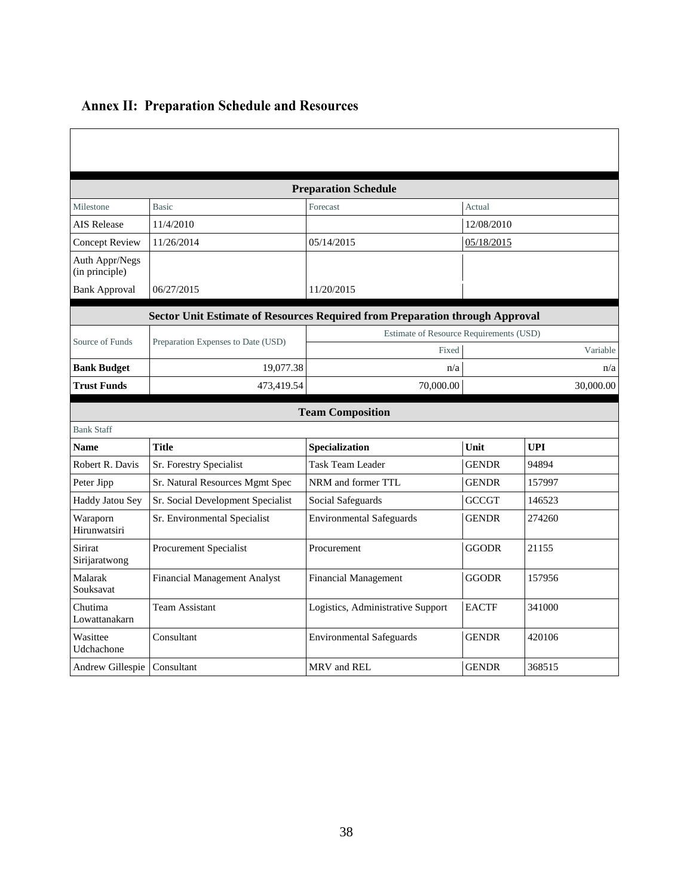## Annex II: Preparation Schedule and Resources

**Preparation Schedule**

| Milestone | Basic | Forecast | Actual |
|---|---|---|---|
| AIS Release | 11/4/2010 | | 12/08/2010 |
| Concept Review | 11/26/2014 | 05/14/2015 | 05/18/2015 |
| Auth Appr/Negs (in principle) | | | |
| Bank Approval | 06/27/2015 | 11/20/2015 | |

**Sector Unit Estimate of Resources Required from Preparation through Approval**

| Source of Funds | Preparation Expenses to Date (USD) | Estimate of Resource Requirements (USD) | |
|---|---|---|---|
| | | Fixed | Variable |
| **Bank Budget** | 19,077.38 | n/a | n/a |
| **Trust Funds** | 473,419.54 | 70,000.00 | 30,000.00 |

**Team Composition**

Bank Staff

| Name | Title | Specialization | Unit | UPI |
|---|---|---|---|---|
| Robert R. Davis | Sr. Forestry Specialist | Task Team Leader | GENDR | 94894 |
| Peter Jipp | Sr. Natural Resources Mgmt Spec | NRM and former TTL | GENDR | 157997 |
| Haddy Jatou Sey | Sr. Social Development Specialist | Social Safeguards | GCCGT | 146523 |
| Waraporn Hirunwatsiri | Sr. Environmental Specialist | Environmental Safeguards | GENDR | 274260 |
| Sirirat Sirijaratwong | Procurement Specialist | Procurement | GGODR | 21155 |
| Malarak Souksavat | Financial Management Analyst | Financial Management | GGODR | 157956 |
| Chutima Lowattanakarn | Team Assistant | Logistics, Administrative Support | EACTF | 341000 |
| Wasittee Udchachone | Consultant | Environmental Safeguards | GENDR | 420106 |
| Andrew Gillespie | Consultant | MRV and REL | GENDR | 368515 |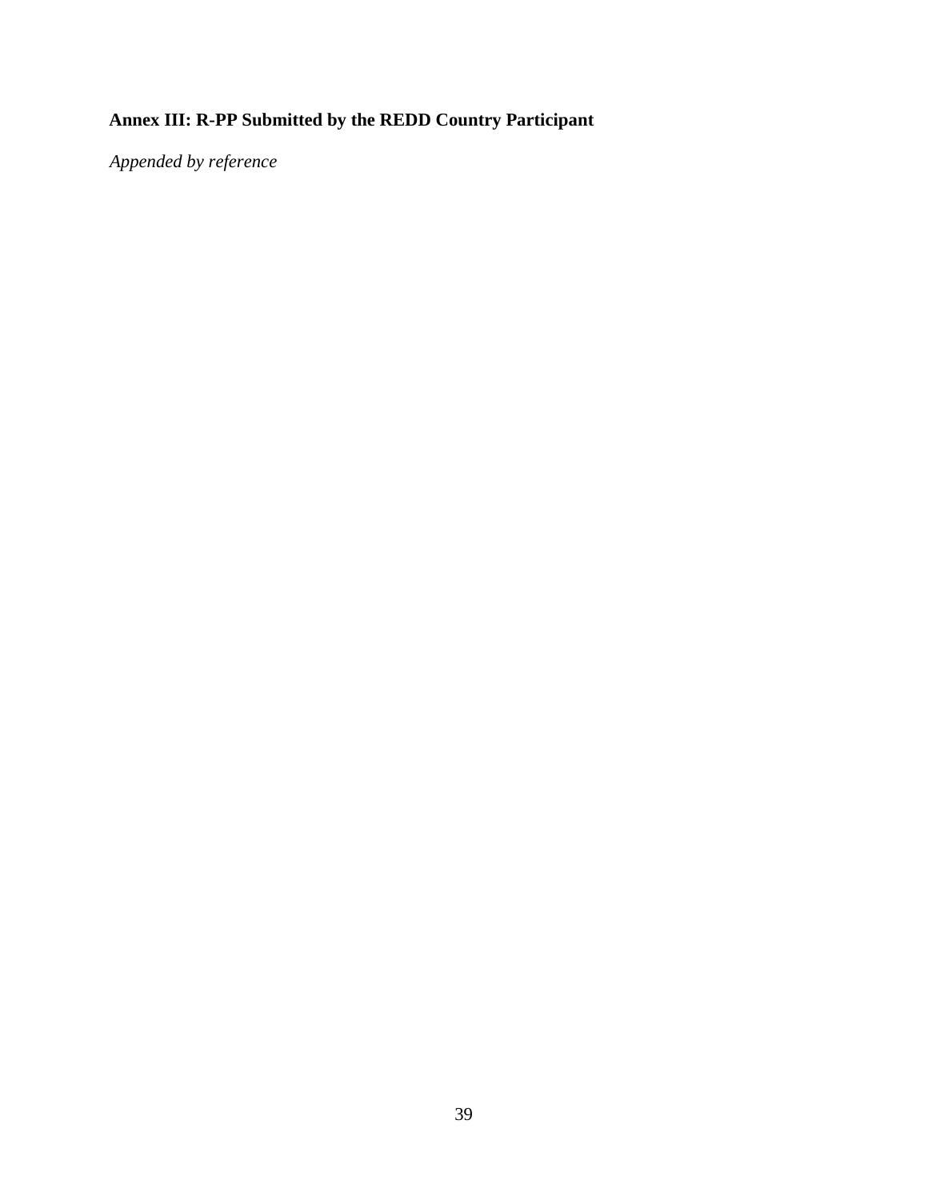## Annex III: R-PP Submitted by the REDD Country Participant

*Appended by reference*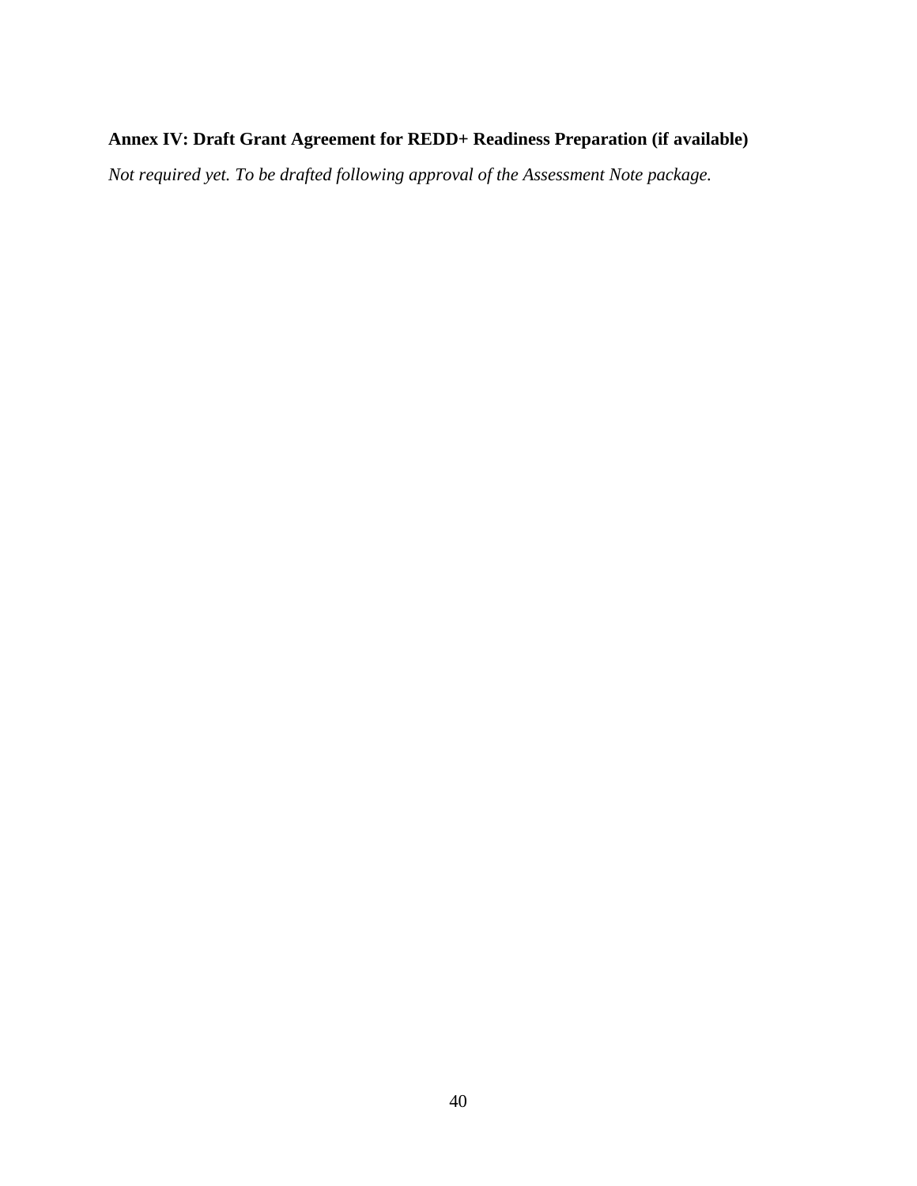**Annex IV: Draft Grant Agreement for REDD+ Readiness Preparation (if available)**

*Not required yet. To be drafted following approval of the Assessment Note package.*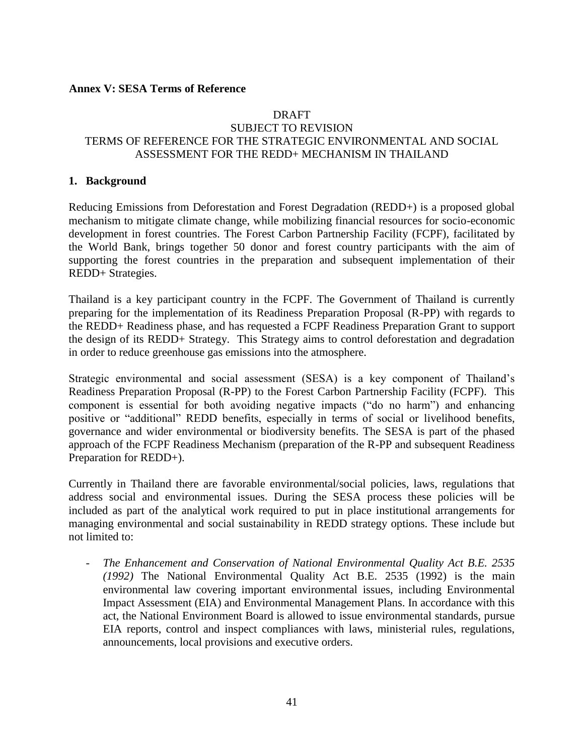**Annex V: SESA Terms of Reference**

DRAFT
SUBJECT TO REVISION
TERMS OF REFERENCE FOR THE STRATEGIC ENVIRONMENTAL AND SOCIAL ASSESSMENT FOR THE REDD+ MECHANISM IN THAILAND

## 1. Background

Reducing Emissions from Deforestation and Forest Degradation (REDD+) is a proposed global mechanism to mitigate climate change, while mobilizing financial resources for socio-economic development in forest countries. The Forest Carbon Partnership Facility (FCPF), facilitated by the World Bank, brings together 50 donor and forest country participants with the aim of supporting the forest countries in the preparation and subsequent implementation of their REDD+ Strategies.

Thailand is a key participant country in the FCPF. The Government of Thailand is currently preparing for the implementation of its Readiness Preparation Proposal (R-PP) with regards to the REDD+ Readiness phase, and has requested a FCPF Readiness Preparation Grant to support the design of its REDD+ Strategy. This Strategy aims to control deforestation and degradation in order to reduce greenhouse gas emissions into the atmosphere.

Strategic environmental and social assessment (SESA) is a key component of Thailand's Readiness Preparation Proposal (R-PP) to the Forest Carbon Partnership Facility (FCPF). This component is essential for both avoiding negative impacts ("do no harm") and enhancing positive or "additional" REDD benefits, especially in terms of social or livelihood benefits, governance and wider environmental or biodiversity benefits. The SESA is part of the phased approach of the FCPF Readiness Mechanism (preparation of the R-PP and subsequent Readiness Preparation for REDD+).

Currently in Thailand there are favorable environmental/social policies, laws, regulations that address social and environmental issues. During the SESA process these policies will be included as part of the analytical work required to put in place institutional arrangements for managing environmental and social sustainability in REDD strategy options. These include but not limited to:

- *The Enhancement and Conservation of National Environmental Quality Act B.E. 2535 (1992)* The National Environmental Quality Act B.E. 2535 (1992) is the main environmental law covering important environmental issues, including Environmental Impact Assessment (EIA) and Environmental Management Plans. In accordance with this act, the National Environment Board is allowed to issue environmental standards, pursue EIA reports, control and inspect compliances with laws, ministerial rules, regulations, announcements, local provisions and executive orders.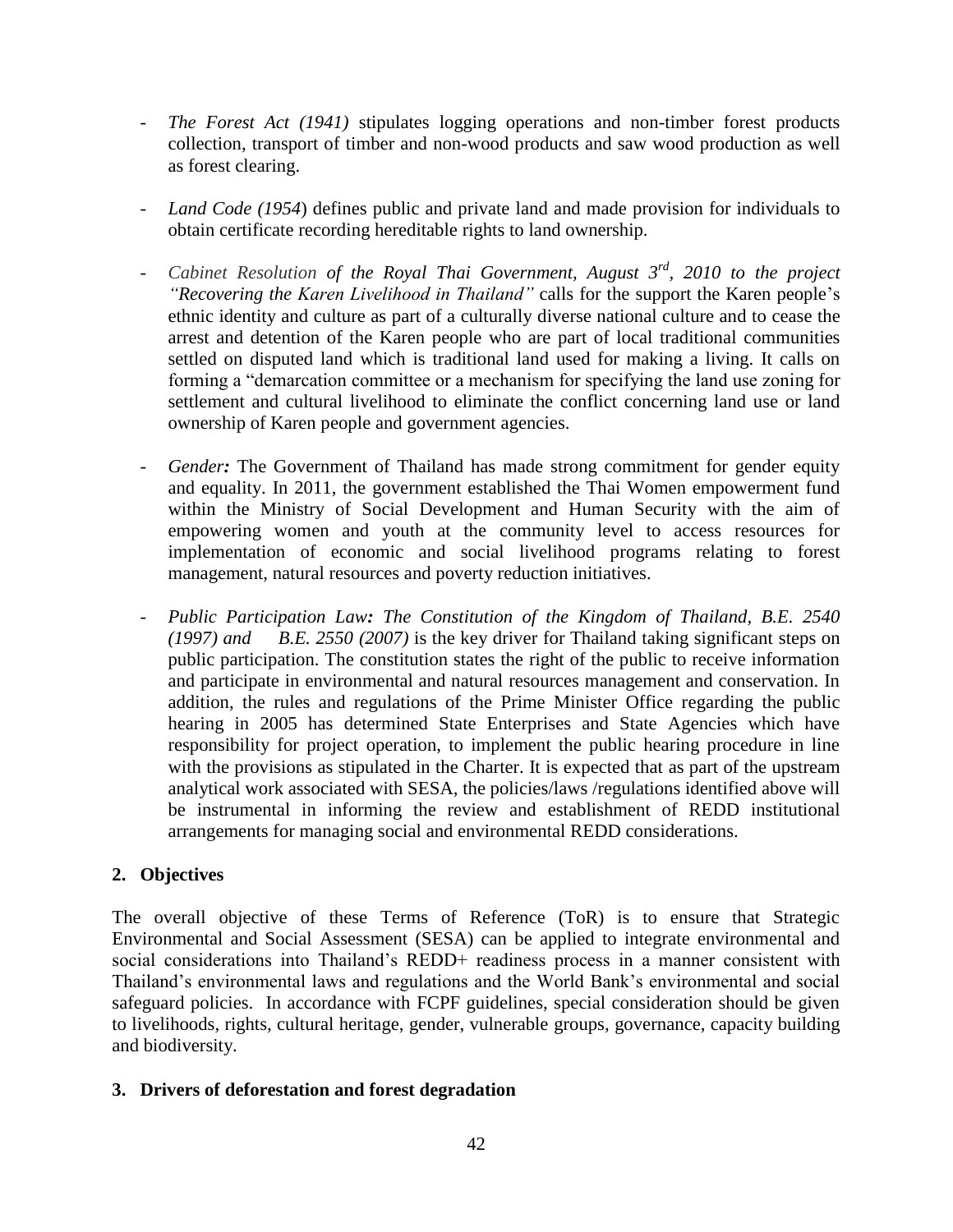- *The Forest Act (1941)* stipulates logging operations and non-timber forest products collection, transport of timber and non-wood products and saw wood production as well as forest clearing.

- *Land Code (1954*) defines public and private land and made provision for individuals to obtain certificate recording hereditable rights to land ownership.

- *Cabinet Resolution of the Royal Thai Government, August 3rd, 2010 to the project "Recovering the Karen Livelihood in Thailand"* calls for the support the Karen people's ethnic identity and culture as part of a culturally diverse national culture and to cease the arrest and detention of the Karen people who are part of local traditional communities settled on disputed land which is traditional land used for making a living. It calls on forming a "demarcation committee or a mechanism for specifying the land use zoning for settlement and cultural livelihood to eliminate the conflict concerning land use or land ownership of Karen people and government agencies.

- *Gender:* The Government of Thailand has made strong commitment for gender equity and equality. In 2011, the government established the Thai Women empowerment fund within the Ministry of Social Development and Human Security with the aim of empowering women and youth at the community level to access resources for implementation of economic and social livelihood programs relating to forest management, natural resources and poverty reduction initiatives.

- *Public Participation Law: The Constitution of the Kingdom of Thailand, B.E. 2540 (1997) and B.E. 2550 (2007)* is the key driver for Thailand taking significant steps on public participation. The constitution states the right of the public to receive information and participate in environmental and natural resources management and conservation. In addition, the rules and regulations of the Prime Minister Office regarding the public hearing in 2005 has determined State Enterprises and State Agencies which have responsibility for project operation, to implement the public hearing procedure in line with the provisions as stipulated in the Charter. It is expected that as part of the upstream analytical work associated with SESA, the policies/laws /regulations identified above will be instrumental in informing the review and establishment of REDD institutional arrangements for managing social and environmental REDD considerations.

## 2. Objectives

The overall objective of these Terms of Reference (ToR) is to ensure that Strategic Environmental and Social Assessment (SESA) can be applied to integrate environmental and social considerations into Thailand's REDD+ readiness process in a manner consistent with Thailand's environmental laws and regulations and the World Bank's environmental and social safeguard policies. In accordance with FCPF guidelines, special consideration should be given to livelihoods, rights, cultural heritage, gender, vulnerable groups, governance, capacity building and biodiversity.

## 3. Drivers of deforestation and forest degradation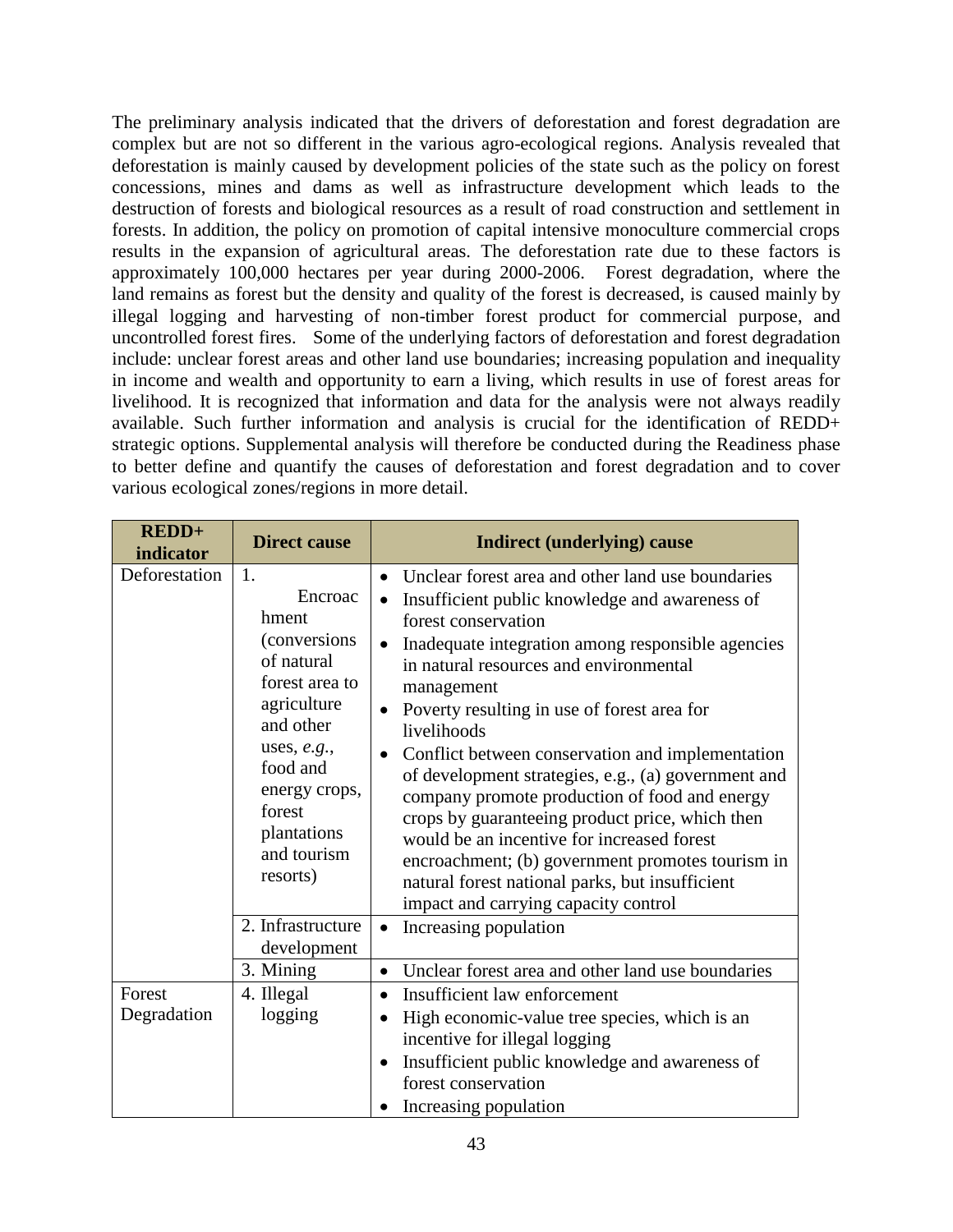The preliminary analysis indicated that the drivers of deforestation and forest degradation are complex but are not so different in the various agro-ecological regions. Analysis revealed that deforestation is mainly caused by development policies of the state such as the policy on forest concessions, mines and dams as well as infrastructure development which leads to the destruction of forests and biological resources as a result of road construction and settlement in forests. In addition, the policy on promotion of capital intensive monoculture commercial crops results in the expansion of agricultural areas. The deforestation rate due to these factors is approximately 100,000 hectares per year during 2000-2006. Forest degradation, where the land remains as forest but the density and quality of the forest is decreased, is caused mainly by illegal logging and harvesting of non-timber forest product for commercial purpose, and uncontrolled forest fires. Some of the underlying factors of deforestation and forest degradation include: unclear forest areas and other land use boundaries; increasing population and inequality in income and wealth and opportunity to earn a living, which results in use of forest areas for livelihood. It is recognized that information and data for the analysis were not always readily available. Such further information and analysis is crucial for the identification of REDD+ strategic options. Supplemental analysis will therefore be conducted during the Readiness phase to better define and quantify the causes of deforestation and forest degradation and to cover various ecological zones/regions in more detail.

| REDD+ indicator | Direct cause | Indirect (underlying) cause |
|---|---|---|
| Deforestation | 1. Encroachment (conversions of natural forest area to agriculture and other uses, *e.g.*, food and energy crops, forest plantations and tourism resorts) | • Unclear forest area and other land use boundaries<br>• Insufficient public knowledge and awareness of forest conservation<br>• Inadequate integration among responsible agencies in natural resources and environmental management<br>• Poverty resulting in use of forest area for livelihoods<br>• Conflict between conservation and implementation of development strategies, e.g., (a) government and company promote production of food and energy crops by guaranteeing product price, which then would be an incentive for increased forest encroachment; (b) government promotes tourism in natural forest national parks, but insufficient impact and carrying capacity control |
| | 2. Infrastructure development | • Increasing population |
| | 3. Mining | • Unclear forest area and other land use boundaries |
| Forest Degradation | 4. Illegal logging | • Insufficient law enforcement<br>• High economic-value tree species, which is an incentive for illegal logging<br>• Insufficient public knowledge and awareness of forest conservation<br>• Increasing population |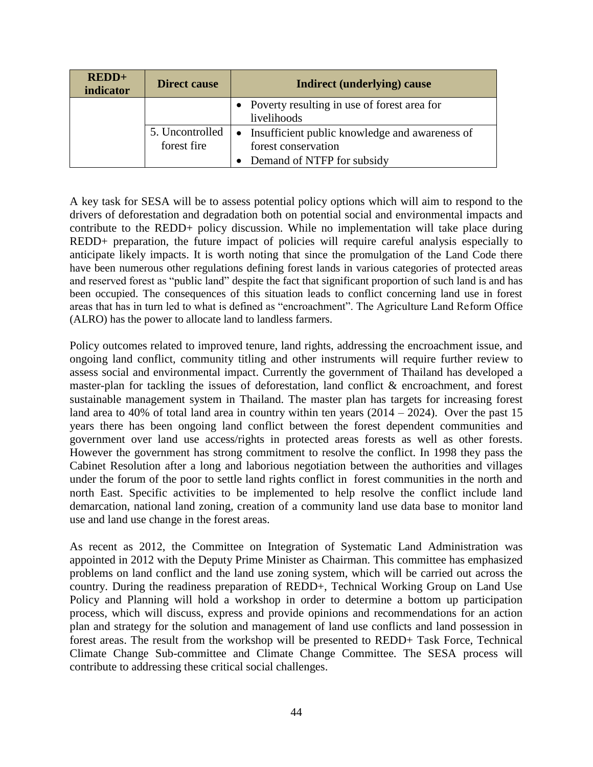| REDD+ indicator | Direct cause | Indirect (underlying) cause |
|---|---|---|
| | | • Poverty resulting in use of forest area for livelihoods |
| | 5. Uncontrolled forest fire | • Insufficient public knowledge and awareness of forest conservation<br>• Demand of NTFP for subsidy |

A key task for SESA will be to assess potential policy options which will aim to respond to the drivers of deforestation and degradation both on potential social and environmental impacts and contribute to the REDD+ policy discussion. While no implementation will take place during REDD+ preparation, the future impact of policies will require careful analysis especially to anticipate likely impacts. It is worth noting that since the promulgation of the Land Code there have been numerous other regulations defining forest lands in various categories of protected areas and reserved forest as "public land" despite the fact that significant proportion of such land is and has been occupied. The consequences of this situation leads to conflict concerning land use in forest areas that has in turn led to what is defined as "encroachment". The Agriculture Land Reform Office (ALRO) has the power to allocate land to landless farmers.

Policy outcomes related to improved tenure, land rights, addressing the encroachment issue, and ongoing land conflict, community titling and other instruments will require further review to assess social and environmental impact. Currently the government of Thailand has developed a master-plan for tackling the issues of deforestation, land conflict & encroachment, and forest sustainable management system in Thailand. The master plan has targets for increasing forest land area to 40% of total land area in country within ten years (2014 – 2024). Over the past 15 years there has been ongoing land conflict between the forest dependent communities and government over land use access/rights in protected areas forests as well as other forests. However the government has strong commitment to resolve the conflict. In 1998 they pass the Cabinet Resolution after a long and laborious negotiation between the authorities and villages under the forum of the poor to settle land rights conflict in forest communities in the north and north East. Specific activities to be implemented to help resolve the conflict include land demarcation, national land zoning, creation of a community land use data base to monitor land use and land use change in the forest areas.

As recent as 2012, the Committee on Integration of Systematic Land Administration was appointed in 2012 with the Deputy Prime Minister as Chairman. This committee has emphasized problems on land conflict and the land use zoning system, which will be carried out across the country. During the readiness preparation of REDD+, Technical Working Group on Land Use Policy and Planning will hold a workshop in order to determine a bottom up participation process, which will discuss, express and provide opinions and recommendations for an action plan and strategy for the solution and management of land use conflicts and land possession in forest areas. The result from the workshop will be presented to REDD+ Task Force, Technical Climate Change Sub-committee and Climate Change Committee. The SESA process will contribute to addressing these critical social challenges.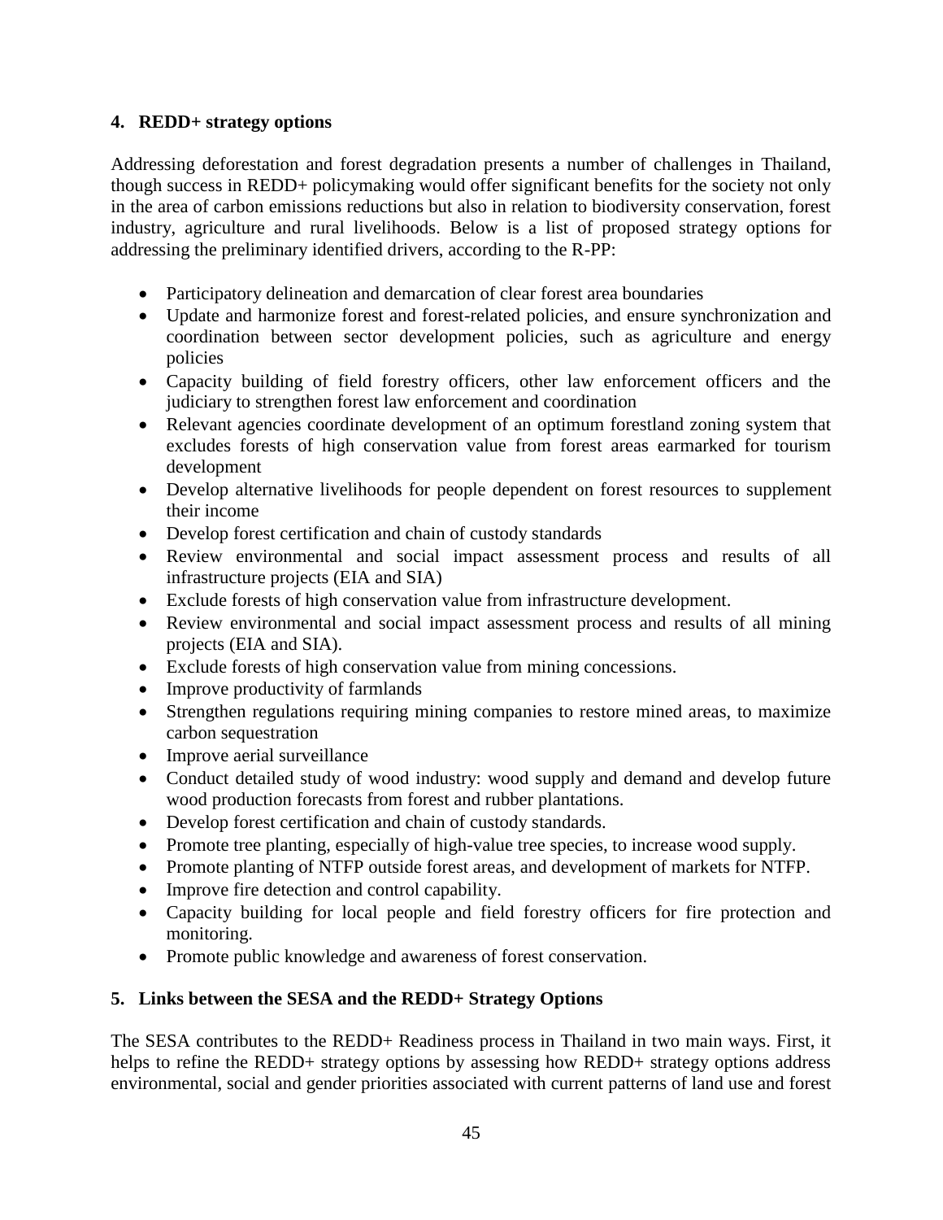## 4. REDD+ strategy options

Addressing deforestation and forest degradation presents a number of challenges in Thailand, though success in REDD+ policymaking would offer significant benefits for the society not only in the area of carbon emissions reductions but also in relation to biodiversity conservation, forest industry, agriculture and rural livelihoods. Below is a list of proposed strategy options for addressing the preliminary identified drivers, according to the R-PP:

- Participatory delineation and demarcation of clear forest area boundaries
- Update and harmonize forest and forest-related policies, and ensure synchronization and coordination between sector development policies, such as agriculture and energy policies
- Capacity building of field forestry officers, other law enforcement officers and the judiciary to strengthen forest law enforcement and coordination
- Relevant agencies coordinate development of an optimum forestland zoning system that excludes forests of high conservation value from forest areas earmarked for tourism development
- Develop alternative livelihoods for people dependent on forest resources to supplement their income
- Develop forest certification and chain of custody standards
- Review environmental and social impact assessment process and results of all infrastructure projects (EIA and SIA)
- Exclude forests of high conservation value from infrastructure development.
- Review environmental and social impact assessment process and results of all mining projects (EIA and SIA).
- Exclude forests of high conservation value from mining concessions.
- Improve productivity of farmlands
- Strengthen regulations requiring mining companies to restore mined areas, to maximize carbon sequestration
- Improve aerial surveillance
- Conduct detailed study of wood industry: wood supply and demand and develop future wood production forecasts from forest and rubber plantations.
- Develop forest certification and chain of custody standards.
- Promote tree planting, especially of high-value tree species, to increase wood supply.
- Promote planting of NTFP outside forest areas, and development of markets for NTFP.
- Improve fire detection and control capability.
- Capacity building for local people and field forestry officers for fire protection and monitoring.
- Promote public knowledge and awareness of forest conservation.

## 5. Links between the SESA and the REDD+ Strategy Options

The SESA contributes to the REDD+ Readiness process in Thailand in two main ways. First, it helps to refine the REDD+ strategy options by assessing how REDD+ strategy options address environmental, social and gender priorities associated with current patterns of land use and forest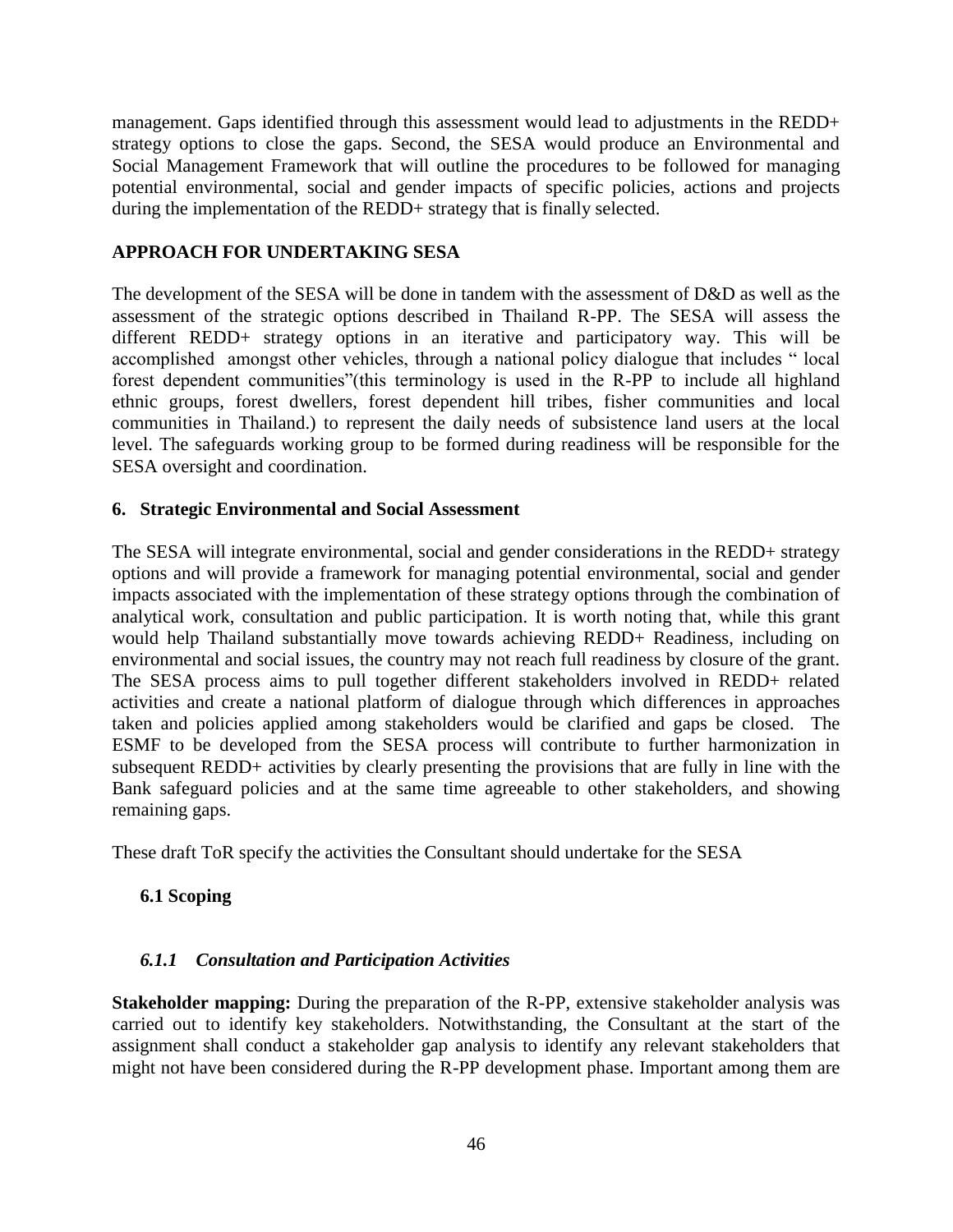management. Gaps identified through this assessment would lead to adjustments in the REDD+ strategy options to close the gaps. Second, the SESA would produce an Environmental and Social Management Framework that will outline the procedures to be followed for managing potential environmental, social and gender impacts of specific policies, actions and projects during the implementation of the REDD+ strategy that is finally selected.

**APPROACH FOR UNDERTAKING SESA**

The development of the SESA will be done in tandem with the assessment of D&D as well as the assessment of the strategic options described in Thailand R-PP. The SESA will assess the different REDD+ strategy options in an iterative and participatory way. This will be accomplished amongst other vehicles, through a national policy dialogue that includes " local forest dependent communities"(this terminology is used in the R-PP to include all highland ethnic groups, forest dwellers, forest dependent hill tribes, fisher communities and local communities in Thailand.) to represent the daily needs of subsistence land users at the local level. The safeguards working group to be formed during readiness will be responsible for the SESA oversight and coordination.

## 6. Strategic Environmental and Social Assessment

The SESA will integrate environmental, social and gender considerations in the REDD+ strategy options and will provide a framework for managing potential environmental, social and gender impacts associated with the implementation of these strategy options through the combination of analytical work, consultation and public participation. It is worth noting that, while this grant would help Thailand substantially move towards achieving REDD+ Readiness, including on environmental and social issues, the country may not reach full readiness by closure of the grant. The SESA process aims to pull together different stakeholders involved in REDD+ related activities and create a national platform of dialogue through which differences in approaches taken and policies applied among stakeholders would be clarified and gaps be closed. The ESMF to be developed from the SESA process will contribute to further harmonization in subsequent REDD+ activities by clearly presenting the provisions that are fully in line with the Bank safeguard policies and at the same time agreeable to other stakeholders, and showing remaining gaps.

These draft ToR specify the activities the Consultant should undertake for the SESA

### 6.1 Scoping

#### *6.1.1 Consultation and Participation Activities*

**Stakeholder mapping:** During the preparation of the R-PP, extensive stakeholder analysis was carried out to identify key stakeholders. Notwithstanding, the Consultant at the start of the assignment shall conduct a stakeholder gap analysis to identify any relevant stakeholders that might not have been considered during the R-PP development phase. Important among them are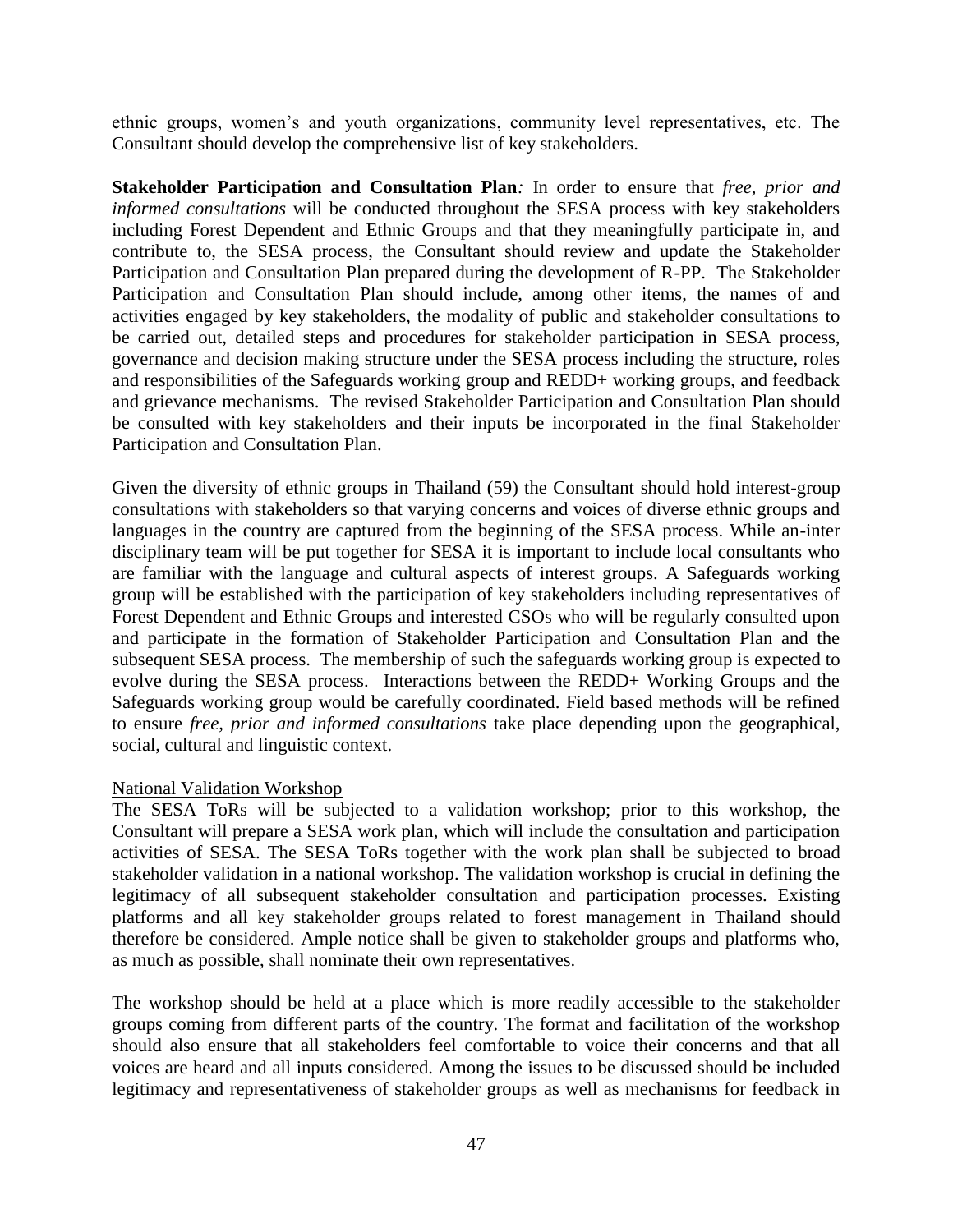ethnic groups, women's and youth organizations, community level representatives, etc. The Consultant should develop the comprehensive list of key stakeholders.

**Stakeholder Participation and Consultation Plan***:* In order to ensure that *free, prior and informed consultations* will be conducted throughout the SESA process with key stakeholders including Forest Dependent and Ethnic Groups and that they meaningfully participate in, and contribute to, the SESA process, the Consultant should review and update the Stakeholder Participation and Consultation Plan prepared during the development of R-PP. The Stakeholder Participation and Consultation Plan should include, among other items, the names of and activities engaged by key stakeholders, the modality of public and stakeholder consultations to be carried out, detailed steps and procedures for stakeholder participation in SESA process, governance and decision making structure under the SESA process including the structure, roles and responsibilities of the Safeguards working group and REDD+ working groups, and feedback and grievance mechanisms. The revised Stakeholder Participation and Consultation Plan should be consulted with key stakeholders and their inputs be incorporated in the final Stakeholder Participation and Consultation Plan.

Given the diversity of ethnic groups in Thailand (59) the Consultant should hold interest-group consultations with stakeholders so that varying concerns and voices of diverse ethnic groups and languages in the country are captured from the beginning of the SESA process. While an-inter disciplinary team will be put together for SESA it is important to include local consultants who are familiar with the language and cultural aspects of interest groups. A Safeguards working group will be established with the participation of key stakeholders including representatives of Forest Dependent and Ethnic Groups and interested CSOs who will be regularly consulted upon and participate in the formation of Stakeholder Participation and Consultation Plan and the subsequent SESA process. The membership of such the safeguards working group is expected to evolve during the SESA process. Interactions between the REDD+ Working Groups and the Safeguards working group would be carefully coordinated. Field based methods will be refined to ensure *free, prior and informed consultations* take place depending upon the geographical, social, cultural and linguistic context.

National Validation Workshop

The SESA ToRs will be subjected to a validation workshop; prior to this workshop, the Consultant will prepare a SESA work plan, which will include the consultation and participation activities of SESA. The SESA ToRs together with the work plan shall be subjected to broad stakeholder validation in a national workshop. The validation workshop is crucial in defining the legitimacy of all subsequent stakeholder consultation and participation processes. Existing platforms and all key stakeholder groups related to forest management in Thailand should therefore be considered. Ample notice shall be given to stakeholder groups and platforms who, as much as possible, shall nominate their own representatives.

The workshop should be held at a place which is more readily accessible to the stakeholder groups coming from different parts of the country. The format and facilitation of the workshop should also ensure that all stakeholders feel comfortable to voice their concerns and that all voices are heard and all inputs considered. Among the issues to be discussed should be included legitimacy and representativeness of stakeholder groups as well as mechanisms for feedback in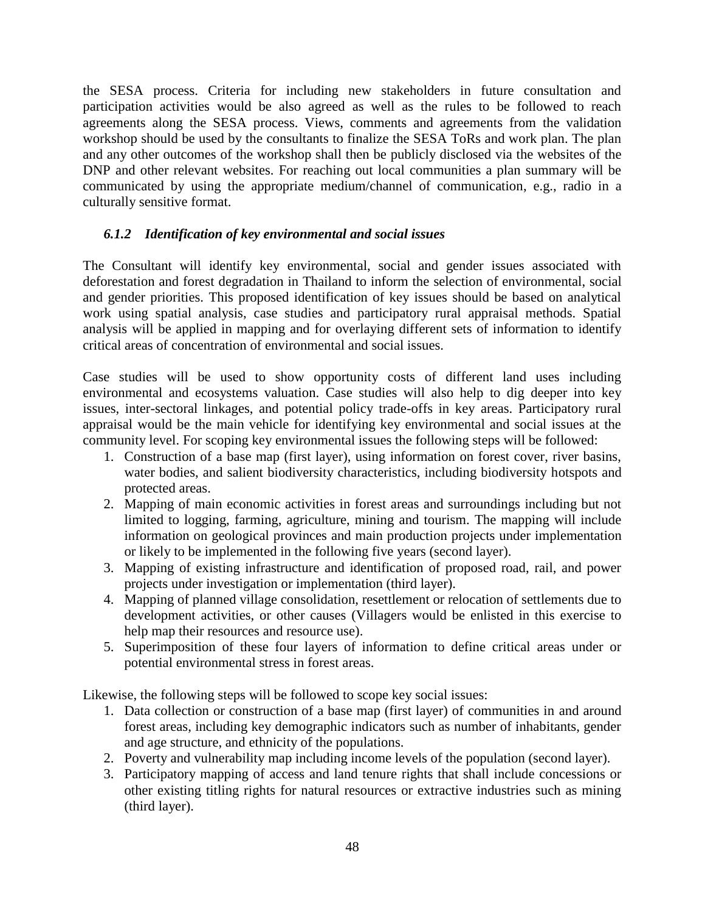the SESA process. Criteria for including new stakeholders in future consultation and participation activities would be also agreed as well as the rules to be followed to reach agreements along the SESA process. Views, comments and agreements from the validation workshop should be used by the consultants to finalize the SESA ToRs and work plan. The plan and any other outcomes of the workshop shall then be publicly disclosed via the websites of the DNP and other relevant websites. For reaching out local communities a plan summary will be communicated by using the appropriate medium/channel of communication, e.g., radio in a culturally sensitive format.

### *6.1.2 Identification of key environmental and social issues*

The Consultant will identify key environmental, social and gender issues associated with deforestation and forest degradation in Thailand to inform the selection of environmental, social and gender priorities. This proposed identification of key issues should be based on analytical work using spatial analysis, case studies and participatory rural appraisal methods. Spatial analysis will be applied in mapping and for overlaying different sets of information to identify critical areas of concentration of environmental and social issues.

Case studies will be used to show opportunity costs of different land uses including environmental and ecosystems valuation. Case studies will also help to dig deeper into key issues, inter-sectoral linkages, and potential policy trade-offs in key areas. Participatory rural appraisal would be the main vehicle for identifying key environmental and social issues at the community level. For scoping key environmental issues the following steps will be followed:

1. Construction of a base map (first layer), using information on forest cover, river basins, water bodies, and salient biodiversity characteristics, including biodiversity hotspots and protected areas.
2. Mapping of main economic activities in forest areas and surroundings including but not limited to logging, farming, agriculture, mining and tourism. The mapping will include information on geological provinces and main production projects under implementation or likely to be implemented in the following five years (second layer).
3. Mapping of existing infrastructure and identification of proposed road, rail, and power projects under investigation or implementation (third layer).
4. Mapping of planned village consolidation, resettlement or relocation of settlements due to development activities, or other causes (Villagers would be enlisted in this exercise to help map their resources and resource use).
5. Superimposition of these four layers of information to define critical areas under or potential environmental stress in forest areas.

Likewise, the following steps will be followed to scope key social issues:

1. Data collection or construction of a base map (first layer) of communities in and around forest areas, including key demographic indicators such as number of inhabitants, gender and age structure, and ethnicity of the populations.
2. Poverty and vulnerability map including income levels of the population (second layer).
3. Participatory mapping of access and land tenure rights that shall include concessions or other existing titling rights for natural resources or extractive industries such as mining (third layer).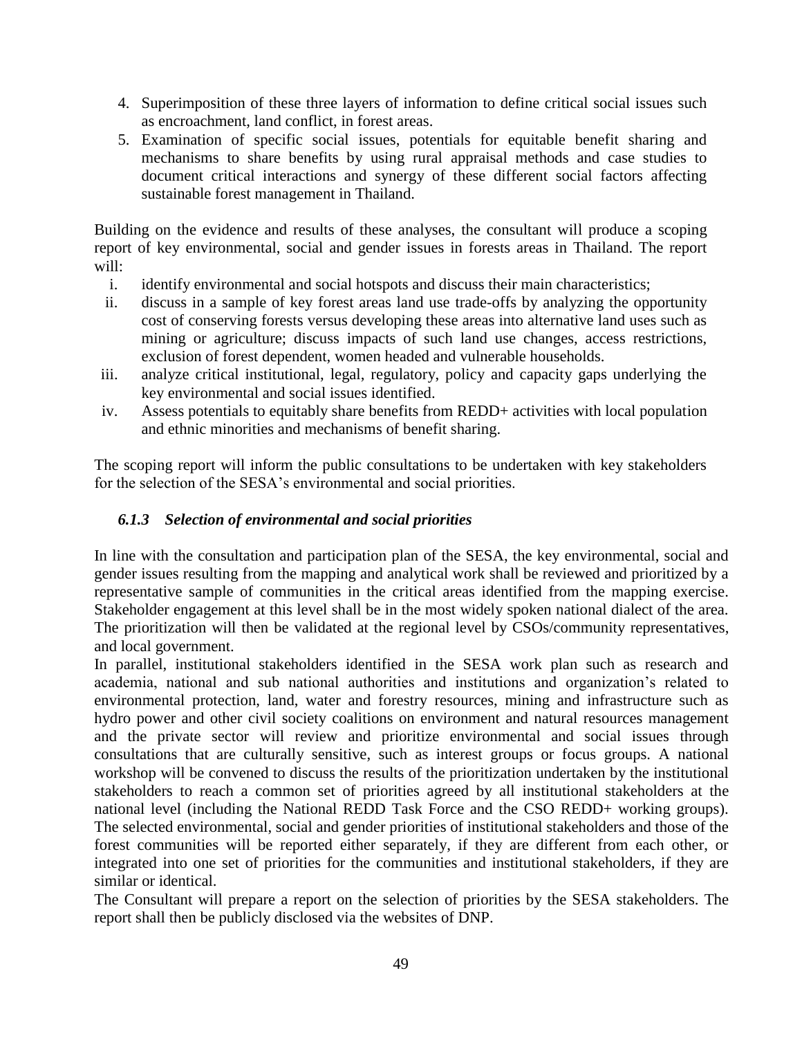4. Superimposition of these three layers of information to define critical social issues such as encroachment, land conflict, in forest areas.
5. Examination of specific social issues, potentials for equitable benefit sharing and mechanisms to share benefits by using rural appraisal methods and case studies to document critical interactions and synergy of these different social factors affecting sustainable forest management in Thailand.

Building on the evidence and results of these analyses, the consultant will produce a scoping report of key environmental, social and gender issues in forests areas in Thailand. The report will:

i. identify environmental and social hotspots and discuss their main characteristics;
ii. discuss in a sample of key forest areas land use trade-offs by analyzing the opportunity cost of conserving forests versus developing these areas into alternative land uses such as mining or agriculture; discuss impacts of such land use changes, access restrictions, exclusion of forest dependent, women headed and vulnerable households.
iii. analyze critical institutional, legal, regulatory, policy and capacity gaps underlying the key environmental and social issues identified.
iv. Assess potentials to equitably share benefits from REDD+ activities with local population and ethnic minorities and mechanisms of benefit sharing.

The scoping report will inform the public consultations to be undertaken with key stakeholders for the selection of the SESA's environmental and social priorities.

### *6.1.3 Selection of environmental and social priorities*

In line with the consultation and participation plan of the SESA, the key environmental, social and gender issues resulting from the mapping and analytical work shall be reviewed and prioritized by a representative sample of communities in the critical areas identified from the mapping exercise. Stakeholder engagement at this level shall be in the most widely spoken national dialect of the area. The prioritization will then be validated at the regional level by CSOs/community representatives, and local government.

In parallel, institutional stakeholders identified in the SESA work plan such as research and academia, national and sub national authorities and institutions and organization's related to environmental protection, land, water and forestry resources, mining and infrastructure such as hydro power and other civil society coalitions on environment and natural resources management and the private sector will review and prioritize environmental and social issues through consultations that are culturally sensitive, such as interest groups or focus groups. A national workshop will be convened to discuss the results of the prioritization undertaken by the institutional stakeholders to reach a common set of priorities agreed by all institutional stakeholders at the national level (including the National REDD Task Force and the CSO REDD+ working groups). The selected environmental, social and gender priorities of institutional stakeholders and those of the forest communities will be reported either separately, if they are different from each other, or integrated into one set of priorities for the communities and institutional stakeholders, if they are similar or identical.

The Consultant will prepare a report on the selection of priorities by the SESA stakeholders. The report shall then be publicly disclosed via the websites of DNP.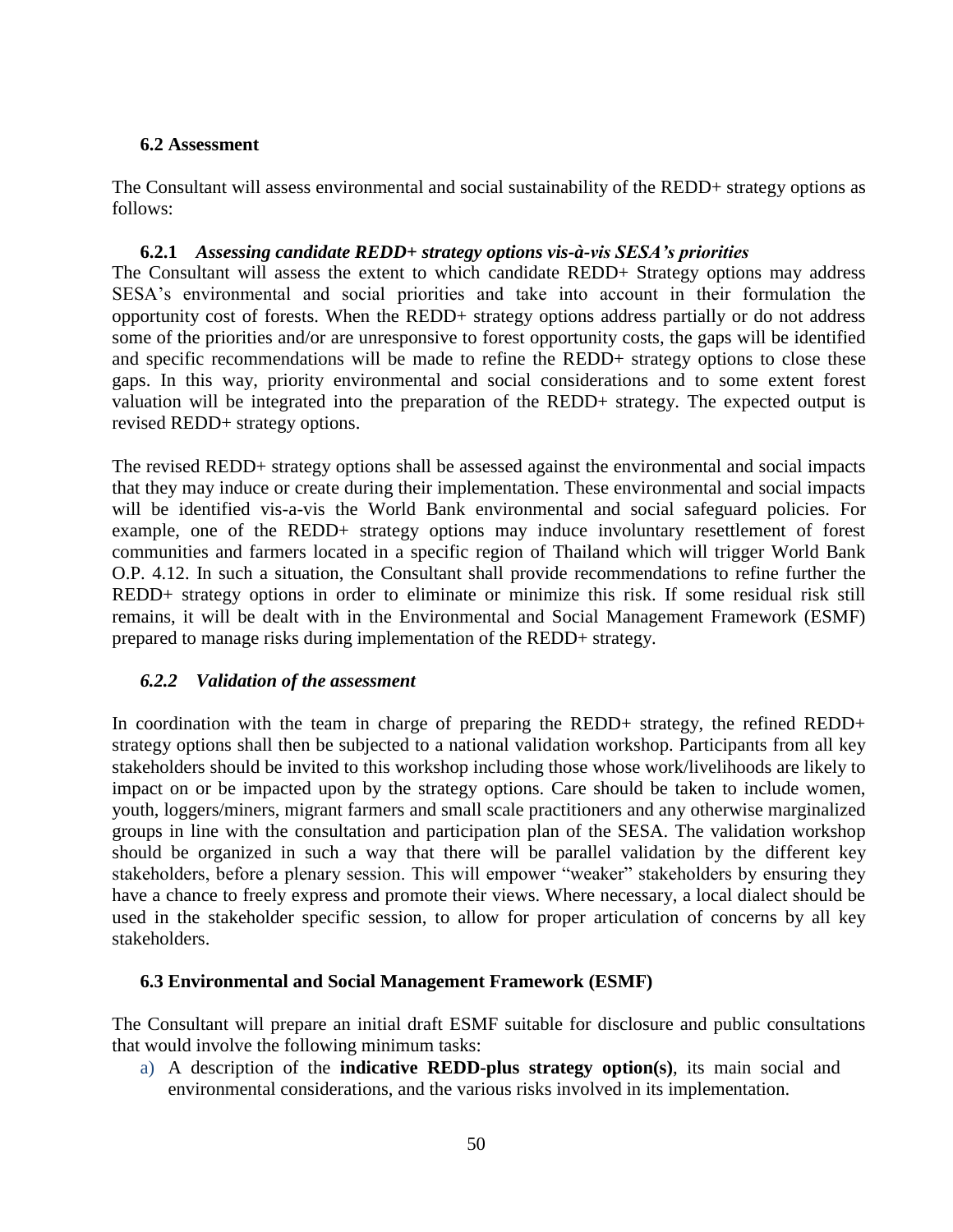### 6.2 Assessment

The Consultant will assess environmental and social sustainability of the REDD+ strategy options as follows:

#### 6.2.1 *Assessing candidate REDD+ strategy options vis-à-vis SESA's priorities*

The Consultant will assess the extent to which candidate REDD+ Strategy options may address SESA's environmental and social priorities and take into account in their formulation the opportunity cost of forests. When the REDD+ strategy options address partially or do not address some of the priorities and/or are unresponsive to forest opportunity costs, the gaps will be identified and specific recommendations will be made to refine the REDD+ strategy options to close these gaps. In this way, priority environmental and social considerations and to some extent forest valuation will be integrated into the preparation of the REDD+ strategy. The expected output is revised REDD+ strategy options.

The revised REDD+ strategy options shall be assessed against the environmental and social impacts that they may induce or create during their implementation. These environmental and social impacts will be identified vis-a-vis the World Bank environmental and social safeguard policies. For example, one of the REDD+ strategy options may induce involuntary resettlement of forest communities and farmers located in a specific region of Thailand which will trigger World Bank O.P. 4.12. In such a situation, the Consultant shall provide recommendations to refine further the REDD+ strategy options in order to eliminate or minimize this risk. If some residual risk still remains, it will be dealt with in the Environmental and Social Management Framework (ESMF) prepared to manage risks during implementation of the REDD+ strategy.

#### *6.2.2 Validation of the assessment*

In coordination with the team in charge of preparing the REDD+ strategy, the refined REDD+ strategy options shall then be subjected to a national validation workshop. Participants from all key stakeholders should be invited to this workshop including those whose work/livelihoods are likely to impact on or be impacted upon by the strategy options. Care should be taken to include women, youth, loggers/miners, migrant farmers and small scale practitioners and any otherwise marginalized groups in line with the consultation and participation plan of the SESA. The validation workshop should be organized in such a way that there will be parallel validation by the different key stakeholders, before a plenary session. This will empower "weaker" stakeholders by ensuring they have a chance to freely express and promote their views. Where necessary, a local dialect should be used in the stakeholder specific session, to allow for proper articulation of concerns by all key stakeholders.

### 6.3 Environmental and Social Management Framework (ESMF)

The Consultant will prepare an initial draft ESMF suitable for disclosure and public consultations that would involve the following minimum tasks:

a) A description of the **indicative REDD-plus strategy option(s)**, its main social and environmental considerations, and the various risks involved in its implementation.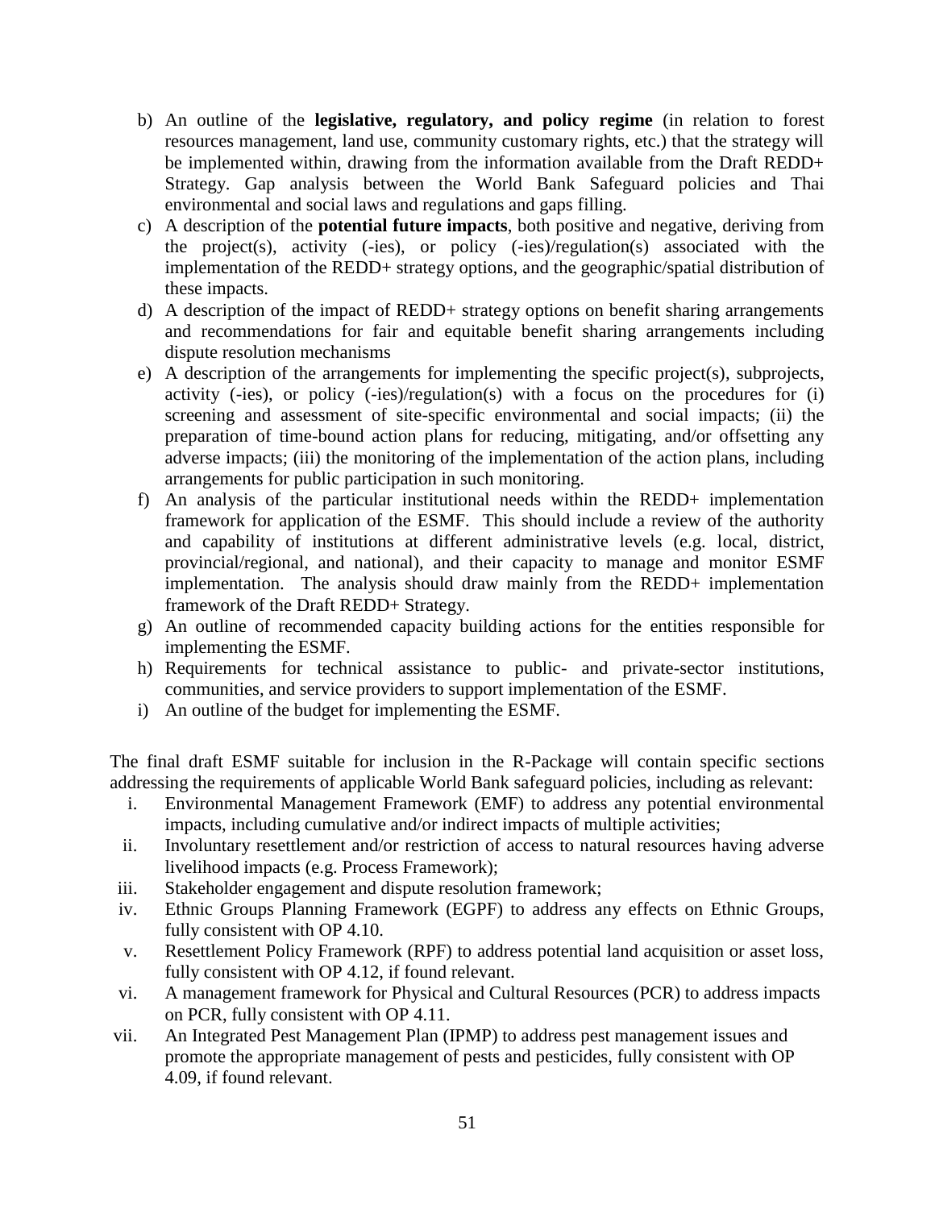b) An outline of the **legislative, regulatory, and policy regime** (in relation to forest resources management, land use, community customary rights, etc.) that the strategy will be implemented within, drawing from the information available from the Draft REDD+ Strategy. Gap analysis between the World Bank Safeguard policies and Thai environmental and social laws and regulations and gaps filling.

c) A description of the **potential future impacts**, both positive and negative, deriving from the project(s), activity (-ies), or policy (-ies)/regulation(s) associated with the implementation of the REDD+ strategy options, and the geographic/spatial distribution of these impacts.

d) A description of the impact of REDD+ strategy options on benefit sharing arrangements and recommendations for fair and equitable benefit sharing arrangements including dispute resolution mechanisms

e) A description of the arrangements for implementing the specific project(s), subprojects, activity (-ies), or policy (-ies)/regulation(s) with a focus on the procedures for (i) screening and assessment of site-specific environmental and social impacts; (ii) the preparation of time-bound action plans for reducing, mitigating, and/or offsetting any adverse impacts; (iii) the monitoring of the implementation of the action plans, including arrangements for public participation in such monitoring.

f) An analysis of the particular institutional needs within the REDD+ implementation framework for application of the ESMF. This should include a review of the authority and capability of institutions at different administrative levels (e.g. local, district, provincial/regional, and national), and their capacity to manage and monitor ESMF implementation. The analysis should draw mainly from the REDD+ implementation framework of the Draft REDD+ Strategy.

g) An outline of recommended capacity building actions for the entities responsible for implementing the ESMF.

h) Requirements for technical assistance to public- and private-sector institutions, communities, and service providers to support implementation of the ESMF.

i) An outline of the budget for implementing the ESMF.

The final draft ESMF suitable for inclusion in the R-Package will contain specific sections addressing the requirements of applicable World Bank safeguard policies, including as relevant:

i. Environmental Management Framework (EMF) to address any potential environmental impacts, including cumulative and/or indirect impacts of multiple activities;

ii. Involuntary resettlement and/or restriction of access to natural resources having adverse livelihood impacts (e.g. Process Framework);

iii. Stakeholder engagement and dispute resolution framework;

iv. Ethnic Groups Planning Framework (EGPF) to address any effects on Ethnic Groups, fully consistent with OP 4.10.

v. Resettlement Policy Framework (RPF) to address potential land acquisition or asset loss, fully consistent with OP 4.12, if found relevant.

vi. A management framework for Physical and Cultural Resources (PCR) to address impacts on PCR, fully consistent with OP 4.11.

vii. An Integrated Pest Management Plan (IPMP) to address pest management issues and promote the appropriate management of pests and pesticides, fully consistent with OP 4.09, if found relevant.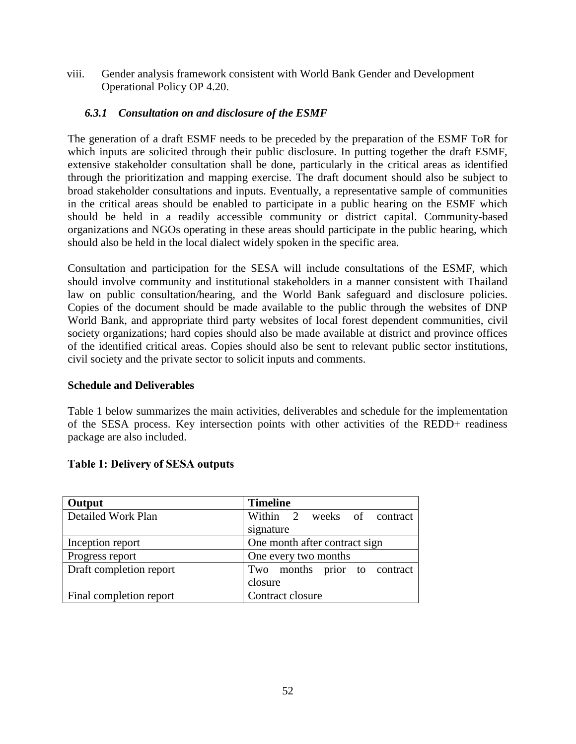viii. Gender analysis framework consistent with World Bank Gender and Development Operational Policy OP 4.20.

### *6.3.1 Consultation on and disclosure of the ESMF*

The generation of a draft ESMF needs to be preceded by the preparation of the ESMF ToR for which inputs are solicited through their public disclosure. In putting together the draft ESMF, extensive stakeholder consultation shall be done, particularly in the critical areas as identified through the prioritization and mapping exercise. The draft document should also be subject to broad stakeholder consultations and inputs. Eventually, a representative sample of communities in the critical areas should be enabled to participate in a public hearing on the ESMF which should be held in a readily accessible community or district capital. Community-based organizations and NGOs operating in these areas should participate in the public hearing, which should also be held in the local dialect widely spoken in the specific area.

Consultation and participation for the SESA will include consultations of the ESMF, which should involve community and institutional stakeholders in a manner consistent with Thailand law on public consultation/hearing, and the World Bank safeguard and disclosure policies. Copies of the document should be made available to the public through the websites of DNP World Bank, and appropriate third party websites of local forest dependent communities, civil society organizations; hard copies should also be made available at district and province offices of the identified critical areas. Copies should also be sent to relevant public sector institutions, civil society and the private sector to solicit inputs and comments.

**Schedule and Deliverables**

Table 1 below summarizes the main activities, deliverables and schedule for the implementation of the SESA process. Key intersection points with other activities of the REDD+ readiness package are also included.

**Table 1: Delivery of SESA outputs**

| Output | Timeline |
|---|---|
| Detailed Work Plan | Within 2 weeks of contract signature |
| Inception report | One month after contract sign |
| Progress report | One every two months |
| Draft completion report | Two months prior to contract closure |
| Final completion report | Contract closure |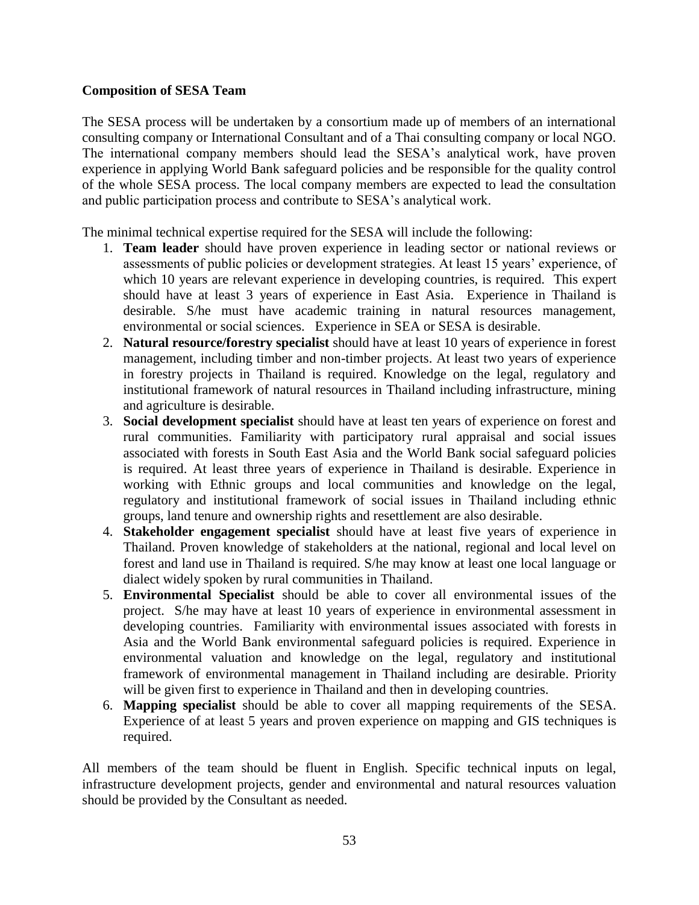**Composition of SESA Team**

The SESA process will be undertaken by a consortium made up of members of an international consulting company or International Consultant and of a Thai consulting company or local NGO. The international company members should lead the SESA's analytical work, have proven experience in applying World Bank safeguard policies and be responsible for the quality control of the whole SESA process. The local company members are expected to lead the consultation and public participation process and contribute to SESA's analytical work.

The minimal technical expertise required for the SESA will include the following:

1. **Team leader** should have proven experience in leading sector or national reviews or assessments of public policies or development strategies. At least 15 years' experience, of which 10 years are relevant experience in developing countries, is required. This expert should have at least 3 years of experience in East Asia. Experience in Thailand is desirable. S/he must have academic training in natural resources management, environmental or social sciences. Experience in SEA or SESA is desirable.
2. **Natural resource/forestry specialist** should have at least 10 years of experience in forest management, including timber and non-timber projects. At least two years of experience in forestry projects in Thailand is required. Knowledge on the legal, regulatory and institutional framework of natural resources in Thailand including infrastructure, mining and agriculture is desirable.
3. **Social development specialist** should have at least ten years of experience on forest and rural communities. Familiarity with participatory rural appraisal and social issues associated with forests in South East Asia and the World Bank social safeguard policies is required. At least three years of experience in Thailand is desirable. Experience in working with Ethnic groups and local communities and knowledge on the legal, regulatory and institutional framework of social issues in Thailand including ethnic groups, land tenure and ownership rights and resettlement are also desirable.
4. **Stakeholder engagement specialist** should have at least five years of experience in Thailand. Proven knowledge of stakeholders at the national, regional and local level on forest and land use in Thailand is required. S/he may know at least one local language or dialect widely spoken by rural communities in Thailand.
5. **Environmental Specialist** should be able to cover all environmental issues of the project. S/he may have at least 10 years of experience in environmental assessment in developing countries. Familiarity with environmental issues associated with forests in Asia and the World Bank environmental safeguard policies is required. Experience in environmental valuation and knowledge on the legal, regulatory and institutional framework of environmental management in Thailand including are desirable. Priority will be given first to experience in Thailand and then in developing countries.
6. **Mapping specialist** should be able to cover all mapping requirements of the SESA. Experience of at least 5 years and proven experience on mapping and GIS techniques is required.

All members of the team should be fluent in English. Specific technical inputs on legal, infrastructure development projects, gender and environmental and natural resources valuation should be provided by the Consultant as needed.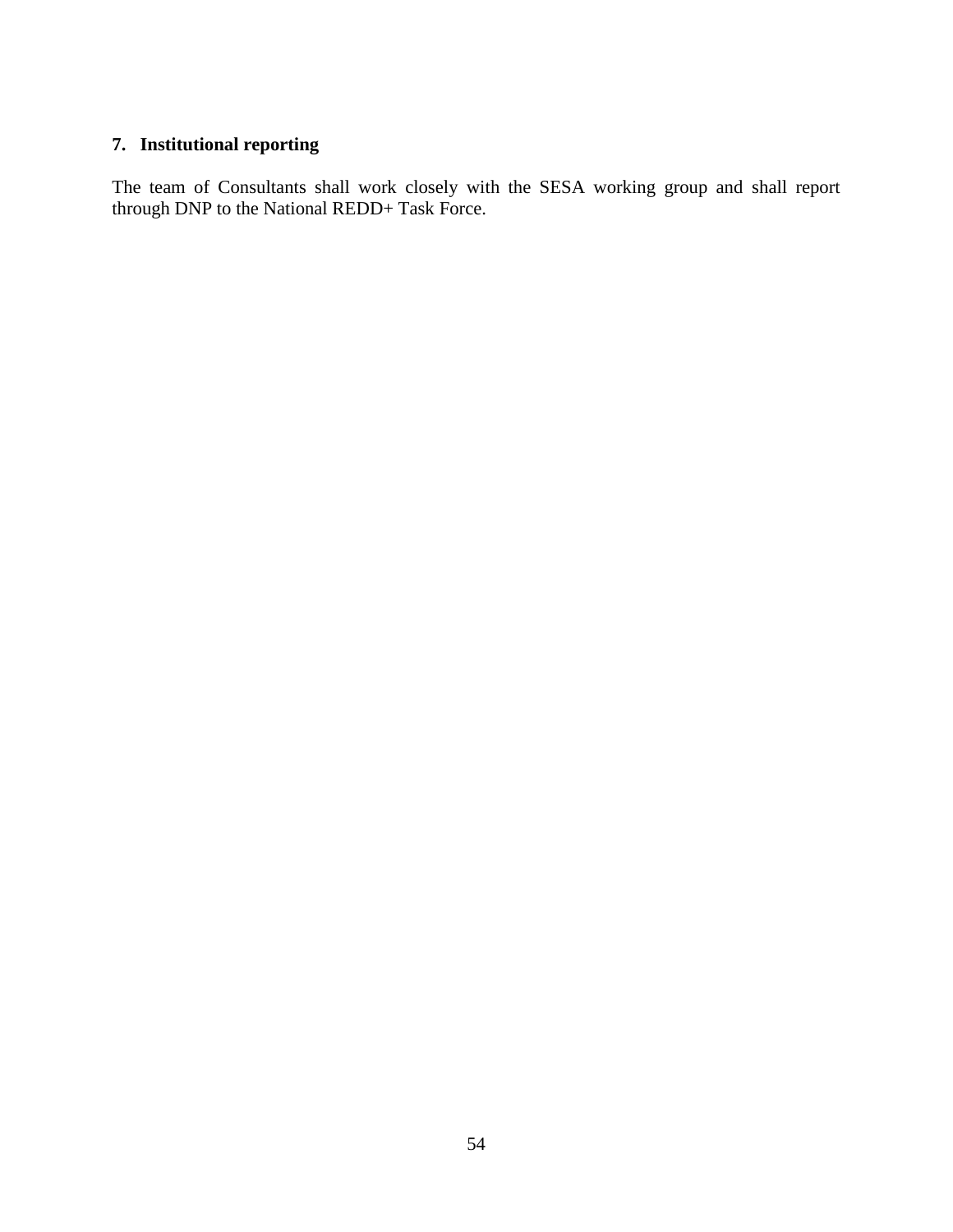## 7. Institutional reporting

The team of Consultants shall work closely with the SESA working group and shall report through DNP to the National REDD+ Task Force.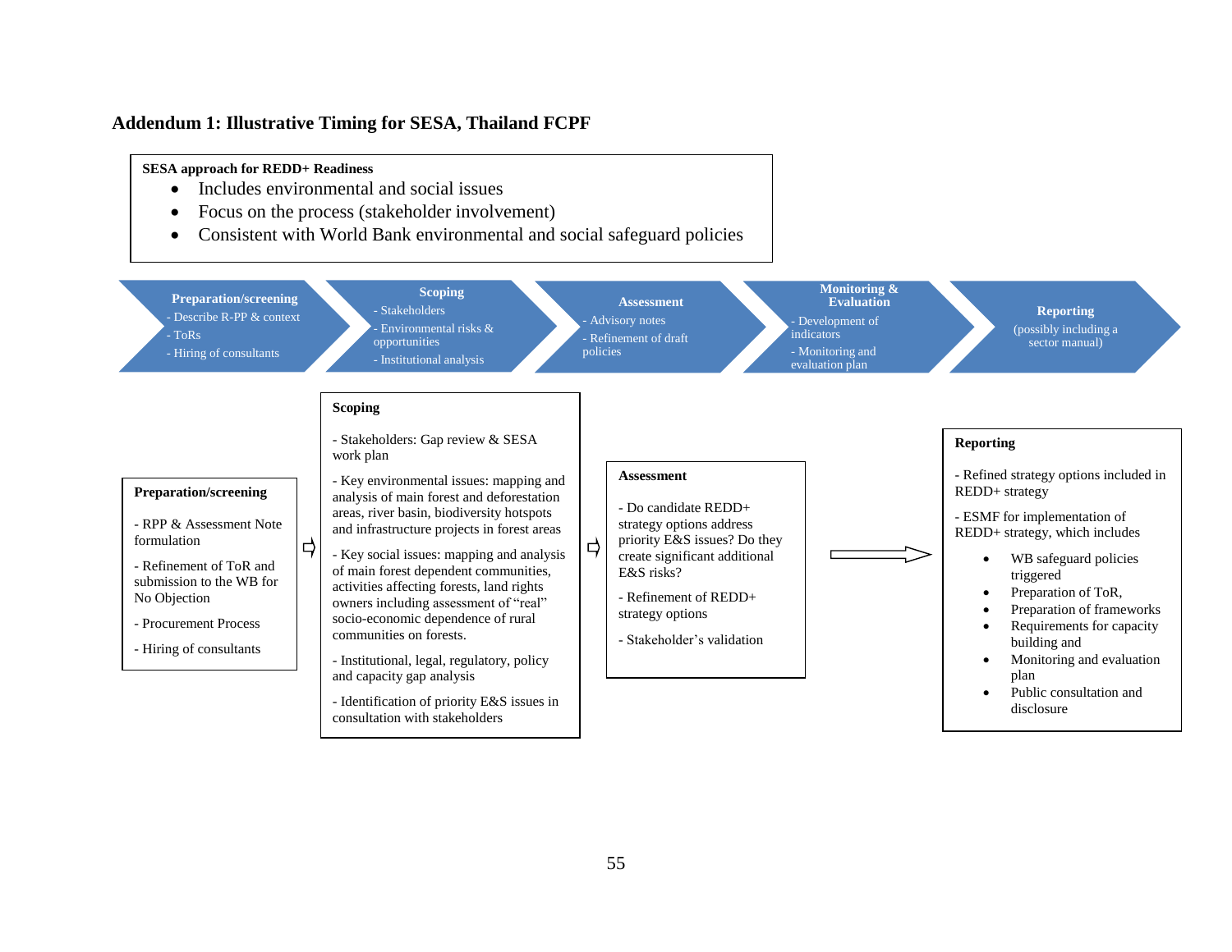## Addendum 1: Illustrative Timing for SESA, Thailand FCPF

**SESA approach for REDD+ Readiness**

- Includes environmental and social issues
- Focus on the process (stakeholder involvement)
- Consistent with World Bank environmental and social safeguard policies

**Preparation/screening**
- Describe R-PP & context
- ToRs
- Hiring of consultants

**Scoping**
- Stakeholders
- Environmental risks & opportunities
- Institutional analysis

**Assessment**
- Advisory notes
- Refinement of draft policies

**Monitoring & Evaluation**
- Development of indicators
- Monitoring and evaluation plan

**Reporting**
(possibly including a sector manual)

---

**Preparation/screening**

- RPP & Assessment Note formulation
- Refinement of ToR and submission to the WB for No Objection
- Procurement Process
- Hiring of consultants

**Scoping**

- Stakeholders: Gap review & SESA work plan
- Key environmental issues: mapping and analysis of main forest and deforestation areas, river basin, biodiversity hotspots and infrastructure projects in forest areas
- Key social issues: mapping and analysis of main forest dependent communities, activities affecting forests, land rights owners including assessment of "real" socio-economic dependence of rural communities on forests.
- Institutional, legal, regulatory, policy and capacity gap analysis
- Identification of priority E&S issues in consultation with stakeholders

**Assessment**

- Do candidate REDD+ strategy options address priority E&S issues? Do they create significant additional E&S risks?
- Refinement of REDD+ strategy options
- Stakeholder's validation

**Reporting**

- Refined strategy options included in REDD+ strategy
- ESMF for implementation of REDD+ strategy, which includes
  - WB safeguard policies triggered
  - Preparation of ToR,
  - Preparation of frameworks
  - Requirements for capacity building and
  - Monitoring and evaluation plan
  - Public consultation and disclosure